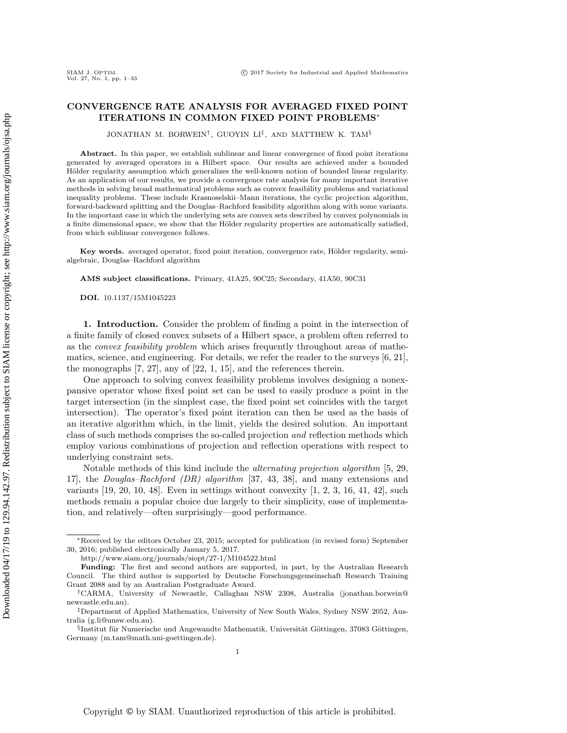# CONVERGENCE RATE ANALYSIS FOR AVERAGED FIXED POINT ITERATIONS IN COMMON FIXED POINT PROBLEMS*

JONATHAN M. BORWEIN†, GUOYIN LI‡, AND MATTHEW K. TAM§

**Abstract.** In this paper, we establish sublinear and linear convergence of fixed point iterations generated by averaged operators in a Hilbert space. Our results are achieved under a bounded Hölder regularity assumption which generalizes the well-known notion of bounded linear regularity. As an application of our results, we provide a convergence rate analysis for many important iterative methods in solving broad mathematical problems such as convex feasibility problems and variational inequality problems. These include Krasnoselskii–Mann iterations, the cyclic projection algorithm, forward-backward splitting and the Douglas–Rachford feasibility algorithm along with some variants. In the important case in which the underlying sets are convex sets described by convex polynomials in a finite dimensional space, we show that the Hölder regularity properties are automatically satisfied, from which sublinear convergence follows.

**Key words.** averaged operator, fixed point iteration, convergence rate, Hölder regularity, semi-algebraic, Douglas–Rachford algorithm

**AMS subject classifications.** Primary, 41A25, 90C25; Secondary, 41A50, 90C31

**DOI.** 10.1137/15M1045223

## 1. Introduction.

Consider the problem of finding a point in the intersection of a finite family of closed convex subsets of a Hilbert space, a problem often referred to as the *convex feasibility problem* which arises frequently throughout areas of mathematics, science, and engineering. For details, we refer the reader to the surveys [6, 21], the monographs [7, 27], any of [22, 1, 15], and the references therein.

One approach to solving convex feasibility problems involves designing a nonexpansive operator whose fixed point set can be used to easily produce a point in the target intersection (in the simplest case, the fixed point set coincides with the target intersection). The operator's fixed point iteration can then be used as the basis of an iterative algorithm which, in the limit, yields the desired solution. An important class of such methods comprises the so-called projection *and* reflection methods which employ various combinations of projection and reflection operations with respect to underlying constraint sets.

Notable methods of this kind include the *alternating projection algorithm* [5, 29, 17], the *Douglas–Rachford (DR) algorithm* [37, 43, 38], and many extensions and variants [19, 20, 10, 48]. Even in settings without convexity [1, 2, 3, 16, 41, 42], such methods remain a popular choice due largely to their simplicity, ease of implementation, and relatively—often surprisingly—good performance.

---

*Received by the editors October 23, 2015; accepted for publication (in revised form) September 30, 2016; published electronically January 5, 2017.
http://www.siam.org/journals/siopt/27-1/M104522.html
**Funding:** The first and second authors are supported, in part, by the Australian Research Council. The third author is supported by Deutsche Forschungsgemeinschaft Research Training Grant 2088 and by an Australian Postgraduate Award.

†CARMA, University of Newcastle, Callaghan NSW 2308, Australia (jonathan.borwein@newcastle.edu.au).

‡Department of Applied Mathematics, University of New South Wales, Sydney NSW 2052, Australia (g.li@unsw.edu.au).

§Institut für Numerische und Angewandte Mathematik, Universität Göttingen, 37083 Göttingen, Germany (m.tam@math.uni-goettingen.de).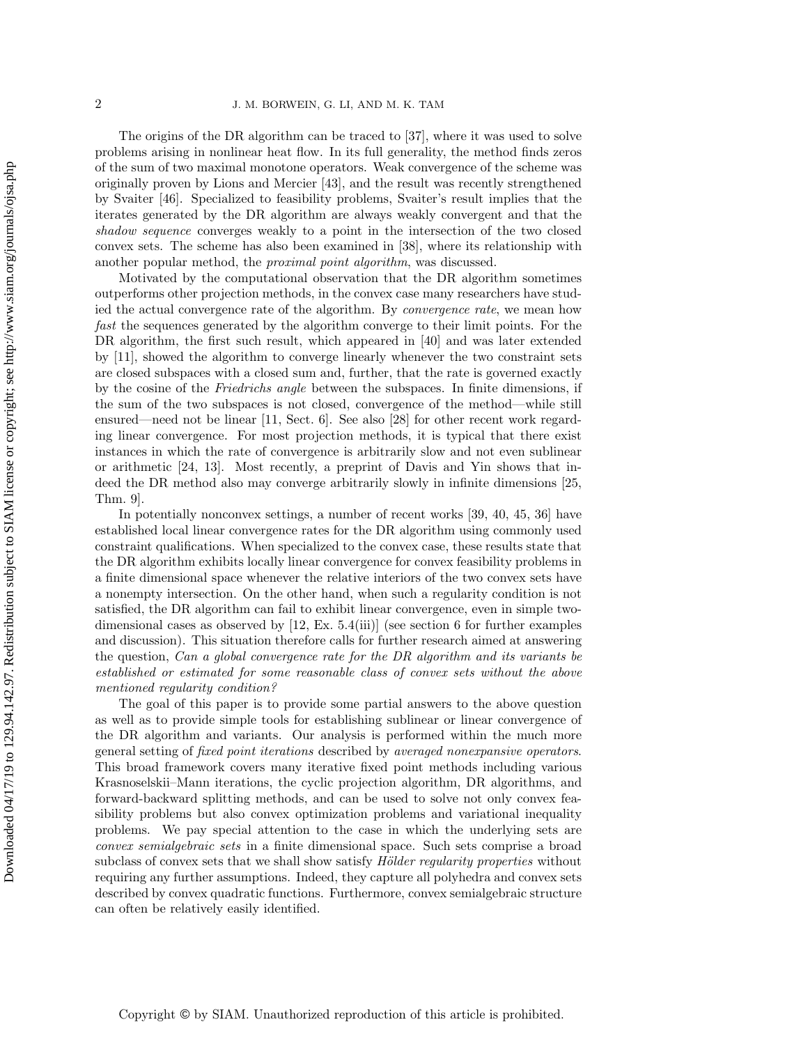The origins of the DR algorithm can be traced to [37], where it was used to solve problems arising in nonlinear heat flow. In its full generality, the method finds zeros of the sum of two maximal monotone operators. Weak convergence of the scheme was originally proven by Lions and Mercier [43], and the result was recently strengthened by Svaiter [46]. Specialized to feasibility problems, Svaiter's result implies that the iterates generated by the DR algorithm are always weakly convergent and that the *shadow sequence* converges weakly to a point in the intersection of the two closed convex sets. The scheme has also been examined in [38], where its relationship with another popular method, the *proximal point algorithm*, was discussed.

Motivated by the computational observation that the DR algorithm sometimes outperforms other projection methods, in the convex case many researchers have studied the actual convergence rate of the algorithm. By *convergence rate*, we mean how *fast* the sequences generated by the algorithm converge to their limit points. For the DR algorithm, the first such result, which appeared in [40] and was later extended by [11], showed the algorithm to converge linearly whenever the two constraint sets are closed subspaces with a closed sum and, further, that the rate is governed exactly by the cosine of the *Friedrichs angle* between the subspaces. In finite dimensions, if the sum of the two subspaces is not closed, convergence of the method—while still ensured—need not be linear [11, Sect. 6]. See also [28] for other recent work regarding linear convergence. For most projection methods, it is typical that there exist instances in which the rate of convergence is arbitrarily slow and not even sublinear or arithmetic [24, 13]. Most recently, a preprint of Davis and Yin shows that indeed the DR method also may converge arbitrarily slowly in infinite dimensions [25, Thm. 9].

In potentially nonconvex settings, a number of recent works [39, 40, 45, 36] have established local linear convergence rates for the DR algorithm using commonly used constraint qualifications. When specialized to the convex case, these results state that the DR algorithm exhibits locally linear convergence for convex feasibility problems in a finite dimensional space whenever the relative interiors of the two convex sets have a nonempty intersection. On the other hand, when such a regularity condition is not satisfied, the DR algorithm can fail to exhibit linear convergence, even in simple two-dimensional cases as observed by [12, Ex. 5.4(iii)] (see section 6 for further examples and discussion). This situation therefore calls for further research aimed at answering the question, *Can a global convergence rate for the DR algorithm and its variants be established or estimated for some reasonable class of convex sets without the above mentioned regularity condition?*

The goal of this paper is to provide some partial answers to the above question as well as to provide simple tools for establishing sublinear or linear convergence of the DR algorithm and variants. Our analysis is performed within the much more general setting of *fixed point iterations* described by *averaged nonexpansive operators*. This broad framework covers many iterative fixed point methods including various Krasnoselskii–Mann iterations, the cyclic projection algorithm, DR algorithms, and forward-backward splitting methods, and can be used to solve not only convex feasibility problems but also convex optimization problems and variational inequality problems. We pay special attention to the case in which the underlying sets are *convex semialgebraic sets* in a finite dimensional space. Such sets comprise a broad subclass of convex sets that we shall show satisfy *Hölder regularity properties* without requiring any further assumptions. Indeed, they capture all polyhedra and convex sets described by convex quadratic functions. Furthermore, convex semialgebraic structure can often be relatively easily identified.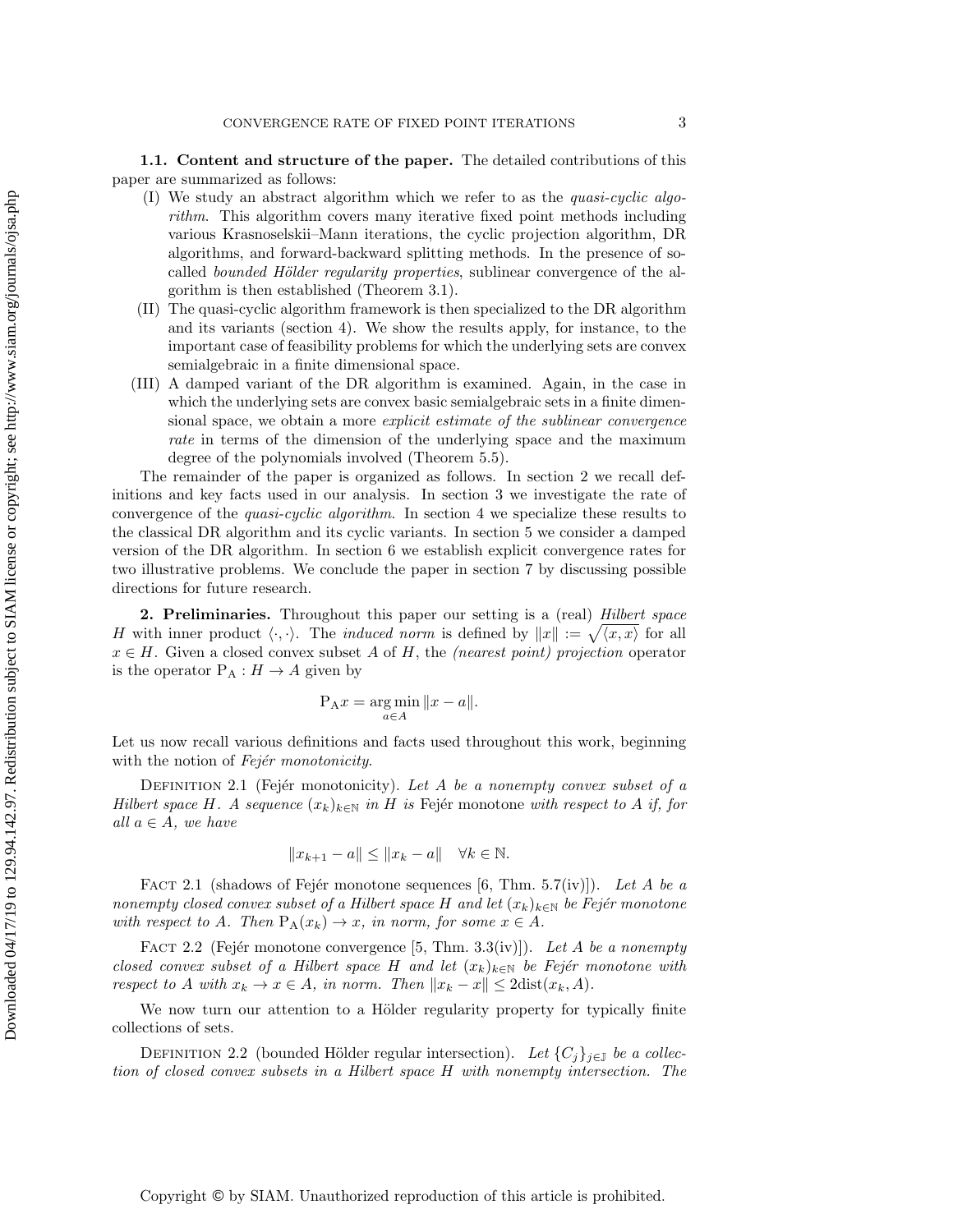**1.1. Content and structure of the paper.** The detailed contributions of this paper are summarized as follows:

(I) We study an abstract algorithm which we refer to as the *quasi-cyclic algorithm*. This algorithm covers many iterative fixed point methods including various Krasnoselskii–Mann iterations, the cyclic projection algorithm, DR algorithms, and forward-backward splitting methods. In the presence of so-called *bounded Hölder regularity properties*, sublinear convergence of the algorithm is then established (Theorem 3.1).

(II) The quasi-cyclic algorithm framework is then specialized to the DR algorithm and its variants (section 4). We show the results apply, for instance, to the important case of feasibility problems for which the underlying sets are convex semialgebraic in a finite dimensional space.

(III) A damped variant of the DR algorithm is examined. Again, in the case in which the underlying sets are convex basic semialgebraic sets in a finite dimensional space, we obtain a more *explicit estimate of the sublinear convergence rate* in terms of the dimension of the underlying space and the maximum degree of the polynomials involved (Theorem 5.5).

The remainder of the paper is organized as follows. In section 2 we recall definitions and key facts used in our analysis. In section 3 we investigate the rate of convergence of the *quasi-cyclic algorithm*. In section 4 we specialize these results to the classical DR algorithm and its cyclic variants. In section 5 we consider a damped version of the DR algorithm. In section 6 we establish explicit convergence rates for two illustrative problems. We conclude the paper in section 7 by discussing possible directions for future research.

## 2. Preliminaries.

Throughout this paper our setting is a (real) *Hilbert space* $H$ with inner product $\langle \cdot, \cdot \rangle$. The *induced norm* is defined by $\|x\| := \sqrt{\langle x, x \rangle}$ for all $x \in H$. Given a closed convex subset $A$ of $H$, the *(nearest point) projection* operator is the operator $\mathrm{P}_A : H \to A$ given by

$$\mathrm{P}_A x = \operatorname*{arg\,min}_{a \in A} \|x - a\|.$$

Let us now recall various definitions and facts used throughout this work, beginning with the notion of *Fejér monotonicity*.

Definition 2.1 (Fejér monotonicity). *Let $A$ be a nonempty convex subset of a Hilbert space $H$. A sequence $(x_k)_{k \in \mathbb{N}}$ in $H$ is* Fejér monotone *with respect to $A$ if, for all $a \in A$, we have*

$$\|x_{k+1} - a\| \leq \|x_k - a\| \quad \forall k \in \mathbb{N}.$$

Fact 2.1 (shadows of Fejér monotone sequences [6, Thm. 5.7(iv)]). *Let $A$ be a nonempty closed convex subset of a Hilbert space $H$ and let $(x_k)_{k \in \mathbb{N}}$ be Fejér monotone with respect to $A$. Then $\mathrm{P}_A(x_k) \to x$, in norm, for some $x \in A$.*

Fact 2.2 (Fejér monotone convergence [5, Thm. 3.3(iv)]). *Let $A$ be a nonempty closed convex subset of a Hilbert space $H$ and let $(x_k)_{k \in \mathbb{N}}$ be Fejér monotone with respect to $A$ with $x_k \to x \in A$, in norm. Then $\|x_k - x\| \leq 2\mathrm{dist}(x_k, A)$.*

We now turn our attention to a Hölder regularity property for typically finite collections of sets.

Definition 2.2 (bounded Hölder regular intersection). *Let $\{C_j\}_{j \in \mathbb{J}}$ be a collection of closed convex subsets in a Hilbert space $H$ with nonempty intersection. The*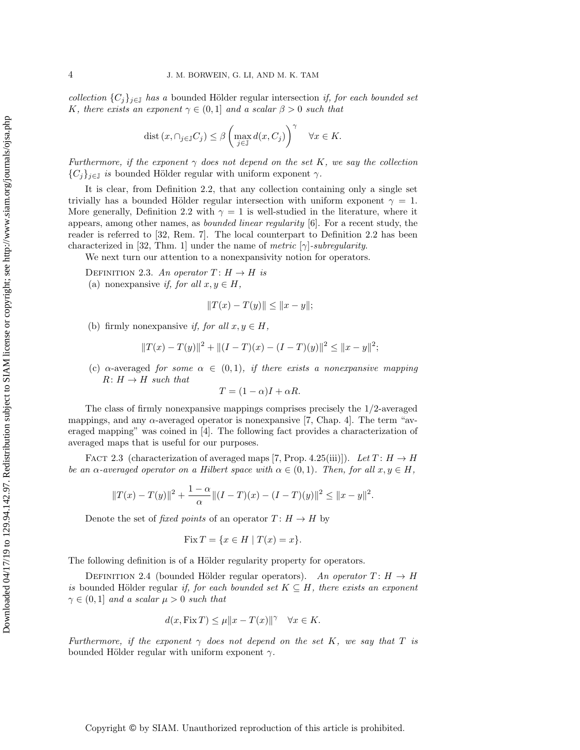*collection* $\{C_j\}_{j\in\mathbb{J}}$ *has a* bounded Hölder regular intersection *if, for each bounded set* $K$*, there exists an exponent* $\gamma \in (0, 1]$ *and a scalar* $\beta > 0$ *such that*

$$\operatorname{dist}\left(x, \cap_{j\in\mathbb{J}} C_j\right) \le \beta \left(\max_{j\in\mathbb{J}} d(x, C_j)\right)^{\gamma} \quad \forall x \in K.$$

*Furthermore, if the exponent* $\gamma$ *does not depend on the set* $K$*, we say the collection* $\{C_j\}_{j\in\mathbb{J}}$ *is* bounded Hölder regular with uniform exponent $\gamma$.

It is clear, from Definition 2.2, that any collection containing only a single set trivially has a bounded Hölder regular intersection with uniform exponent $\gamma = 1$. More generally, Definition 2.2 with $\gamma = 1$ is well-studied in the literature, where it appears, among other names, as *bounded linear regularity* [6]. For a recent study, the reader is referred to [32, Rem. 7]. The local counterpart to Definition 2.2 has been characterized in [32, Thm. 1] under the name of *metric* $[\gamma]$*-subregularity*.

We next turn our attention to a nonexpansivity notion for operators.

Definition 2.3. *An operator* $T \colon H \to H$ *is*

(a) nonexpansive *if, for all* $x, y \in H$,

$$\|T(x) - T(y)\| \le \|x - y\|;$$

(b) firmly nonexpansive *if, for all* $x, y \in H$,

$$\|T(x) - T(y)\|^2 + \|(I - T)(x) - (I - T)(y)\|^2 \le \|x - y\|^2;$$

(c) $\alpha$-averaged *for some* $\alpha \in (0, 1)$*, if there exists a nonexpansive mapping* $R \colon H \to H$ *such that*

$$T = (1 - \alpha)I + \alpha R.$$

The class of firmly nonexpansive mappings comprises precisely the 1/2-averaged mappings, and any $\alpha$-averaged operator is nonexpansive [7, Chap. 4]. The term "averaged mapping" was coined in [4]. The following fact provides a characterization of averaged maps that is useful for our purposes.

Fact 2.3 (characterization of averaged maps [7, Prop. 4.25(iii)]). *Let* $T \colon H \to H$ *be an* $\alpha$*-averaged operator on a Hilbert space with* $\alpha \in (0, 1)$*. Then, for all* $x, y \in H$,

$$\|T(x) - T(y)\|^2 + \frac{1 - \alpha}{\alpha} \|(I - T)(x) - (I - T)(y)\|^2 \le \|x - y\|^2.$$

Denote the set of *fixed points* of an operator $T \colon H \to H$ by

$$\operatorname{Fix} T = \{x \in H \mid T(x) = x\}.$$

The following definition is of a Hölder regularity property for operators.

Definition 2.4 (bounded Hölder regular operators). *An operator* $T \colon H \to H$ *is* bounded Hölder regular *if, for each bounded set* $K \subseteq H$*, there exists an exponent* $\gamma \in (0, 1]$ *and a scalar* $\mu > 0$ *such that*

$$d(x, \operatorname{Fix} T) \le \mu \|x - T(x)\|^{\gamma} \quad \forall x \in K.$$

*Furthermore, if the exponent* $\gamma$ *does not depend on the set* $K$*, we say that* $T$ *is* bounded Hölder regular with uniform exponent $\gamma$.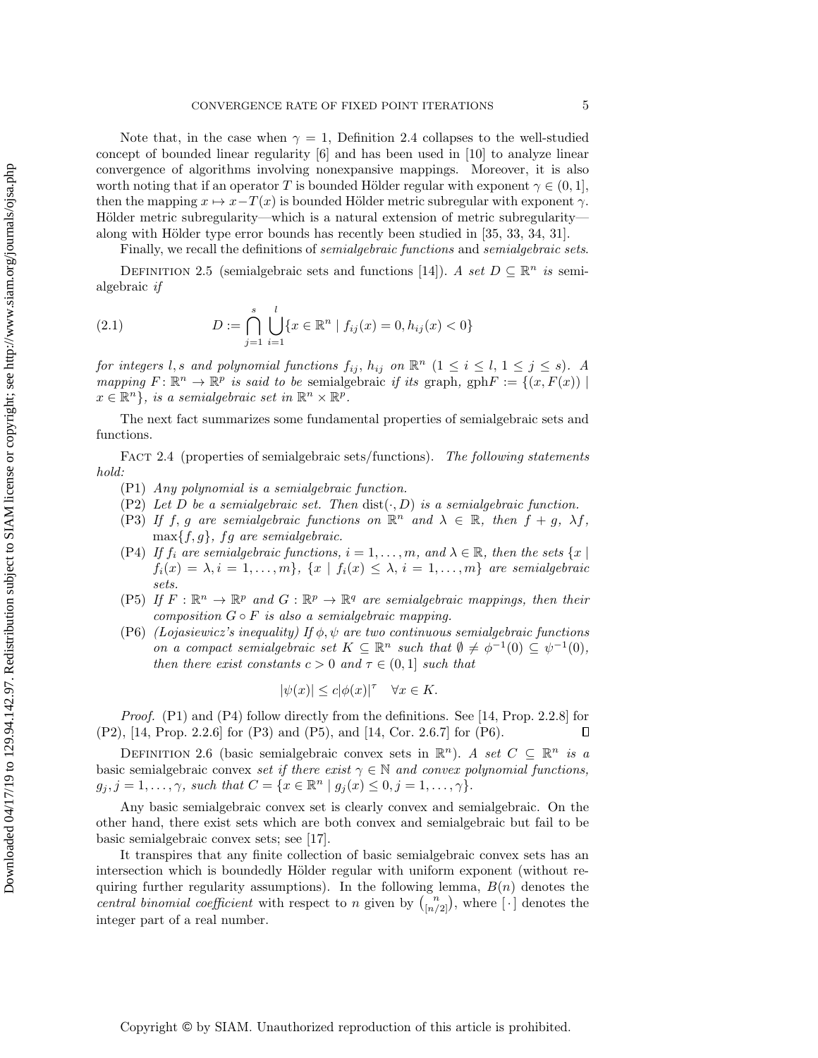Note that, in the case when $\gamma = 1$, Definition 2.4 collapses to the well-studied concept of bounded linear regularity [6] and has been used in [10] to analyze linear convergence of algorithms involving nonexpansive mappings. Moreover, it is also worth noting that if an operator $T$ is bounded Hölder regular with exponent $\gamma \in (0, 1]$, then the mapping $x \mapsto x - T(x)$ is bounded Hölder metric subregular with exponent $\gamma$. Hölder metric subregularity—which is a natural extension of metric subregularity—along with Hölder type error bounds has recently been studied in [35, 33, 34, 31].

Finally, we recall the definitions of *semialgebraic functions* and *semialgebraic sets*.

Definition 2.5 (semialgebraic sets and functions [14]). *A set $D \subseteq \mathbb{R}^n$ is* semialgebraic *if*

$$D := \bigcap_{j=1}^{s} \bigcup_{i=1}^{l} \{x \in \mathbb{R}^n \mid f_{ij}(x) = 0, h_{ij}(x) < 0\} \tag{2.1}$$

*for integers $l, s$ and polynomial functions $f_{ij}$, $h_{ij}$ on $\mathbb{R}^n$ $(1 \le i \le l,\ 1 \le j \le s)$. A mapping $F \colon \mathbb{R}^n \to \mathbb{R}^p$ is said to be* semialgebraic *if its* graph, $\operatorname{gph} F := \{(x, F(x)) \mid x \in \mathbb{R}^n\}$*, is a semialgebraic set in $\mathbb{R}^n \times \mathbb{R}^p$.*

The next fact summarizes some fundamental properties of semialgebraic sets and functions.

Fact 2.4 (properties of semialgebraic sets/functions). *The following statements hold:*

- (P1) *Any polynomial is a semialgebraic function.*
- (P2) *Let $D$ be a semialgebraic set. Then $\operatorname{dist}(\cdot, D)$ is a semialgebraic function.*
- (P3) *If $f$, $g$ are semialgebraic functions on $\mathbb{R}^n$ and $\lambda \in \mathbb{R}$, then $f + g$, $\lambda f$, $\max\{f, g\}$, $fg$ are semialgebraic.*
- (P4) *If $f_i$ are semialgebraic functions, $i = 1, \dots, m$, and $\lambda \in \mathbb{R}$, then the sets $\{x \mid f_i(x) = \lambda, i = 1, \dots, m\}$, $\{x \mid f_i(x) \le \lambda, i = 1, \dots, m\}$ are semialgebraic sets.*
- (P5) *If $F : \mathbb{R}^n \to \mathbb{R}^p$ and $G : \mathbb{R}^p \to \mathbb{R}^q$ are semialgebraic mappings, then their composition $G \circ F$ is also a semialgebraic mapping.*
- (P6) *(Lojasiewicz's inequality) If $\phi, \psi$ are two continuous semialgebraic functions on a compact semialgebraic set $K \subseteq \mathbb{R}^n$ such that $\emptyset \neq \phi^{-1}(0) \subseteq \psi^{-1}(0)$, then there exist constants $c > 0$ and $\tau \in (0, 1]$ such that*

$$|\psi(x)| \le c|\phi(x)|^{\tau} \quad \forall x \in K.$$

*Proof.* (P1) and (P4) follow directly from the definitions. See [14, Prop. 2.2.8] for (P2), [14, Prop. 2.2.6] for (P3) and (P5), and [14, Cor. 2.6.7] for (P6). ∎

Definition 2.6 (basic semialgebraic convex sets in $\mathbb{R}^n$). *A set $C \subseteq \mathbb{R}^n$ is a* basic semialgebraic convex *set if there exist $\gamma \in \mathbb{N}$ and convex polynomial functions, $g_j, j = 1, \dots, \gamma$, such that $C = \{x \in \mathbb{R}^n \mid g_j(x) \le 0, j = 1, \dots, \gamma\}$.*

Any basic semialgebraic convex set is clearly convex and semialgebraic. On the other hand, there exist sets which are both convex and semialgebraic but fail to be basic semialgebraic convex sets; see [17].

It transpires that any finite collection of basic semialgebraic convex sets has an intersection which is boundedly Hölder regular with uniform exponent (without requiring further regularity assumptions). In the following lemma, $B(n)$ denotes the *central binomial coefficient* with respect to $n$ given by $\binom{n}{[n/2]}$, where $[\cdot]$ denotes the integer part of a real number.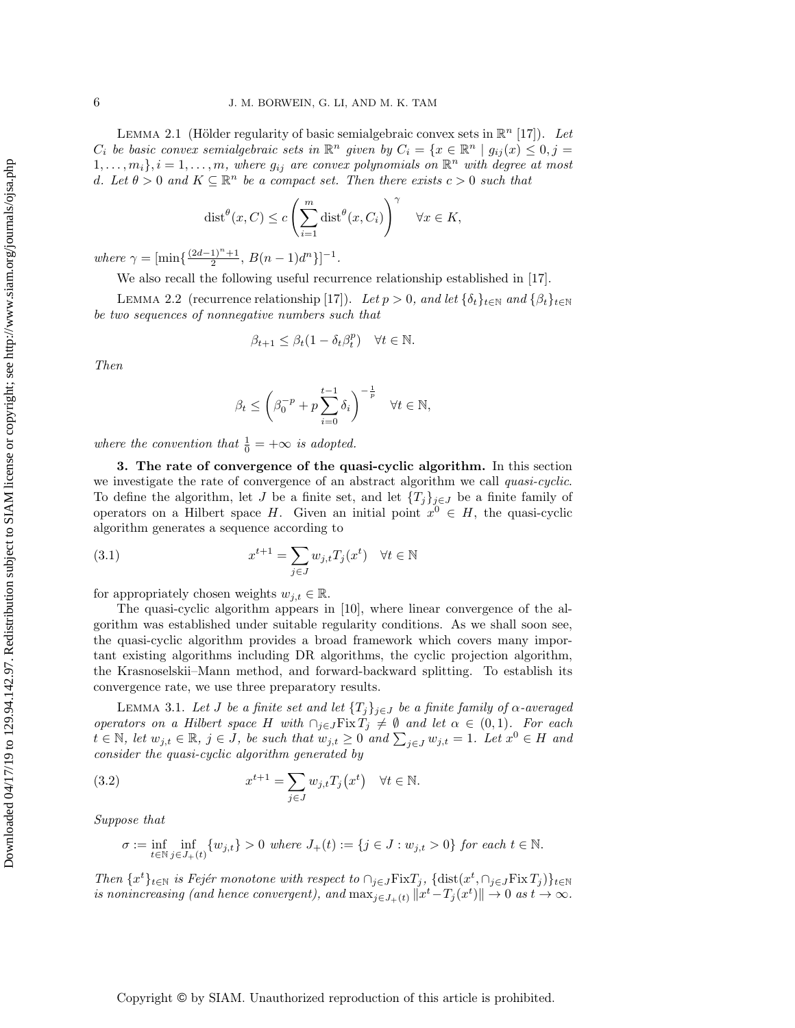**Lemma 2.1** (Hölder regularity of basic semialgebraic convex sets in $\mathbb{R}^n$ [17]). *Let $C_i$ be basic convex semialgebraic sets in $\mathbb{R}^n$ given by $C_i = \{x \in \mathbb{R}^n \mid g_{ij}(x) \le 0, j = 1, \dots, m_i\}, i = 1, \dots, m$, where $g_{ij}$ are convex polynomials on $\mathbb{R}^n$ with degree at most $d$. Let $\theta > 0$ and $K \subseteq \mathbb{R}^n$ be a compact set. Then there exists $c > 0$ such that*

$$\operatorname{dist}^{\theta}(x, C) \le c \left( \sum_{i=1}^{m} \operatorname{dist}^{\theta}(x, C_i) \right)^{\gamma} \quad \forall x \in K,$$

*where $\gamma = [\min\{\frac{(2d-1)^n+1}{2}, B(n-1)d^n\}]^{-1}$.*

We also recall the following useful recurrence relationship established in [17].

**Lemma 2.2** (recurrence relationship [17]). *Let $p > 0$, and let $\{\delta_t\}_{t\in\mathbb{N}}$ and $\{\beta_t\}_{t\in\mathbb{N}}$ be two sequences of nonnegative numbers such that*

$$\beta_{t+1} \le \beta_t(1 - \delta_t \beta_t^p) \quad \forall t \in \mathbb{N}.$$

*Then*

$$\beta_t \le \left( \beta_0^{-p} + p \sum_{i=0}^{t-1} \delta_i \right)^{-\frac{1}{p}} \quad \forall t \in \mathbb{N},$$

*where the convention that $\frac{1}{0} = +\infty$ is adopted.*

## 3. The rate of convergence of the quasi-cyclic algorithm.

In this section we investigate the rate of convergence of an abstract algorithm we call *quasi-cyclic*. To define the algorithm, let $J$ be a finite set, and let $\{T_j\}_{j\in J}$ be a finite family of operators on a Hilbert space $H$. Given an initial point $x^0 \in H$, the quasi-cyclic algorithm generates a sequence according to

$$x^{t+1} = \sum_{j\in J} w_{j,t} T_j(x^t) \quad \forall t \in \mathbb{N} \tag{3.1}$$

for appropriately chosen weights $w_{j,t} \in \mathbb{R}$.

The quasi-cyclic algorithm appears in [10], where linear convergence of the algorithm was established under suitable regularity conditions. As we shall soon see, the quasi-cyclic algorithm provides a broad framework which covers many important existing algorithms including DR algorithms, the cyclic projection algorithm, the Krasnoselskii–Mann method, and forward-backward splitting. To establish its convergence rate, we use three preparatory results.

**Lemma 3.1.** *Let $J$ be a finite set and let $\{T_j\}_{j\in J}$ be a finite family of $\alpha$-averaged operators on a Hilbert space $H$ with $\cap_{j\in J}\operatorname{Fix} T_j \neq \emptyset$ and let $\alpha \in (0,1)$. For each $t \in \mathbb{N}$, let $w_{j,t} \in \mathbb{R}$, $j \in J$, be such that $w_{j,t} \ge 0$ and $\sum_{j\in J} w_{j,t} = 1$. Let $x^0 \in H$ and consider the quasi-cyclic algorithm generated by*

$$x^{t+1} = \sum_{j\in J} w_{j,t} T_j\big(x^t\big) \quad \forall t \in \mathbb{N}. \tag{3.2}$$

*Suppose that*

$$\sigma := \inf_{t\in\mathbb{N}} \inf_{j\in J_+(t)} \{w_{j,t}\} > 0 \text{ where } J_+(t) := \{j \in J : w_{j,t} > 0\} \text{ for each } t \in \mathbb{N}.$$

*Then $\{x^t\}_{t\in\mathbb{N}}$ is Fejér monotone with respect to $\cap_{j\in J}\operatorname{Fix} T_j$, $\{\operatorname{dist}(x^t, \cap_{j\in J}\operatorname{Fix} T_j)\}_{t\in\mathbb{N}}$ is nonincreasing (and hence convergent), and $\max_{j\in J_+(t)} \|x^t - T_j(x^t)\| \to 0$ as $t \to \infty$.*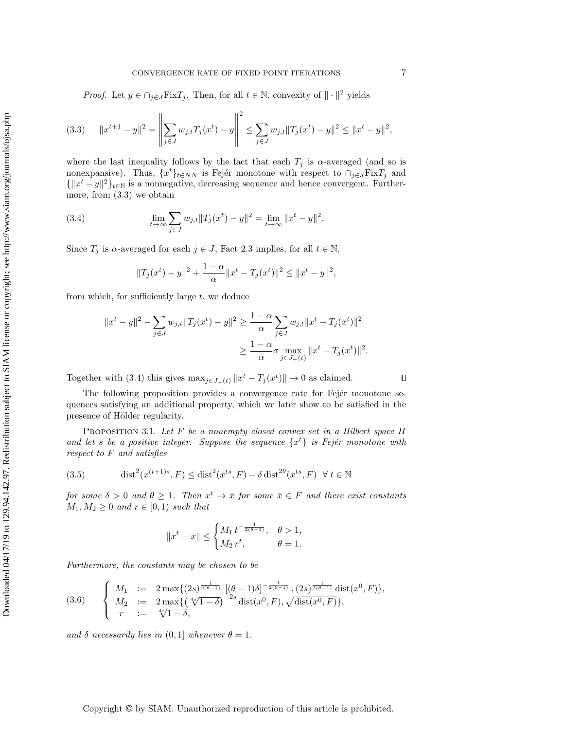*Proof.* Let $y \in \cap_{j\in J}\mathrm{Fix}T_j$. Then, for all $t \in \mathbb{N}$, convexity of $\|\cdot\|^2$ yields

$$
(3.3) \qquad \|x^{t+1} - y\|^2 = \left\| \sum_{j\in J} w_{j,t} T_j(x^t) - y \right\|^2 \leq \sum_{j\in J} w_{j,t} \|T_j(x^t) - y\|^2 \leq \|x^t - y\|^2,
$$

where the last inequality follows by the fact that each $T_j$ is $\alpha$-averaged (and so is nonexpansive). Thus, $\{x^t\}_{t\in NN}$ is Fejér monotone with respect to $\cap_{j\in J}\mathrm{Fix}T_j$ and $\{\|x^t - y\|^2\}_{t\in\mathbb{N}}$ is a nonnegative, decreasing sequence and hence convergent. Furthermore, from (3.3) we obtain

$$
(3.4) \qquad \lim_{t\to\infty} \sum_{j\in J} w_{j,t} \|T_j(x^t) - y\|^2 = \lim_{t\to\infty} \|x^t - y\|^2.
$$

Since $T_j$ is $\alpha$-averaged for each $j \in J$, Fact 2.3 implies, for all $t \in \mathbb{N}$,

$$
\|T_j(x^t) - y\|^2 + \frac{1-\alpha}{\alpha}\|x^t - T_j(x^t)\|^2 \leq \|x^t - y\|^2,
$$

from which, for sufficiently large $t$, we deduce

$$
\begin{aligned}
\|x^t - y\|^2 - \sum_{j\in J} w_{j,t}\|T_j(x^t) - y\|^2 &\geq \frac{1-\alpha}{\alpha} \sum_{j\in J} w_{j,t} \|x^t - T_j(x^t)\|^2 \\
&\geq \frac{1-\alpha}{\alpha}\sigma \max_{j\in J_+(t)} \|x^t - T_j(x^t)\|^2.
\end{aligned}
$$

Together with (3.4) this gives $\max_{j\in J_+(t)} \|x^t - T_j(x^t)\| \to 0$ as claimed. $\square$

The following proposition provides a convergence rate for Fejér monotone sequences satisfying an additional property, which we later show to be satisfied in the presence of Hölder regularity.

PROPOSITION 3.1. *Let $F$ be a nonempty closed convex set in a Hilbert space $H$ and let $s$ be a positive integer. Suppose the sequence $\{x^t\}$ is Fejér monotone with respect to $F$ and satisfies*

$$
(3.5) \qquad \mathrm{dist}^2(x^{(t+1)s}, F) \leq \mathrm{dist}^2(x^{ts}, F) - \delta\, \mathrm{dist}^{2\theta}(x^{ts}, F) \quad \forall\, t \in \mathbb{N}
$$

*for some $\delta > 0$ and $\theta \geq 1$. Then $x^t \to \bar{x}$ for some $\bar{x} \in F$ and there exist constants $M_1, M_2 \geq 0$ and $r \in [0, 1)$ such that*

$$
\|x^t - \bar{x}\| \leq \begin{cases} M_1\, t^{-\frac{1}{2(\theta-1)}}, & \theta > 1, \\ M_2\, r^t, & \theta = 1. \end{cases}
$$

*Furthermore, the constants may be chosen to be*

$$
(3.6) \qquad \begin{cases} M_1 &:= \; 2\max\{(2s)^{\frac{1}{2(\theta-1)}}\, [(\theta-1)\delta]^{-\frac{1}{2(\theta-1)}}, (2s)^{\frac{1}{2(\theta-1)}}\, \mathrm{dist}(x^0, F)\}, \\ M_2 &:= \; 2\max\{\left(\sqrt[4s]{1-\delta}\right)^{-2s} \mathrm{dist}(x^0, F), \sqrt{\mathrm{dist}(x^0, F)}\}, \\ r &:= \; \sqrt[4s]{1-\delta}, \end{cases}
$$

*and $\delta$ necessarily lies in $(0, 1]$ whenever $\theta = 1$.*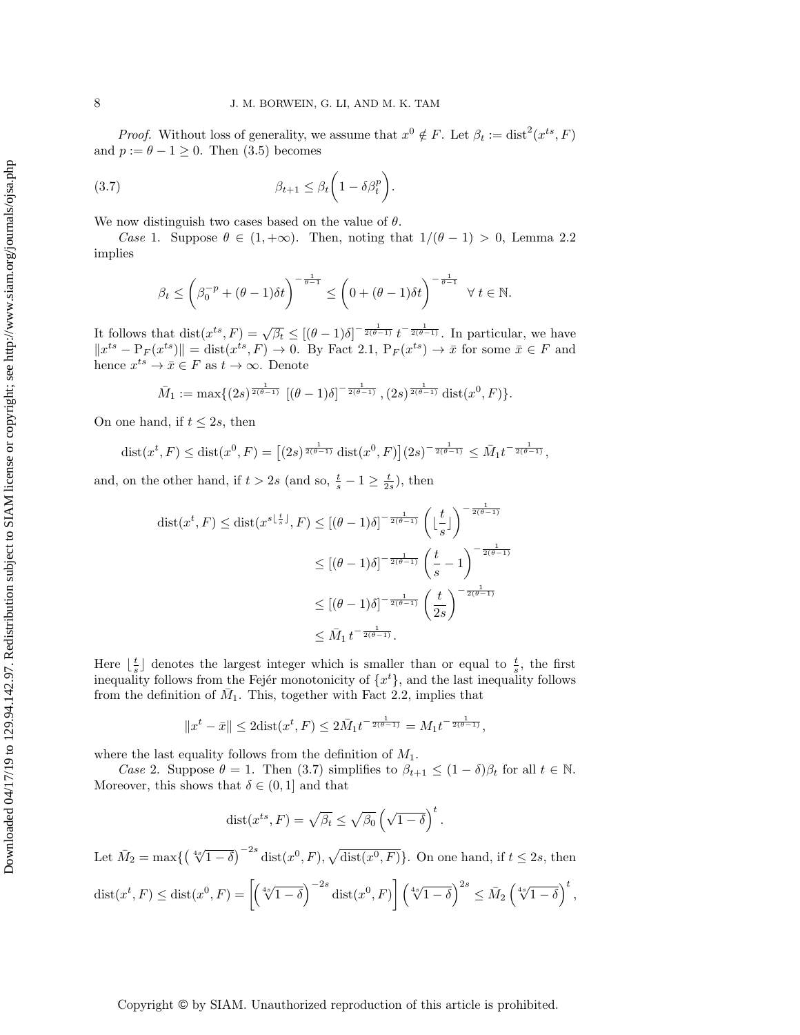*Proof.* Without loss of generality, we assume that $x^0 \notin F$. Let $\beta_t := \operatorname{dist}^2(x^{ts}, F)$ and $p := \theta - 1 \geq 0$. Then (3.5) becomes

$$\beta_{t+1} \leq \beta_t \bigg(1 - \delta \beta_t^p\bigg). \tag{3.7}$$

We now distinguish two cases based on the value of $\theta$.

*Case* 1. Suppose $\theta \in (1, +\infty)$. Then, noting that $1/(\theta - 1) > 0$, Lemma 2.2 implies

$$\beta_t \leq \bigg(\beta_0^{-p} + (\theta-1)\delta t\bigg)^{-\frac{1}{\theta-1}} \leq \bigg(0 + (\theta-1)\delta t\bigg)^{-\frac{1}{\theta-1}} \quad \forall\, t \in \mathbb{N}.$$

It follows that $\operatorname{dist}(x^{ts}, F) = \sqrt{\beta_t} \leq [(\theta-1)\delta]^{-\frac{1}{2(\theta-1)}}\, t^{-\frac{1}{2(\theta-1)}}$. In particular, we have $\|x^{ts} - \mathrm{P}_F(x^{ts})\| = \operatorname{dist}(x^{ts}, F) \to 0$. By Fact 2.1, $\mathrm{P}_F(x^{ts}) \to \bar{x}$ for some $\bar{x} \in F$ and hence $x^{ts} \to \bar{x} \in F$ as $t \to \infty$. Denote

$$\bar{M}_1 := \max\{(2s)^{\frac{1}{2(\theta-1)}}\ [(\theta-1)\delta]^{-\frac{1}{2(\theta-1)}}, (2s)^{\frac{1}{2(\theta-1)}} \operatorname{dist}(x^0, F)\}.$$

On one hand, if $t \leq 2s$, then

$$\operatorname{dist}(x^t, F) \leq \operatorname{dist}(x^0, F) = \big[(2s)^{\frac{1}{2(\theta-1)}} \operatorname{dist}(x^0, F)\big](2s)^{-\frac{1}{2(\theta-1)}} \leq \bar{M}_1 t^{-\frac{1}{2(\theta-1)}},$$

and, on the other hand, if $t > 2s$ (and so, $\frac{t}{s} - 1 \geq \frac{t}{2s}$), then

$$\begin{aligned}
\operatorname{dist}(x^t, F) \leq \operatorname{dist}(x^{s\lfloor\frac{t}{s}\rfloor}, F) &\leq [(\theta-1)\delta]^{-\frac{1}{2(\theta-1)}} \left(\lfloor\frac{t}{s}\rfloor\right)^{-\frac{1}{2(\theta-1)}} \\
&\leq [(\theta-1)\delta]^{-\frac{1}{2(\theta-1)}} \left(\frac{t}{s} - 1\right)^{-\frac{1}{2(\theta-1)}} \\
&\leq [(\theta-1)\delta]^{-\frac{1}{2(\theta-1)}} \left(\frac{t}{2s}\right)^{-\frac{1}{2(\theta-1)}} \\
&\leq \bar{M}_1\, t^{-\frac{1}{2(\theta-1)}}.
\end{aligned}$$

Here $\lfloor\frac{t}{s}\rfloor$ denotes the largest integer which is smaller than or equal to $\frac{t}{s}$, the first inequality follows from the Fejér monotonicity of $\{x^t\}$, and the last inequality follows from the definition of $\bar{M}_1$. This, together with Fact 2.2, implies that

$$\|x^t - \bar{x}\| \leq 2\operatorname{dist}(x^t, F) \leq 2\bar{M}_1 t^{-\frac{1}{2(\theta-1)}} = M_1 t^{-\frac{1}{2(\theta-1)}},$$

where the last equality follows from the definition of $M_1$.

*Case* 2. Suppose $\theta = 1$. Then (3.7) simplifies to $\beta_{t+1} \leq (1-\delta)\beta_t$ for all $t \in \mathbb{N}$. Moreover, this shows that $\delta \in (0, 1]$ and that

$$\operatorname{dist}(x^{ts}, F) = \sqrt{\beta_t} \leq \sqrt{\beta_0}\left(\sqrt{1-\delta}\right)^t.$$

Let $\bar{M}_2 = \max\{\left(\sqrt[4s]{1-\delta}\right)^{-2s} \operatorname{dist}(x^0, F), \sqrt{\operatorname{dist}(x^0, F)}\}$. On one hand, if $t \leq 2s$, then

$$\operatorname{dist}(x^t, F) \leq \operatorname{dist}(x^0, F) = \left[\left(\sqrt[4s]{1-\delta}\right)^{-2s} \operatorname{dist}(x^0, F)\right]\left(\sqrt[4s]{1-\delta}\right)^{2s} \leq \bar{M}_2\left(\sqrt[4s]{1-\delta}\right)^t,$$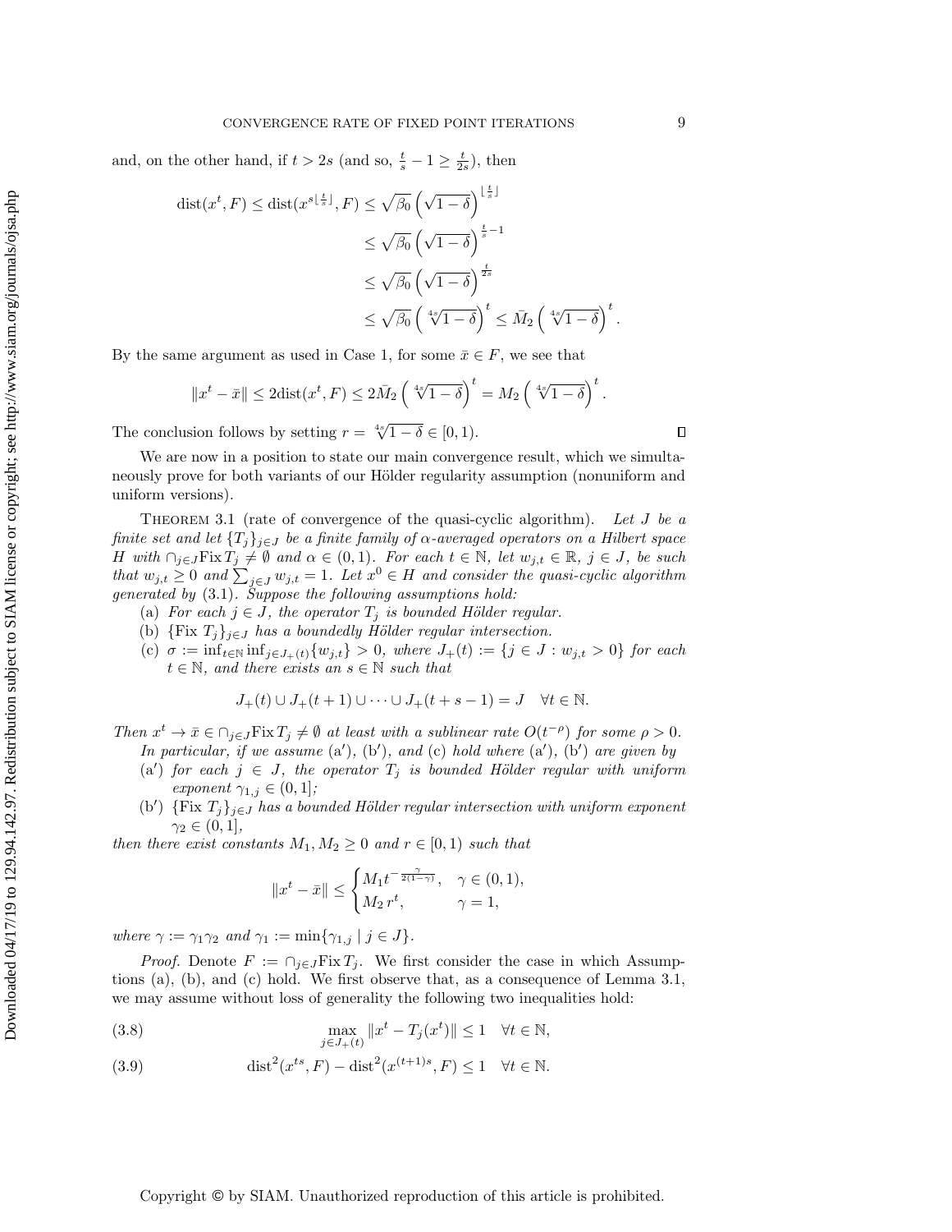and, on the other hand, if $t > 2s$ (and so, $\frac{t}{s} - 1 \geq \frac{t}{2s}$), then

$$
\begin{aligned}
\operatorname{dist}(x^t, F) \leq \operatorname{dist}(x^{s\lfloor \frac{t}{s} \rfloor}, F) &\leq \sqrt{\beta_0}\left(\sqrt{1-\delta}\right)^{\lfloor \frac{t}{s} \rfloor} \\
&\leq \sqrt{\beta_0}\left(\sqrt{1-\delta}\right)^{\frac{t}{s}-1} \\
&\leq \sqrt{\beta_0}\left(\sqrt{1-\delta}\right)^{\frac{t}{2s}} \\
&\leq \sqrt{\beta_0}\left(\sqrt[4s]{1-\delta}\right)^{t} \leq \bar{M}_2\left(\sqrt[4s]{1-\delta}\right)^{t}.
\end{aligned}
$$

By the same argument as used in Case 1, for some $\bar{x} \in F$, we see that

$$
\|x^t - \bar{x}\| \leq 2\operatorname{dist}(x^t, F) \leq 2\bar{M}_2\left(\sqrt[4s]{1-\delta}\right)^{t} = M_2\left(\sqrt[4s]{1-\delta}\right)^{t}.
$$

The conclusion follows by setting $r = \sqrt[4s]{1-\delta} \in [0, 1)$. $\square$

We are now in a position to state our main convergence result, which we simultaneously prove for both variants of our Hölder regularity assumption (nonuniform and uniform versions).

THEOREM 3.1 (rate of convergence of the quasi-cyclic algorithm). *Let $J$ be a finite set and let $\{T_j\}_{j\in J}$ be a finite family of $\alpha$-averaged operators on a Hilbert space $H$ with $\cap_{j\in J}\operatorname{Fix} T_j \neq \emptyset$ and $\alpha \in (0,1)$. For each $t \in \mathbb{N}$, let $w_{j,t} \in \mathbb{R}$, $j \in J$, be such that $w_{j,t} \geq 0$ and $\sum_{j\in J} w_{j,t} = 1$. Let $x^0 \in H$ and consider the quasi-cyclic algorithm generated by* (3.1). *Suppose the following assumptions hold:*

(a) *For each $j \in J$, the operator $T_j$ is bounded Hölder regular.*
(b) *$\{\operatorname{Fix} T_j\}_{j\in J}$ has a boundedly Hölder regular intersection.*
(c) *$\sigma := \inf_{t\in\mathbb{N}} \inf_{j\in J_+(t)}\{w_{j,t}\} > 0$, where $J_+(t) := \{j \in J : w_{j,t} > 0\}$ for each $t \in \mathbb{N}$, and there exists an $s \in \mathbb{N}$ such that*

$$
J_+(t) \cup J_+(t+1) \cup \cdots \cup J_+(t+s-1) = J \quad \forall t \in \mathbb{N}.
$$

*Then $x^t \to \bar{x} \in \cap_{j\in J}\operatorname{Fix} T_j \neq \emptyset$ at least with a sublinear rate $O(t^{-\rho})$ for some $\rho > 0$.*

*In particular, if we assume* (a′), (b′), *and* (c) *hold where* (a′), (b′) *are given by*

(a′) *for each $j \in J$, the operator $T_j$ is bounded Hölder regular with uniform exponent $\gamma_{1,j} \in (0,1]$;*
(b′) *$\{\operatorname{Fix} T_j\}_{j\in J}$ has a bounded Hölder regular intersection with uniform exponent $\gamma_2 \in (0,1]$,*

*then there exist constants $M_1, M_2 \geq 0$ and $r \in [0,1)$ such that*

$$
\|x^t - \bar{x}\| \leq \begin{cases} M_1 t^{-\frac{\gamma}{2(1-\gamma)}}, & \gamma \in (0,1), \\ M_2\, r^t, & \gamma = 1, \end{cases}
$$

*where $\gamma := \gamma_1\gamma_2$ and $\gamma_1 := \min\{\gamma_{1,j} \mid j \in J\}$.*

*Proof.* Denote $F := \cap_{j\in J}\operatorname{Fix} T_j$. We first consider the case in which Assumptions (a), (b), and (c) hold. We first observe that, as a consequence of Lemma 3.1, we may assume without loss of generality the following two inequalities hold:

$$
\max_{j\in J_+(t)} \|x^t - T_j(x^t)\| \leq 1 \quad \forall t \in \mathbb{N}, \tag{3.8}
$$

$$
\operatorname{dist}^2(x^{ts}, F) - \operatorname{dist}^2(x^{(t+1)s}, F) \leq 1 \quad \forall t \in \mathbb{N}. \tag{3.9}
$$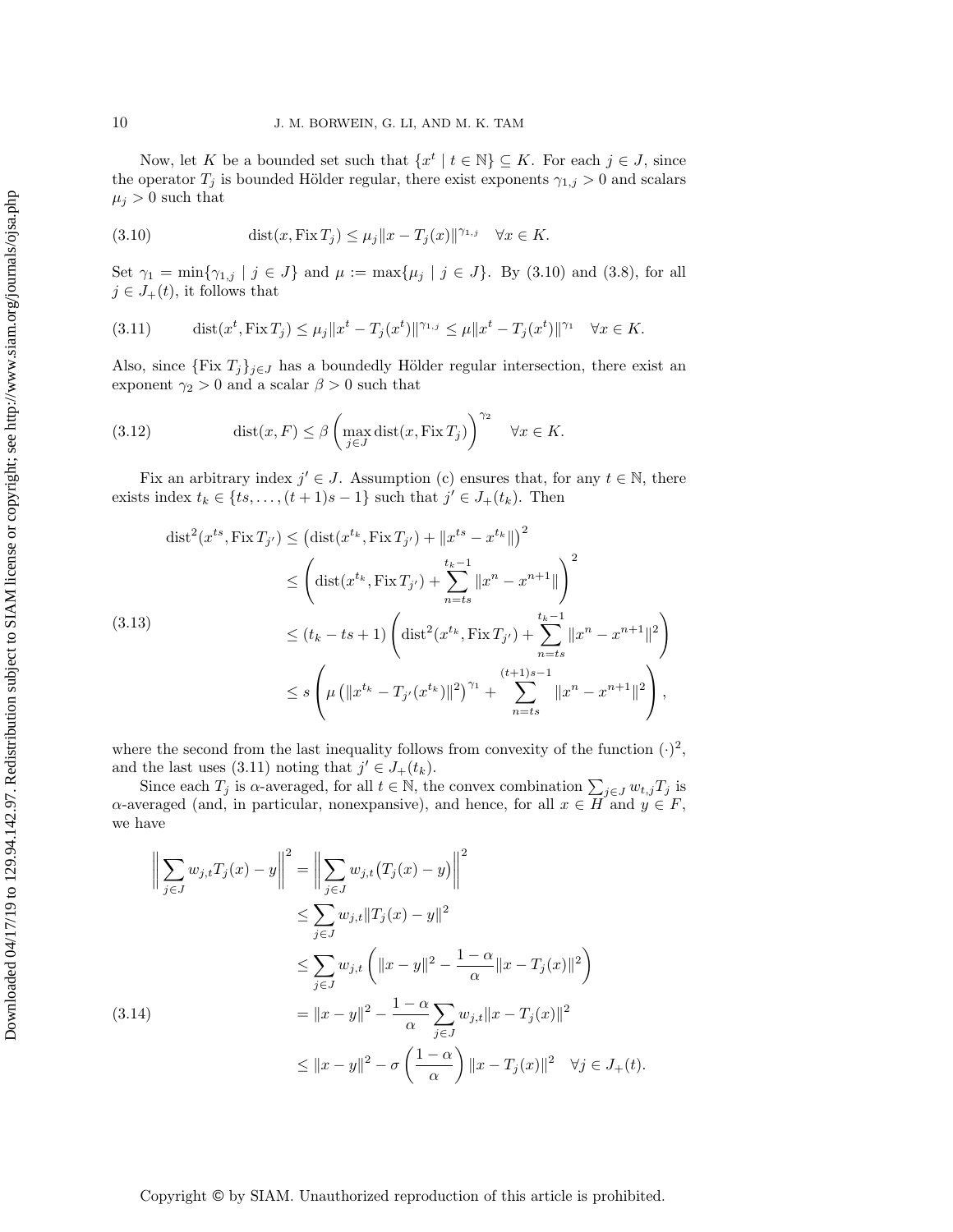Now, let $K$ be a bounded set such that $\{x^t \mid t \in \mathbb{N}\} \subseteq K$. For each $j \in J$, since the operator $T_j$ is bounded Hölder regular, there exist exponents $\gamma_{1,j} > 0$ and scalars $\mu_j > 0$ such that

$$\operatorname{dist}(x, \operatorname{Fix} T_j) \leq \mu_j \|x - T_j(x)\|^{\gamma_{1,j}} \quad \forall x \in K. \tag{3.10}$$

Set $\gamma_1 = \min\{\gamma_{1,j} \mid j \in J\}$ and $\mu := \max\{\mu_j \mid j \in J\}$. By (3.10) and (3.8), for all $j \in J_+(t)$, it follows that

$$\operatorname{dist}(x^t, \operatorname{Fix} T_j) \leq \mu_j \|x^t - T_j(x^t)\|^{\gamma_{1,j}} \leq \mu \|x^t - T_j(x^t)\|^{\gamma_1} \quad \forall x \in K. \tag{3.11}$$

Also, since $\{\operatorname{Fix} T_j\}_{j\in J}$ has a boundedly Hölder regular intersection, there exist an exponent $\gamma_2 > 0$ and a scalar $\beta > 0$ such that

$$\operatorname{dist}(x, F) \leq \beta \left( \max_{j \in J} \operatorname{dist}(x, \operatorname{Fix} T_j) \right)^{\gamma_2} \quad \forall x \in K. \tag{3.12}$$

Fix an arbitrary index $j' \in J$. Assumption (c) ensures that, for any $t \in \mathbb{N}$, there exists index $t_k \in \{ts, \dots, (t+1)s - 1\}$ such that $j' \in J_+(t_k)$. Then

$$\begin{aligned}
\operatorname{dist}^2(x^{ts}, \operatorname{Fix} T_{j'}) &\leq \left( \operatorname{dist}(x^{t_k}, \operatorname{Fix} T_{j'}) + \|x^{ts} - x^{t_k}\| \right)^2 \\
&\leq \left( \operatorname{dist}(x^{t_k}, \operatorname{Fix} T_{j'}) + \sum_{n=ts}^{t_k - 1} \|x^n - x^{n+1}\| \right)^2 \\
&\leq (t_k - ts + 1) \left( \operatorname{dist}^2(x^{t_k}, \operatorname{Fix} T_{j'}) + \sum_{n=ts}^{t_k-1} \|x^n - x^{n+1}\|^2 \right) \\
&\leq s \left( \mu \left( \|x^{t_k} - T_{j'}(x^{t_k})\|^2 \right)^{\gamma_1} + \sum_{n=ts}^{(t+1)s-1} \|x^n - x^{n+1}\|^2 \right),
\end{aligned} \tag{3.13}$$

where the second from the last inequality follows from convexity of the function $(\cdot)^2$, and the last uses (3.11) noting that $j' \in J_+(t_k)$.

Since each $T_j$ is $\alpha$-averaged, for all $t \in \mathbb{N}$, the convex combination $\sum_{j \in J} w_{t,j} T_j$ is $\alpha$-averaged (and, in particular, nonexpansive), and hence, for all $x \in H$ and $y \in F$, we have

$$\begin{aligned}
\left\| \sum_{j \in J} w_{j,t} T_j(x) - y \right\|^2 &= \left\| \sum_{j \in J} w_{j,t} \big( T_j(x) - y \big) \right\|^2 \\
&\leq \sum_{j \in J} w_{j,t} \|T_j(x) - y\|^2 \\
&\leq \sum_{j \in J} w_{j,t} \left( \|x - y\|^2 - \frac{1 - \alpha}{\alpha} \|x - T_j(x)\|^2 \right) \\
&= \|x - y\|^2 - \frac{1 - \alpha}{\alpha} \sum_{j \in J} w_{j,t} \|x - T_j(x)\|^2 \\
&\leq \|x - y\|^2 - \sigma \left( \frac{1 - \alpha}{\alpha} \right) \|x - T_j(x)\|^2 \quad \forall j \in J_+(t).
\end{aligned} \tag{3.14}$$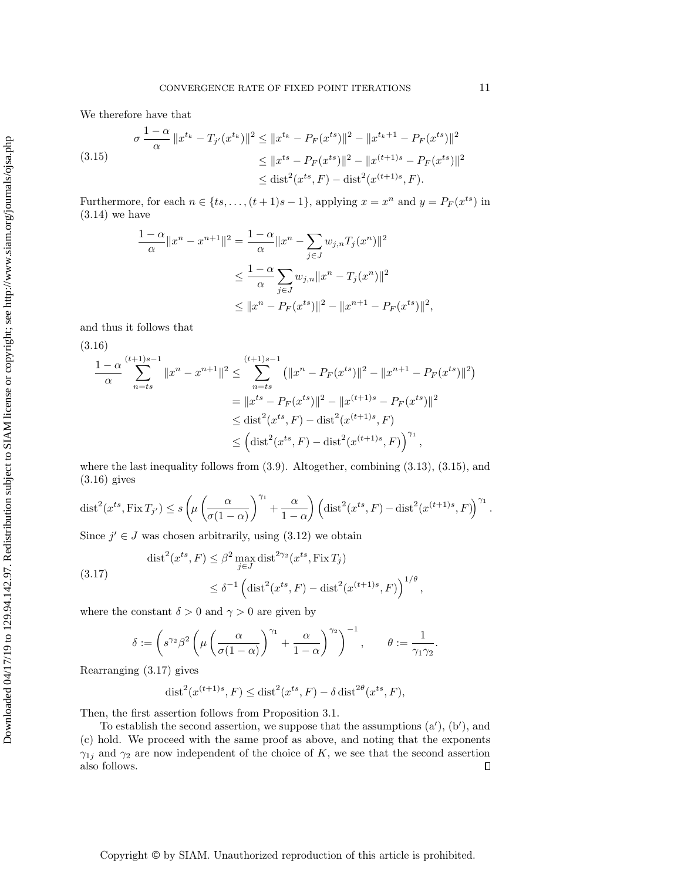We therefore have that

$$
\begin{aligned}
\sigma \frac{1-\alpha}{\alpha} \|x^{t_k} - T_{j'}(x^{t_k})\|^2 &\leq \|x^{t_k} - P_F(x^{ts})\|^2 - \|x^{t_k+1} - P_F(x^{ts})\|^2 \\
&\leq \|x^{ts} - P_F(x^{ts})\|^2 - \|x^{(t+1)s} - P_F(x^{ts})\|^2 \\
&\leq \operatorname{dist}^2(x^{ts}, F) - \operatorname{dist}^2(x^{(t+1)s}, F).
\end{aligned} \tag{3.15}
$$

Furthermore, for each $n \in \{ts, \ldots, (t+1)s-1\}$, applying $x = x^n$ and $y = P_F(x^{ts})$ in (3.14) we have

$$
\begin{aligned}
\frac{1-\alpha}{\alpha}\|x^n - x^{n+1}\|^2 &= \frac{1-\alpha}{\alpha}\|x^n - \sum_{j \in J} w_{j,n} T_j(x^n)\|^2 \\
&\leq \frac{1-\alpha}{\alpha} \sum_{j \in J} w_{j,n} \|x^n - T_j(x^n)\|^2 \\
&\leq \|x^n - P_F(x^{ts})\|^2 - \|x^{n+1} - P_F(x^{ts})\|^2,
\end{aligned}
$$

and thus it follows that

$$
\begin{aligned}
\frac{1-\alpha}{\alpha} \sum_{n=ts}^{(t+1)s-1} \|x^n - x^{n+1}\|^2 &\leq \sum_{n=ts}^{(t+1)s-1} \left(\|x^n - P_F(x^{ts})\|^2 - \|x^{n+1} - P_F(x^{ts})\|^2\right) \\
&= \|x^{ts} - P_F(x^{ts})\|^2 - \|x^{(t+1)s} - P_F(x^{ts})\|^2 \\
&\leq \operatorname{dist}^2(x^{ts}, F) - \operatorname{dist}^2(x^{(t+1)s}, F) \\
&\leq \left(\operatorname{dist}^2(x^{ts}, F) - \operatorname{dist}^2(x^{(t+1)s}, F)\right)^{\gamma_1},
\end{aligned} \tag{3.16}
$$

where the last inequality follows from (3.9). Altogether, combining (3.13), (3.15), and (3.16) gives

$$
\operatorname{dist}^2(x^{ts}, \operatorname{Fix} T_{j'}) \leq s\left(\mu\left(\frac{\alpha}{\sigma(1-\alpha)}\right)^{\gamma_1} + \frac{\alpha}{1-\alpha}\right)\left(\operatorname{dist}^2(x^{ts}, F) - \operatorname{dist}^2(x^{(t+1)s}, F)\right)^{\gamma_1}.
$$

Since $j' \in J$ was chosen arbitrarily, using (3.12) we obtain

$$
\begin{aligned}
\operatorname{dist}^2(x^{ts}, F) &\leq \beta^2 \max_{j \in J} \operatorname{dist}^{2\gamma_2}(x^{ts}, \operatorname{Fix} T_j) \\
&\leq \delta^{-1}\left(\operatorname{dist}^2(x^{ts}, F) - \operatorname{dist}^2(x^{(t+1)s}, F)\right)^{1/\theta},
\end{aligned} \tag{3.17}
$$

where the constant $\delta > 0$ and $\gamma > 0$ are given by

$$
\delta := \left(s^{\gamma_2}\beta^2\left(\mu\left(\frac{\alpha}{\sigma(1-\alpha)}\right)^{\gamma_1} + \frac{\alpha}{1-\alpha}\right)^{\gamma_2}\right)^{-1}, \qquad \theta := \frac{1}{\gamma_1\gamma_2}.
$$

Rearranging (3.17) gives

$$
\operatorname{dist}^2(x^{(t+1)s}, F) \leq \operatorname{dist}^2(x^{ts}, F) - \delta \operatorname{dist}^{2\theta}(x^{ts}, F),
$$

Then, the first assertion follows from Proposition 3.1.

To establish the second assertion, we suppose that the assumptions (a′), (b′), and (c) hold. We proceed with the same proof as above, and noting that the exponents $\gamma_{1j}$ and $\gamma_2$ are now independent of the choice of $K$, we see that the second assertion also follows. ∎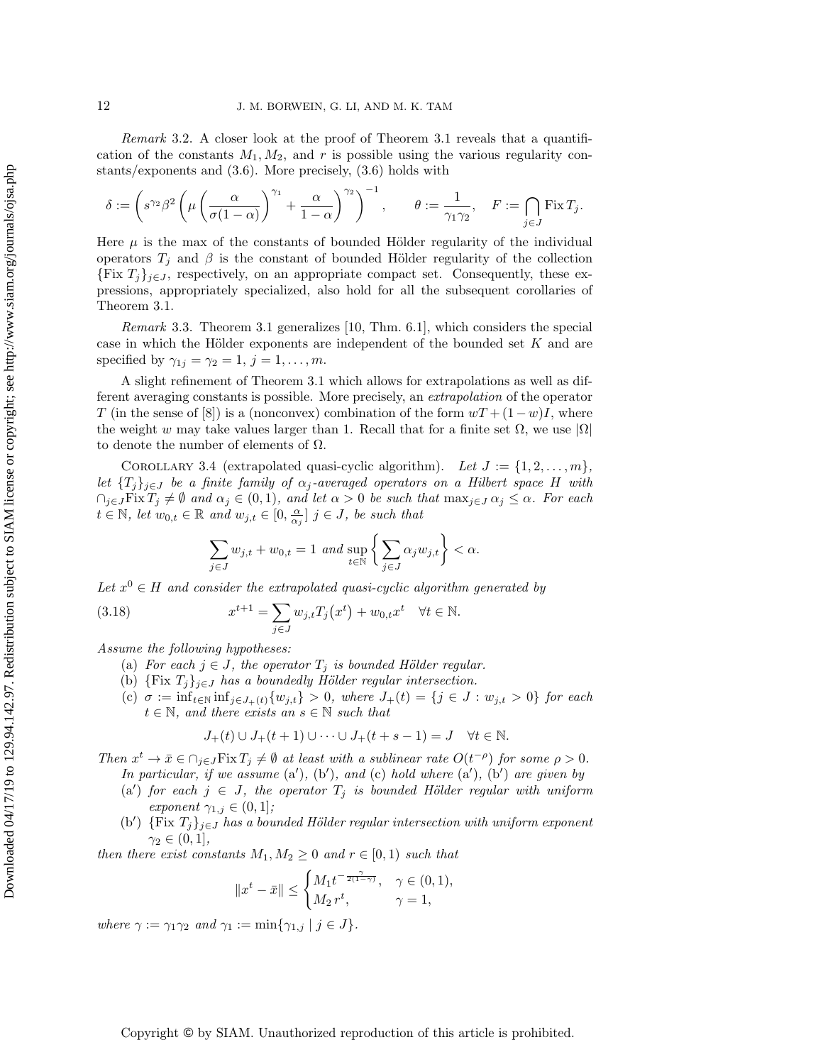*Remark* 3.2. A closer look at the proof of Theorem 3.1 reveals that a quantification of the constants $M_1, M_2$, and $r$ is possible using the various regularity constants/exponents and (3.6). More precisely, (3.6) holds with

$$\delta := \left( s^{\gamma_2}\beta^2 \left( \mu \left( \frac{\alpha}{\sigma(1-\alpha)} \right)^{\gamma_1} + \frac{\alpha}{1-\alpha} \right)^{\gamma_2} \right)^{-1}, \qquad \theta := \frac{1}{\gamma_1\gamma_2}, \quad F := \bigcap_{j \in J} \operatorname{Fix} T_j.$$

Here $\mu$ is the max of the constants of bounded Hölder regularity of the individual operators $T_j$ and $\beta$ is the constant of bounded Hölder regularity of the collection $\{\operatorname{Fix} T_j\}_{j\in J}$, respectively, on an appropriate compact set. Consequently, these expressions, appropriately specialized, also hold for all the subsequent corollaries of Theorem 3.1.

*Remark* 3.3. Theorem 3.1 generalizes [10, Thm. 6.1], which considers the special case in which the Hölder exponents are independent of the bounded set $K$ and are specified by $\gamma_{1j} = \gamma_2 = 1$, $j = 1, \ldots, m$.

A slight refinement of Theorem 3.1 which allows for extrapolations as well as different averaging constants is possible. More precisely, an *extrapolation* of the operator $T$ (in the sense of [8]) is a (nonconvex) combination of the form $wT + (1-w)I$, where the weight $w$ may take values larger than 1. Recall that for a finite set $\Omega$, we use $|\Omega|$ to denote the number of elements of $\Omega$.

Corollary 3.4 (extrapolated quasi-cyclic algorithm). *Let $J := \{1, 2, \ldots, m\}$, let $\{T_j\}_{j\in J}$ be a finite family of $\alpha_j$-averaged operators on a Hilbert space $H$ with $\cap_{j\in J}\operatorname{Fix} T_j \neq \emptyset$ and $\alpha_j \in (0,1)$, and let $\alpha > 0$ be such that $\max_{j\in J}\alpha_j \leq \alpha$. For each $t \in \mathbb{N}$, let $w_{0,t} \in \mathbb{R}$ and $w_{j,t} \in [0, \frac{\alpha}{\alpha_j}]$ $j \in J$, be such that*

$$\sum_{j\in J} w_{j,t} + w_{0,t} = 1 \text{ and } \sup_{t\in\mathbb{N}} \left\{ \sum_{j\in J} \alpha_j w_{j,t} \right\} < \alpha.$$

*Let $x^0 \in H$ and consider the extrapolated quasi-cyclic algorithm generated by*

$$x^{t+1} = \sum_{j\in J} w_{j,t} T_j(x^t) + w_{0,t}x^t \quad \forall t \in \mathbb{N}. \tag{3.18}$$

*Assume the following hypotheses:*

(a) *For each $j \in J$, the operator $T_j$ is bounded Hölder regular.*

(b) *$\{\operatorname{Fix} T_j\}_{j\in J}$ has a boundedly Hölder regular intersection.*

(c) *$\sigma := \inf_{t\in\mathbb{N}} \inf_{j\in J_+(t)}\{w_{j,t}\} > 0$, where $J_+(t) = \{j \in J : w_{j,t} > 0\}$ for each $t \in \mathbb{N}$, and there exists an $s \in \mathbb{N}$ such that*

$$J_+(t) \cup J_+(t+1) \cup \cdots \cup J_+(t+s-1) = J \quad \forall t \in \mathbb{N}.$$

*Then $x^t \to \bar{x} \in \cap_{j\in J}\operatorname{Fix} T_j \neq \emptyset$ at least with a sublinear rate $O(t^{-\rho})$ for some $\rho > 0$.*

*In particular, if we assume (a′), (b′), and (c) hold where (a′), (b′) are given by*

(a′) *for each $j \in J$, the operator $T_j$ is bounded Hölder regular with uniform exponent $\gamma_{1,j} \in (0,1]$;*

(b′) *$\{\operatorname{Fix} T_j\}_{j\in J}$ has a bounded Hölder regular intersection with uniform exponent $\gamma_2 \in (0,1]$,*

*then there exist constants $M_1, M_2 \geq 0$ and $r \in [0,1)$ such that*

$$\|x^t - \bar{x}\| \leq \begin{cases} M_1 t^{-\frac{\gamma}{2(1-\gamma)}}, & \gamma \in (0,1), \\ M_2\, r^t, & \gamma = 1, \end{cases}$$

*where $\gamma := \gamma_1\gamma_2$ and $\gamma_1 := \min\{\gamma_{1,j} \mid j \in J\}$.*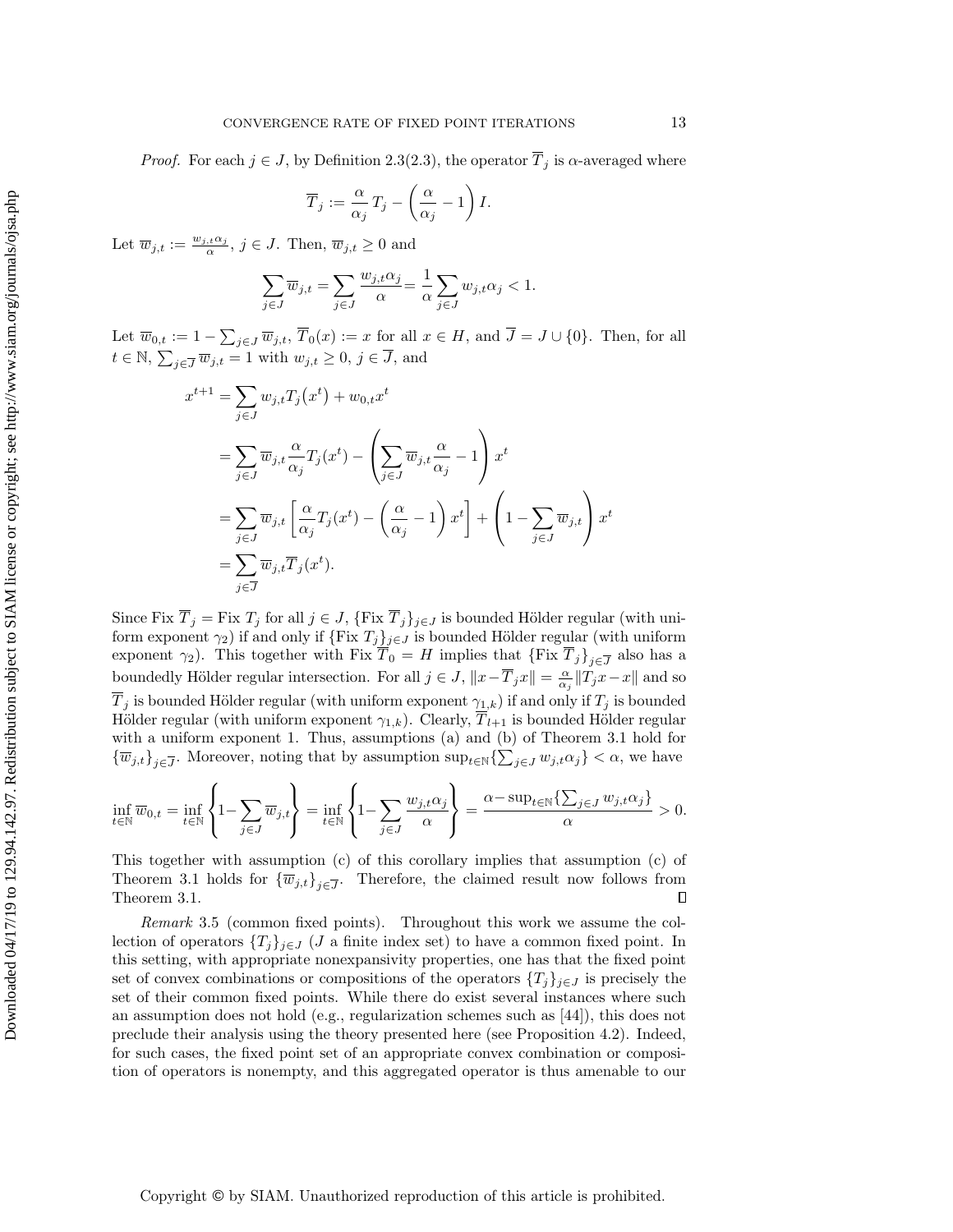*Proof.* For each $j \in J$, by Definition 2.3(2.3), the operator $\overline{T}_j$ is $\alpha$-averaged where

$$\overline{T}_j := \frac{\alpha}{\alpha_j} T_j - \left(\frac{\alpha}{\alpha_j} - 1\right) I.$$

Let $\overline{w}_{j,t} := \frac{w_{j,t}\alpha_j}{\alpha}$, $j \in J$. Then, $\overline{w}_{j,t} \geq 0$ and

$$\sum_{j \in J} \overline{w}_{j,t} = \sum_{j \in J} \frac{w_{j,t}\alpha_j}{\alpha} = \frac{1}{\alpha} \sum_{j \in J} w_{j,t}\alpha_j < 1.$$

Let $\overline{w}_{0,t} := 1 - \sum_{j \in J} \overline{w}_{j,t}$, $\overline{T}_0(x) := x$ for all $x \in H$, and $\overline{J} = J \cup \{0\}$. Then, for all $t \in \mathbb{N}$, $\sum_{j \in \overline{J}} \overline{w}_{j,t} = 1$ with $w_{j,t} \geq 0$, $j \in \overline{J}$, and

$$\begin{aligned}
x^{t+1} &= \sum_{j \in J} w_{j,t} T_j\big(x^t\big) + w_{0,t} x^t \\
&= \sum_{j \in J} \overline{w}_{j,t} \frac{\alpha}{\alpha_j} T_j(x^t) - \left(\sum_{j \in J} \overline{w}_{j,t} \frac{\alpha}{\alpha_j} - 1\right) x^t \\
&= \sum_{j \in J} \overline{w}_{j,t} \left[\frac{\alpha}{\alpha_j} T_j(x^t) - \left(\frac{\alpha}{\alpha_j} - 1\right) x^t\right] + \left(1 - \sum_{j \in J} \overline{w}_{j,t}\right) x^t \\
&= \sum_{j \in \overline{J}} \overline{w}_{j,t} \overline{T}_j(x^t).
\end{aligned}$$

Since $\text{Fix}\, \overline{T}_j = \text{Fix}\, T_j$ for all $j \in J$, $\{\text{Fix}\, \overline{T}_j\}_{j \in J}$ is bounded Hölder regular (with uniform exponent $\gamma_2$) if and only if $\{\text{Fix}\, T_j\}_{j \in J}$ is bounded Hölder regular (with uniform exponent $\gamma_2$). This together with $\text{Fix}\, \overline{T}_0 = H$ implies that $\{\text{Fix}\, \overline{T}_j\}_{j \in \overline{J}}$ also has a boundedly Hölder regular intersection. For all $j \in J$, $\|x - \overline{T}_j x\| = \frac{\alpha}{\alpha_j}\|T_j x - x\|$ and so $\overline{T}_j$ is bounded Hölder regular (with uniform exponent $\gamma_{1,k}$) if and only if $T_j$ is bounded Hölder regular (with uniform exponent $\gamma_{1,k}$). Clearly, $\overline{T}_{l+1}$ is bounded Hölder regular with a uniform exponent 1. Thus, assumptions (a) and (b) of Theorem 3.1 hold for $\{\overline{w}_{j,t}\}_{j \in \overline{J}}$. Moreover, noting that by assumption $\sup_{t \in \mathbb{N}}\{\sum_{j \in J} w_{j,t}\alpha_j\} < \alpha$, we have

$$\inf_{t \in \mathbb{N}} \overline{w}_{0,t} = \inf_{t \in \mathbb{N}} \left\{1 - \sum_{j \in J} \overline{w}_{j,t}\right\} = \inf_{t \in \mathbb{N}} \left\{1 - \sum_{j \in J} \frac{w_{j,t}\alpha_j}{\alpha}\right\} = \frac{\alpha - \sup_{t \in \mathbb{N}}\{\sum_{j \in J} w_{j,t}\alpha_j\}}{\alpha} > 0.$$

This together with assumption (c) of this corollary implies that assumption (c) of Theorem 3.1 holds for $\{\overline{w}_{j,t}\}_{j \in \overline{J}}$. Therefore, the claimed result now follows from Theorem 3.1. ∎

*Remark* 3.5 (common fixed points). Throughout this work we assume the collection of operators $\{T_j\}_{j \in J}$ ($J$ a finite index set) to have a common fixed point. In this setting, with appropriate nonexpansivity properties, one has that the fixed point set of convex combinations or compositions of the operators $\{T_j\}_{j \in J}$ is precisely the set of their common fixed points. While there do exist several instances where such an assumption does not hold (e.g., regularization schemes such as [44]), this does not preclude their analysis using the theory presented here (see Proposition 4.2). Indeed, for such cases, the fixed point set of an appropriate convex combination or composition of operators is nonempty, and this aggregated operator is thus amenable to our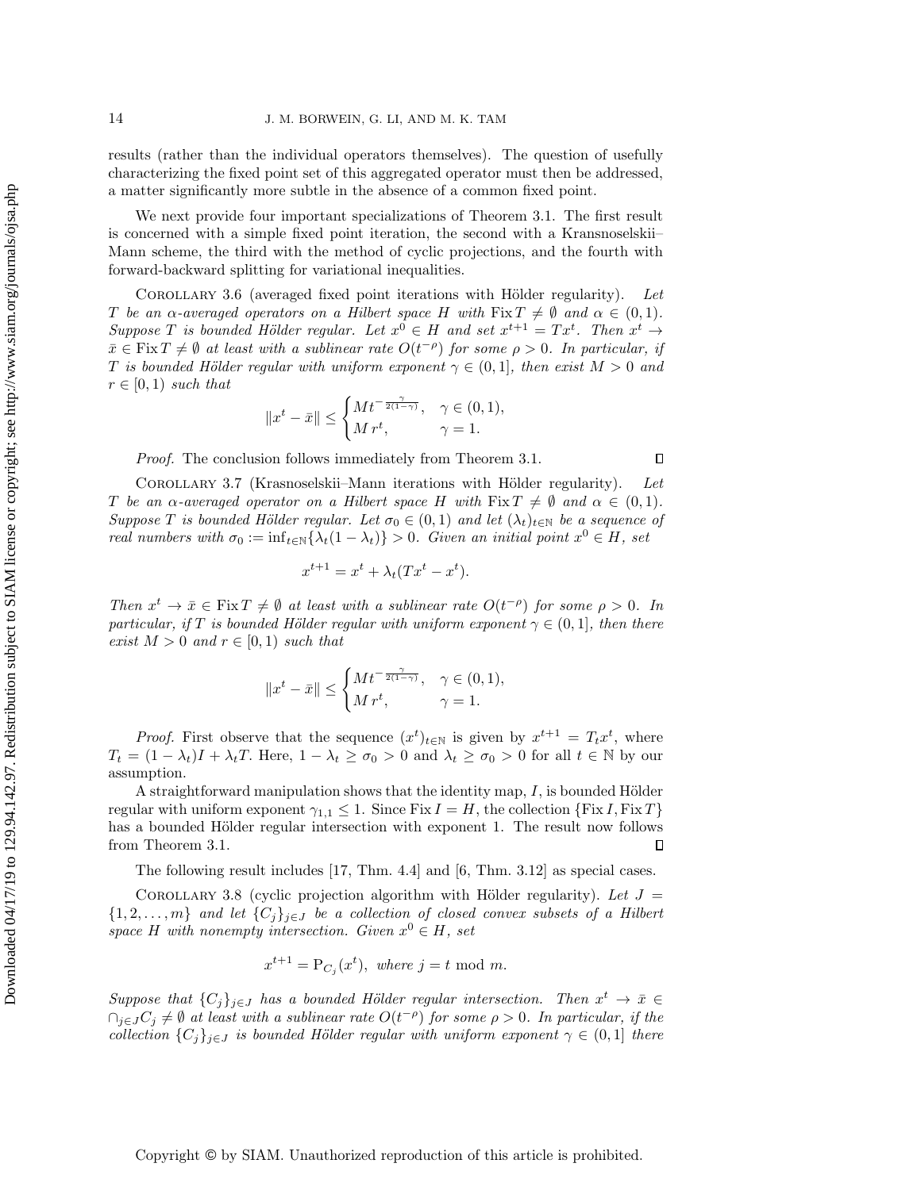results (rather than the individual operators themselves). The question of usefully characterizing the fixed point set of this aggregated operator must then be addressed, a matter significantly more subtle in the absence of a common fixed point.

We next provide four important specializations of Theorem 3.1. The first result is concerned with a simple fixed point iteration, the second with a Kransnoselskii–Mann scheme, the third with the method of cyclic projections, and the fourth with forward-backward splitting for variational inequalities.

Corollary 3.6 (averaged fixed point iterations with Hölder regularity). *Let $T$ be an $\alpha$-averaged operators on a Hilbert space $H$ with $\operatorname{Fix} T \neq \emptyset$ and $\alpha \in (0,1)$. Suppose $T$ is bounded Hölder regular. Let $x^0 \in H$ and set $x^{t+1} = Tx^t$. Then $x^t \to \bar{x} \in \operatorname{Fix} T \neq \emptyset$ at least with a sublinear rate $O(t^{-\rho})$ for some $\rho > 0$. In particular, if $T$ is bounded Hölder regular with uniform exponent $\gamma \in (0,1]$, then exist $M > 0$ and $r \in [0,1)$ such that*

$$\|x^t - \bar{x}\| \leq \begin{cases} M t^{-\frac{\gamma}{2(1-\gamma)}}, & \gamma \in (0,1), \\ M\, r^t, & \gamma = 1. \end{cases}$$

*Proof.* The conclusion follows immediately from Theorem 3.1. ∎

Corollary 3.7 (Krasnoselskii–Mann iterations with Hölder regularity). *Let $T$ be an $\alpha$-averaged operator on a Hilbert space $H$ with $\operatorname{Fix} T \neq \emptyset$ and $\alpha \in (0,1)$. Suppose $T$ is bounded Hölder regular. Let $\sigma_0 \in (0,1)$ and let $(\lambda_t)_{t\in\mathbb{N}}$ be a sequence of real numbers with $\sigma_0 := \inf_{t\in\mathbb{N}}\{\lambda_t(1-\lambda_t)\} > 0$. Given an initial point $x^0 \in H$, set*

$$x^{t+1} = x^t + \lambda_t(Tx^t - x^t).$$

*Then $x^t \to \bar{x} \in \operatorname{Fix} T \neq \emptyset$ at least with a sublinear rate $O(t^{-\rho})$ for some $\rho > 0$. In particular, if $T$ is bounded Hölder regular with uniform exponent $\gamma \in (0,1]$, then there exist $M > 0$ and $r \in [0,1)$ such that*

$$\|x^t - \bar{x}\| \leq \begin{cases} M t^{-\frac{\gamma}{2(1-\gamma)}}, & \gamma \in (0,1), \\ M\, r^t, & \gamma = 1. \end{cases}$$

*Proof.* First observe that the sequence $(x^t)_{t\in\mathbb{N}}$ is given by $x^{t+1} = T_t x^t$, where $T_t = (1-\lambda_t)I + \lambda_t T$. Here, $1 - \lambda_t \geq \sigma_0 > 0$ and $\lambda_t \geq \sigma_0 > 0$ for all $t \in \mathbb{N}$ by our assumption.

A straightforward manipulation shows that the identity map, $I$, is bounded Hölder regular with uniform exponent $\gamma_{1,1} \leq 1$. Since $\operatorname{Fix} I = H$, the collection $\{\operatorname{Fix} I, \operatorname{Fix} T\}$ has a bounded Hölder regular intersection with exponent 1. The result now follows from Theorem 3.1. ∎

The following result includes [17, Thm. 4.4] and [6, Thm. 3.12] as special cases.

Corollary 3.8 (cyclic projection algorithm with Hölder regularity). *Let $J = \{1, 2, \ldots, m\}$ and let $\{C_j\}_{j\in J}$ be a collection of closed convex subsets of a Hilbert space $H$ with nonempty intersection. Given $x^0 \in H$, set*

$$x^{t+1} = \mathrm{P}_{C_j}(x^t), \text{ where } j = t \bmod m.$$

*Suppose that $\{C_j\}_{j\in J}$ has a bounded Hölder regular intersection. Then $x^t \to \bar{x} \in \cap_{j\in J} C_j \neq \emptyset$ at least with a sublinear rate $O(t^{-\rho})$ for some $\rho > 0$. In particular, if the collection $\{C_j\}_{j\in J}$ is bounded Hölder regular with uniform exponent $\gamma \in (0,1]$ there*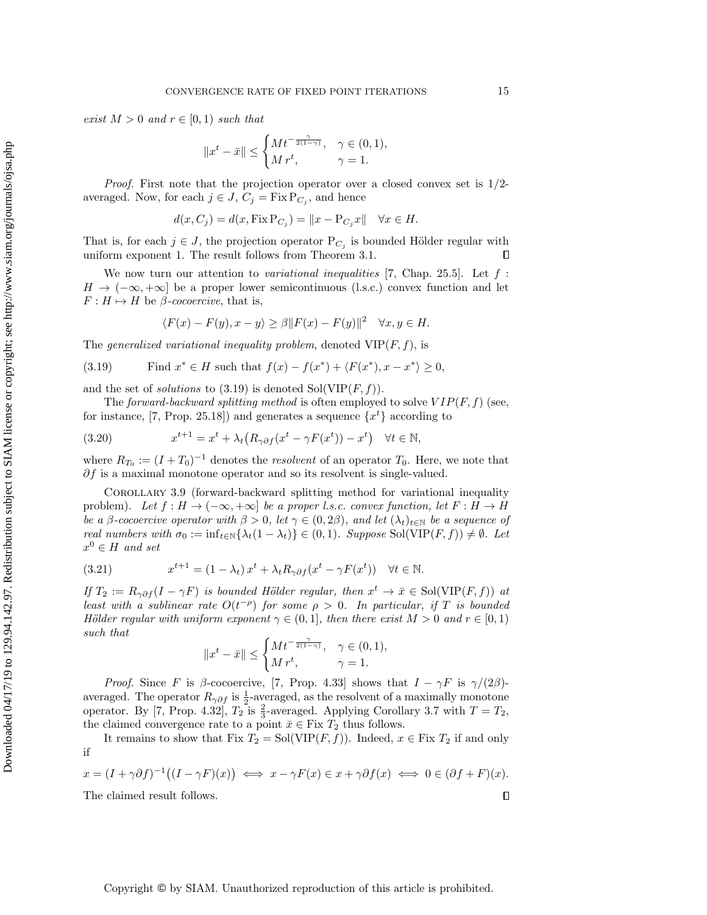*exist* $M > 0$ *and* $r \in [0,1)$ *such that*

$$\|x^t - \bar{x}\| \le \begin{cases} M t^{-\frac{\gamma}{2(1-\gamma)}}, & \gamma \in (0,1), \\ M\, r^t, & \gamma = 1. \end{cases}$$

*Proof.* First note that the projection operator over a closed convex set is 1/2-averaged. Now, for each $j \in J$, $C_j = \operatorname{Fix} \mathrm{P}_{C_j}$, and hence

$$d(x, C_j) = d(x, \operatorname{Fix} \mathrm{P}_{C_j}) = \|x - \mathrm{P}_{C_j} x\| \quad \forall x \in H.$$

That is, for each $j \in J$, the projection operator $\mathrm{P}_{C_j}$ is bounded Hölder regular with uniform exponent 1. The result follows from Theorem 3.1. ∎

We now turn our attention to *variational inequalities* [7, Chap. 25.5]. Let $f : H \to (-\infty, +\infty]$ be a proper lower semicontinuous (l.s.c.) convex function and let $F : H \mapsto H$ be $\beta$-*cocoercive*, that is,

$$\langle F(x) - F(y), x - y \rangle \ge \beta \|F(x) - F(y)\|^2 \quad \forall x, y \in H.$$

The *generalized variational inequality problem*, denoted $\mathrm{VIP}(F, f)$, is

$$\text{Find } x^* \in H \text{ such that } f(x) - f(x^*) + \langle F(x^*), x - x^* \rangle \ge 0, \tag{3.19}$$

and the set of *solutions* to (3.19) is denoted $\mathrm{Sol}(\mathrm{VIP}(F, f))$.

The *forward-backward splitting method* is often employed to solve $VIP(F, f)$ (see, for instance, [7, Prop. 25.18]) and generates a sequence $\{x^t\}$ according to

$$x^{t+1} = x^t + \lambda_t \big( R_{\gamma \partial f}(x^t - \gamma F(x^t)) - x^t \big) \quad \forall t \in \mathbb{N}, \tag{3.20}$$

where $R_{T_0} := (I + T_0)^{-1}$ denotes the *resolvent* of an operator $T_0$. Here, we note that $\partial f$ is a maximal monotone operator and so its resolvent is single-valued.

Corollary 3.9 (forward-backward splitting method for variational inequality problem). *Let* $f : H \to (-\infty, +\infty]$ *be a proper l.s.c. convex function, let* $F : H \to H$ *be a* $\beta$*-cocoercive operator with* $\beta > 0$*, let* $\gamma \in (0, 2\beta)$*, and let* $(\lambda_t)_{t \in \mathbb{N}}$ *be a sequence of real numbers with* $\sigma_0 := \inf_{t \in \mathbb{N}} \{\lambda_t (1 - \lambda_t)\} \in (0,1)$*. Suppose* $\mathrm{Sol}(\mathrm{VIP}(F, f)) \ne \emptyset$*. Let* $x^0 \in H$ *and set*

$$x^{t+1} = (1 - \lambda_t)\, x^t + \lambda_t R_{\gamma \partial f}(x^t - \gamma F(x^t)) \quad \forall t \in \mathbb{N}. \tag{3.21}$$

*If* $T_2 := R_{\gamma \partial f}(I - \gamma F)$ *is bounded Hölder regular, then* $x^t \to \bar{x} \in \mathrm{Sol}(\mathrm{VIP}(F, f))$ *at least with a sublinear rate* $O(t^{-\rho})$ *for some* $\rho > 0$*. In particular, if* $T$ *is bounded Hölder regular with uniform exponent* $\gamma \in (0,1]$*, then there exist* $M > 0$ *and* $r \in [0,1)$ *such that*

$$\|x^t - \bar{x}\| \le \begin{cases} M t^{-\frac{\gamma}{2(1-\gamma)}}, & \gamma \in (0,1), \\ M\, r^t, & \gamma = 1. \end{cases}$$

*Proof.* Since $F$ is $\beta$-cocoercive, [7, Prop. 4.33] shows that $I - \gamma F$ is $\gamma/(2\beta)$-averaged. The operator $R_{\gamma \partial f}$ is $\frac{1}{2}$-averaged, as the resolvent of a maximally monotone operator. By [7, Prop. 4.32], $T_2$ is $\frac{2}{3}$-averaged. Applying Corollary 3.7 with $T = T_2$, the claimed convergence rate to a point $\bar{x} \in \operatorname{Fix} T_2$ thus follows.

It remains to show that $\operatorname{Fix} T_2 = \mathrm{Sol}(\mathrm{VIP}(F, f))$. Indeed, $x \in \operatorname{Fix} T_2$ if and only if

$$x = (I + \gamma \partial f)^{-1} \big( (I - \gamma F)(x) \big) \iff x - \gamma F(x) \in x + \gamma \partial f(x) \iff 0 \in (\partial f + F)(x).$$

The claimed result follows. ∎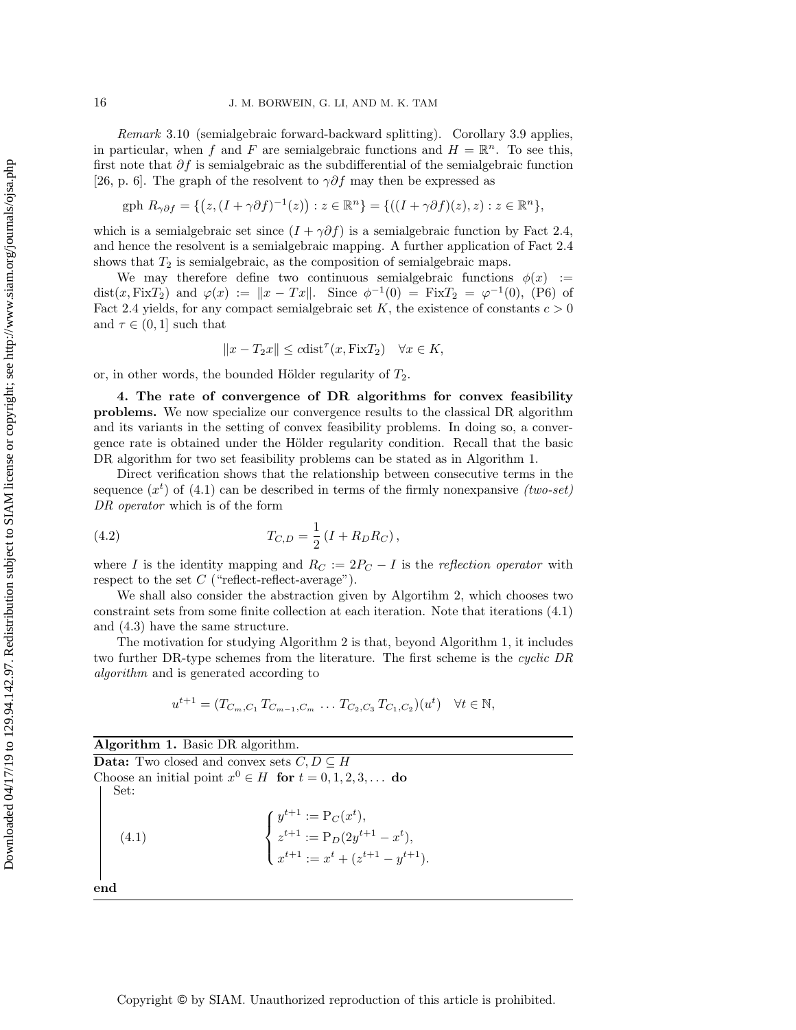*Remark* 3.10 (semialgebraic forward-backward splitting). Corollary 3.9 applies, in particular, when $f$ and $F$ are semialgebraic functions and $H = \mathbb{R}^n$. To see this, first note that $\partial f$ is semialgebraic as the subdifferential of the semialgebraic function [26, p. 6]. The graph of the resolvent to $\gamma\partial f$ may then be expressed as

$$\text{gph } R_{\gamma\partial f} = \{\big(z, (I + \gamma\partial f)^{-1}(z)\big) : z \in \mathbb{R}^n\} = \{((I + \gamma\partial f)(z), z) : z \in \mathbb{R}^n\},$$

which is a semialgebraic set since $(I + \gamma\partial f)$ is a semialgebraic function by Fact 2.4, and hence the resolvent is a semialgebraic mapping. A further application of Fact 2.4 shows that $T_2$ is semialgebraic, as the composition of semialgebraic maps.

We may therefore define two continuous semialgebraic functions $\phi(x) := \text{dist}(x, \text{Fix}T_2)$ and $\varphi(x) := \|x - Tx\|$. Since $\phi^{-1}(0) = \text{Fix}T_2 = \varphi^{-1}(0)$, (P6) of Fact 2.4 yields, for any compact semialgebraic set $K$, the existence of constants $c > 0$ and $\tau \in (0, 1]$ such that

$$\|x - T_2 x\| \leq c\,\text{dist}^{\tau}(x, \text{Fix}T_2) \quad \forall x \in K,$$

or, in other words, the bounded Hölder regularity of $T_2$.

**4. The rate of convergence of DR algorithms for convex feasibility problems.** We now specialize our convergence results to the classical DR algorithm and its variants in the setting of convex feasibility problems. In doing so, a convergence rate is obtained under the Hölder regularity condition. Recall that the basic DR algorithm for two set feasibility problems can be stated as in Algorithm 1.

Direct verification shows that the relationship between consecutive terms in the sequence $(x^t)$ of (4.1) can be described in terms of the firmly nonexpansive *(two-set) DR operator* which is of the form

$$T_{C,D} = \frac{1}{2}\left(I + R_D R_C\right), \tag{4.2}$$

where $I$ is the identity mapping and $R_C := 2P_C - I$ is the *reflection operator* with respect to the set $C$ ("reflect-reflect-average").

We shall also consider the abstraction given by Algortihm 2, which chooses two constraint sets from some finite collection at each iteration. Note that iterations (4.1) and (4.3) have the same structure.

The motivation for studying Algorithm 2 is that, beyond Algorithm 1, it includes two further DR-type schemes from the literature. The first scheme is the *cyclic DR algorithm* and is generated according to

$$u^{t+1} = (T_{C_m,C_1}\, T_{C_{m-1},C_m}\, \ldots\, T_{C_2,C_3}\, T_{C_1,C_2})(u^t) \quad \forall t \in \mathbb{N},$$

---

**Algorithm 1.** Basic DR algorithm.

**Data:** Two closed and convex sets $C, D \subseteq H$
Choose an initial point $x^0 \in H$ **for** $t = 0, 1, 2, 3, \ldots$ **do**
Set:

$$\begin{cases} y^{t+1} := \mathrm{P}_C(x^t), \\ z^{t+1} := \mathrm{P}_D(2y^{t+1} - x^t), \\ x^{t+1} := x^t + (z^{t+1} - y^{t+1}). \end{cases} \tag{4.1}$$

**end**

---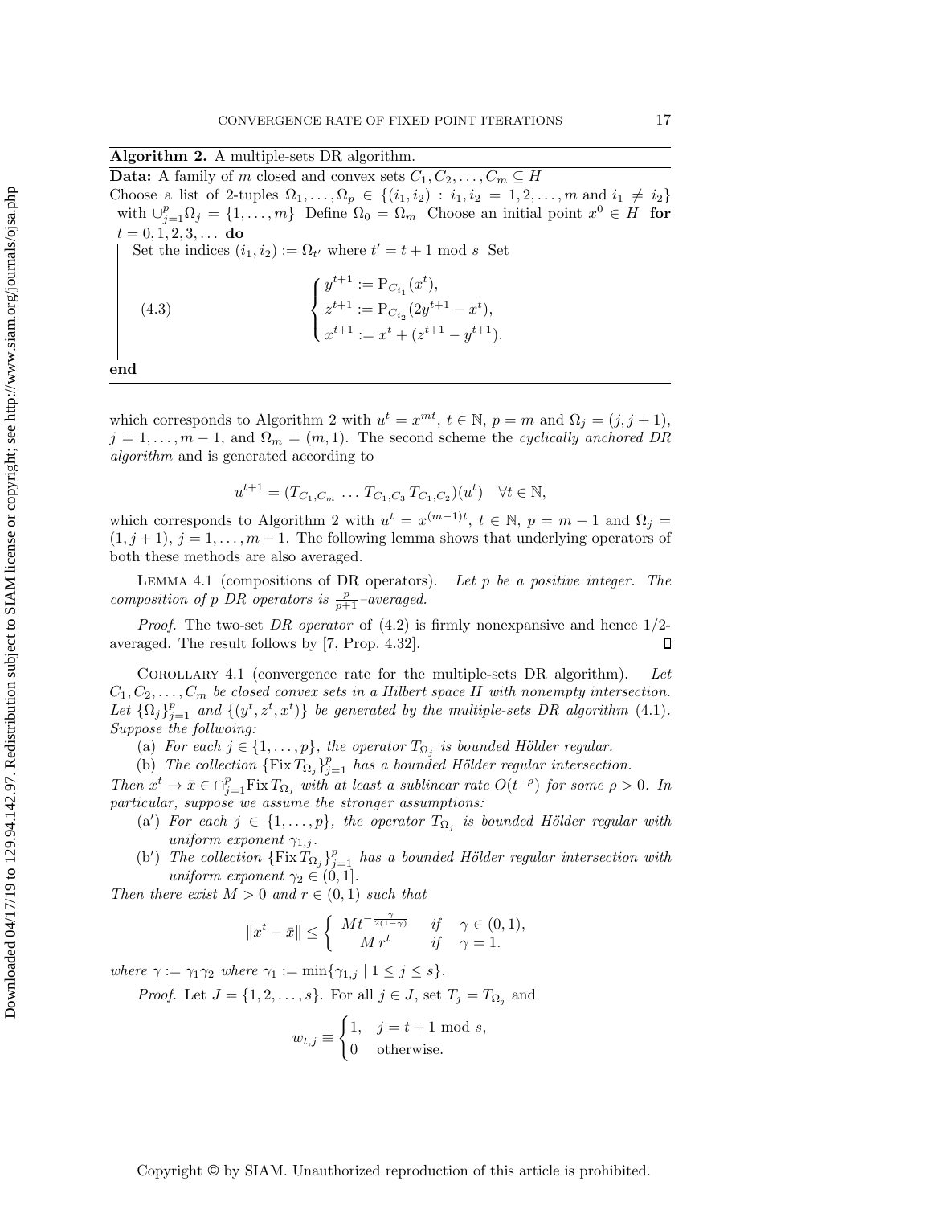**Algorithm 2.** A multiple-sets DR algorithm.

**Data:** A family of $m$ closed and convex sets $C_1, C_2, \ldots, C_m \subseteq H$

Choose a list of 2-tuples $\Omega_1, \ldots, \Omega_p \in \{(i_1, i_2) : i_1, i_2 = 1, 2, \ldots, m \text{ and } i_1 \neq i_2\}$ with $\cup_{j=1}^{p} \Omega_j = \{1, \ldots, m\}$ Define $\Omega_0 = \Omega_m$ Choose an initial point $x^0 \in H$ **for** $t = 0, 1, 2, 3, \ldots$ **do**

Set the indices $(i_1, i_2) := \Omega_{t'}$ where $t' = t + 1 \bmod s$ Set

$$\begin{cases} y^{t+1} := \mathrm{P}_{C_{i_1}}(x^t), \\ z^{t+1} := \mathrm{P}_{C_{i_2}}(2y^{t+1} - x^t), \\ x^{t+1} := x^t + (z^{t+1} - y^{t+1}). \end{cases} \tag{4.3}$$

**end**

which corresponds to Algorithm 2 with $u^t = x^{mt}$, $t \in \mathbb{N}$, $p = m$ and $\Omega_j = (j, j+1)$, $j = 1, \ldots, m-1$, and $\Omega_m = (m, 1)$. The second scheme the *cyclically anchored DR algorithm* and is generated according to

$$u^{t+1} = (T_{C_1,C_m} \ldots T_{C_1,C_3} T_{C_1,C_2})(u^t) \quad \forall t \in \mathbb{N},$$

which corresponds to Algorithm 2 with $u^t = x^{(m-1)t}$, $t \in \mathbb{N}$, $p = m-1$ and $\Omega_j = (1, j+1)$, $j = 1, \ldots, m-1$. The following lemma shows that underlying operators of both these methods are also averaged.

Lemma 4.1 (compositions of DR operators). *Let $p$ be a positive integer. The composition of $p$ DR operators is $\frac{p}{p+1}$–averaged.*

*Proof.* The two-set *DR operator* of (4.2) is firmly nonexpansive and hence 1/2-averaged. The result follows by [7, Prop. 4.32]. ∎

Corollary 4.1 (convergence rate for the multiple-sets DR algorithm). *Let $C_1, C_2, \ldots, C_m$ be closed convex sets in a Hilbert space $H$ with nonempty intersection. Let $\{\Omega_j\}_{j=1}^{p}$ and $\{(y^t, z^t, x^t)\}$ be generated by the multiple-sets DR algorithm (4.1). Suppose the follwoing:*

(a) *For each $j \in \{1, \ldots, p\}$, the operator $T_{\Omega_j}$ is bounded Hölder regular.*

(b) *The collection $\{\mathrm{Fix}\, T_{\Omega_j}\}_{j=1}^{p}$ has a bounded Hölder regular intersection.*

*Then $x^t \to \bar{x} \in \cap_{j=1}^{p} \mathrm{Fix}\, T_{\Omega_j}$ with at least a sublinear rate $O(t^{-\rho})$ for some $\rho > 0$. In particular, suppose we assume the stronger assumptions:*

(a′) *For each $j \in \{1, \ldots, p\}$, the operator $T_{\Omega_j}$ is bounded Hölder regular with uniform exponent $\gamma_{1,j}$.*

(b′) *The collection $\{\mathrm{Fix}\, T_{\Omega_j}\}_{j=1}^{p}$ has a bounded Hölder regular intersection with uniform exponent $\gamma_2 \in (0, 1]$.*

*Then there exist $M > 0$ and $r \in (0, 1)$ such that*

$$\|x^t - \bar{x}\| \leq \begin{cases} M t^{-\frac{\gamma}{2(1-\gamma)}} & \text{if} \quad \gamma \in (0, 1), \\ M\, r^t & \text{if} \quad \gamma = 1. \end{cases}$$

*where $\gamma := \gamma_1 \gamma_2$ where $\gamma_1 := \min\{\gamma_{1,j} \mid 1 \leq j \leq s\}$.*

*Proof.* Let $J = \{1, 2, \ldots, s\}$. For all $j \in J$, set $T_j = T_{\Omega_j}$ and

$$w_{t,j} \equiv \begin{cases} 1, & j = t + 1 \bmod s, \\ 0 & \text{otherwise.} \end{cases}$$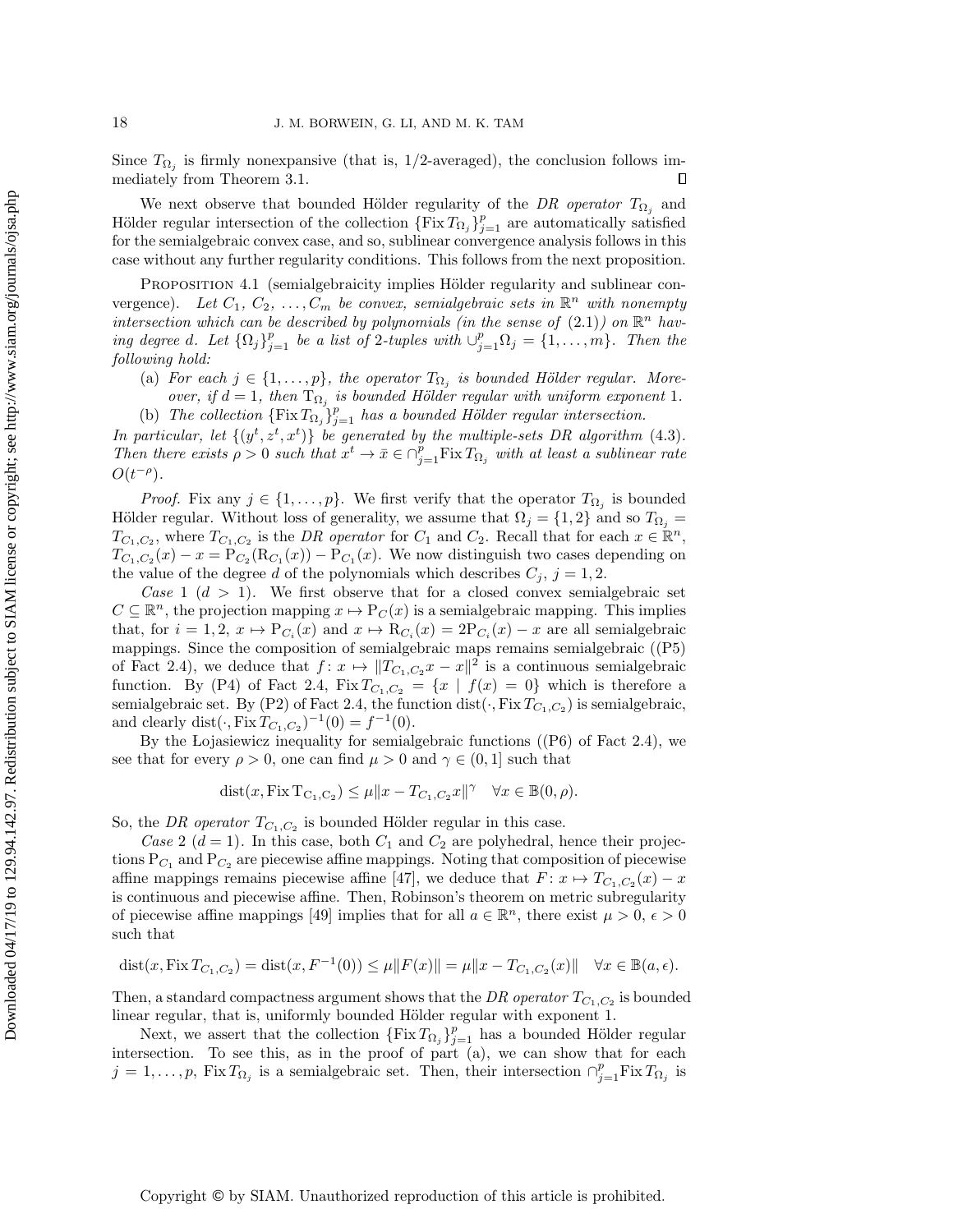Since $T_{\Omega_j}$ is firmly nonexpansive (that is, 1/2-averaged), the conclusion follows immediately from Theorem 3.1. $\square$

We next observe that bounded Hölder regularity of the *DR operator* $T_{\Omega_j}$ and Hölder regular intersection of the collection $\{\mathrm{Fix}\, T_{\Omega_j}\}_{j=1}^p$ are automatically satisfied for the semialgebraic convex case, and so, sublinear convergence analysis follows in this case without any further regularity conditions. This follows from the next proposition.

Proposition 4.1 (semialgebraicity implies Hölder regularity and sublinear convergence). *Let $C_1, C_2, \ldots, C_m$ be convex, semialgebraic sets in $\mathbb{R}^n$ with nonempty intersection which can be described by polynomials (in the sense of (2.1)) on $\mathbb{R}^n$ having degree $d$. Let $\{\Omega_j\}_{j=1}^p$ be a list of 2-tuples with $\cup_{j=1}^p \Omega_j = \{1, \ldots, m\}$. Then the following hold:*

(a) *For each $j \in \{1, \ldots, p\}$, the operator $T_{\Omega_j}$ is bounded Hölder regular. Moreover, if $d = 1$, then $\mathrm{T}_{\Omega_j}$ is bounded Hölder regular with uniform exponent 1.*

(b) *The collection $\{\mathrm{Fix}\, T_{\Omega_j}\}_{j=1}^p$ has a bounded Hölder regular intersection.*

*In particular, let $\{(y^t, z^t, x^t)\}$ be generated by the multiple-sets DR algorithm (4.3). Then there exists $\rho > 0$ such that $x^t \to \bar{x} \in \cap_{j=1}^p \mathrm{Fix}\, T_{\Omega_j}$ with at least a sublinear rate $O(t^{-\rho})$.*

*Proof.* Fix any $j \in \{1, \ldots, p\}$. We first verify that the operator $T_{\Omega_j}$ is bounded Hölder regular. Without loss of generality, we assume that $\Omega_j = \{1, 2\}$ and so $T_{\Omega_j} = T_{C_1, C_2}$, where $T_{C_1, C_2}$ is the *DR operator* for $C_1$ and $C_2$. Recall that for each $x \in \mathbb{R}^n$, $T_{C_1, C_2}(x) - x = \mathrm{P}_{C_2}(\mathrm{R}_{C_1}(x)) - \mathrm{P}_{C_1}(x)$. We now distinguish two cases depending on the value of the degree $d$ of the polynomials which describes $C_j$, $j = 1, 2$.

*Case* 1 ($d > 1$). We first observe that for a closed convex semialgebraic set $C \subseteq \mathbb{R}^n$, the projection mapping $x \mapsto \mathrm{P}_C(x)$ is a semialgebraic mapping. This implies that, for $i = 1, 2$, $x \mapsto \mathrm{P}_{C_i}(x)$ and $x \mapsto \mathrm{R}_{C_i}(x) = 2\mathrm{P}_{C_i}(x) - x$ are all semialgebraic mappings. Since the composition of semialgebraic maps remains semialgebraic ((P5) of Fact 2.4), we deduce that $f\colon x \mapsto \|T_{C_1, C_2} x - x\|^2$ is a continuous semialgebraic function. By (P4) of Fact 2.4, $\mathrm{Fix}\, T_{C_1, C_2} = \{x \mid f(x) = 0\}$ which is therefore a semialgebraic set. By (P2) of Fact 2.4, the function $\mathrm{dist}(\cdot, \mathrm{Fix}\, T_{C_1, C_2})$ is semialgebraic, and clearly $\mathrm{dist}(\cdot, \mathrm{Fix}\, T_{C_1, C_2})^{-1}(0) = f^{-1}(0)$.

By the Łojasiewicz inequality for semialgebraic functions ((P6) of Fact 2.4), we see that for every $\rho > 0$, one can find $\mu > 0$ and $\gamma \in (0, 1]$ such that

$$\mathrm{dist}(x, \mathrm{Fix}\, \mathrm{T}_{C_1, C_2}) \leq \mu \|x - T_{C_1, C_2} x\|^\gamma \quad \forall x \in \mathbb{B}(0, \rho).$$

So, the *DR operator* $T_{C_1, C_2}$ is bounded Hölder regular in this case.

*Case* 2 ($d = 1$). In this case, both $C_1$ and $C_2$ are polyhedral, hence their projections $\mathrm{P}_{C_1}$ and $\mathrm{P}_{C_2}$ are piecewise affine mappings. Noting that composition of piecewise affine mappings remains piecewise affine [47], we deduce that $F\colon x \mapsto T_{C_1, C_2}(x) - x$ is continuous and piecewise affine. Then, Robinson's theorem on metric subregularity of piecewise affine mappings [49] implies that for all $a \in \mathbb{R}^n$, there exist $\mu > 0$, $\epsilon > 0$ such that

$$\mathrm{dist}(x, \mathrm{Fix}\, T_{C_1, C_2}) = \mathrm{dist}(x, F^{-1}(0)) \leq \mu \|F(x)\| = \mu \|x - T_{C_1, C_2}(x)\| \quad \forall x \in \mathbb{B}(a, \epsilon).$$

Then, a standard compactness argument shows that the *DR operator* $T_{C_1, C_2}$ is bounded linear regular, that is, uniformly bounded Hölder regular with exponent 1.

Next, we assert that the collection $\{\mathrm{Fix}\, T_{\Omega_j}\}_{j=1}^p$ has a bounded Hölder regular intersection. To see this, as in the proof of part (a), we can show that for each $j = 1, \ldots, p$, $\mathrm{Fix}\, T_{\Omega_j}$ is a semialgebraic set. Then, their intersection $\cap_{j=1}^p \mathrm{Fix}\, T_{\Omega_j}$ is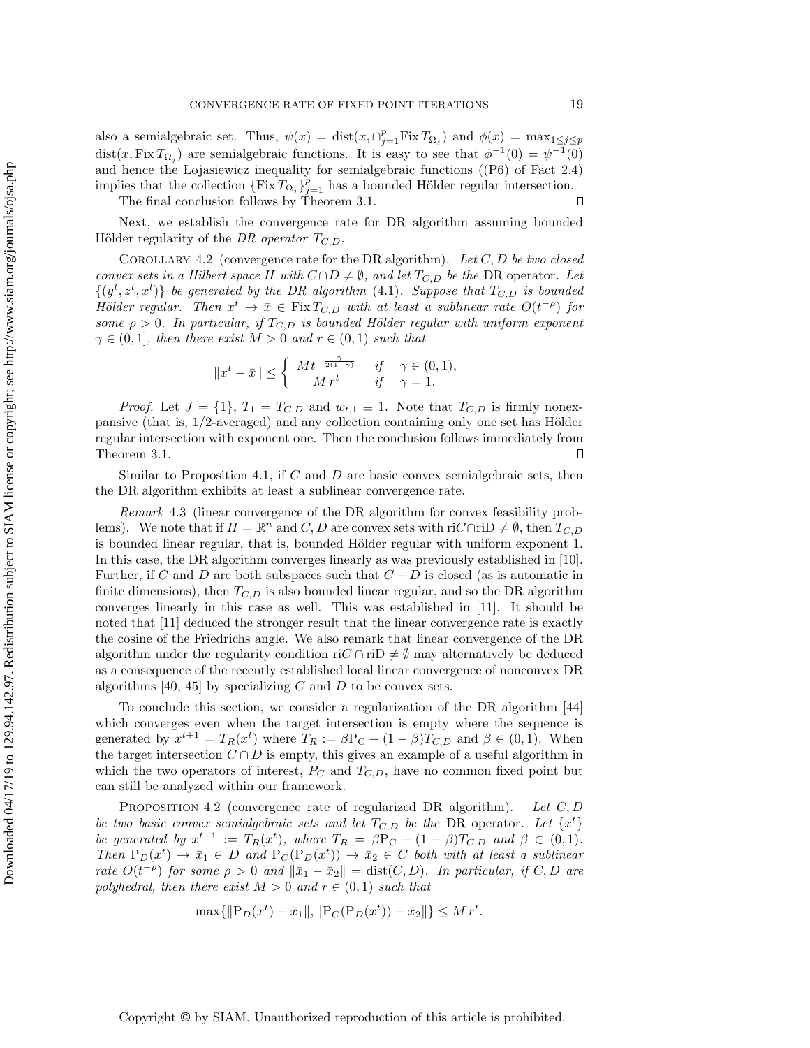also a semialgebraic set. Thus, $\psi(x) = \mathrm{dist}(x, \cap_{j=1}^{p} \mathrm{Fix}\, T_{\Omega_j})$ and $\phi(x) = \max_{1\le j\le p} \mathrm{dist}(x, \mathrm{Fix}\, T_{\Omega_j})$ are semialgebraic functions. It is easy to see that $\phi^{-1}(0) = \psi^{-1}(0)$ and hence the Łojasiewicz inequality for semialgebraic functions ((P6) of Fact 2.4) implies that the collection $\{\mathrm{Fix}\, T_{\Omega_j}\}_{j=1}^{p}$ has a bounded Hölder regular intersection.

The final conclusion follows by Theorem 3.1. ∎

Next, we establish the convergence rate for DR algorithm assuming bounded Hölder regularity of the *DR operator* $T_{C,D}$.

Corollary 4.2 (convergence rate for the DR algorithm). *Let $C, D$ be two closed convex sets in a Hilbert space $H$ with $C \cap D \neq \emptyset$, and let $T_{C,D}$ be the* DR operator. *Let $\{(y^t, z^t, x^t)\}$ be generated by the DR algorithm (4.1). Suppose that $T_{C,D}$ is bounded Hölder regular. Then $x^t \to \bar{x} \in \mathrm{Fix}\, T_{C,D}$ with at least a sublinear rate $O(t^{-\rho})$ for some $\rho > 0$. In particular, if $T_{C,D}$ is bounded Hölder regular with uniform exponent $\gamma \in (0, 1]$, then there exist $M > 0$ and $r \in (0, 1)$ such that*

$$\|x^t - \bar{x}\| \le \begin{cases} M t^{-\frac{\gamma}{2(1-\gamma)}} & \text{if} \quad \gamma \in (0,1), \\ M\, r^t & \text{if} \quad \gamma = 1. \end{cases}$$

*Proof.* Let $J = \{1\}$, $T_1 = T_{C,D}$ and $w_{t,1} \equiv 1$. Note that $T_{C,D}$ is firmly nonexpansive (that is, 1/2-averaged) and any collection containing only one set has Hölder regular intersection with exponent one. Then the conclusion follows immediately from Theorem 3.1. ∎

Similar to Proposition 4.1, if $C$ and $D$ are basic convex semialgebraic sets, then the DR algorithm exhibits at least a sublinear convergence rate.

*Remark* 4.3 (linear convergence of the DR algorithm for convex feasibility problems). We note that if $H = \mathbb{R}^n$ and $C, D$ are convex sets with $\mathrm{ri}C \cap \mathrm{ri}D \neq \emptyset$, then $T_{C,D}$ is bounded linear regular, that is, bounded Hölder regular with uniform exponent 1. In this case, the DR algorithm converges linearly as was previously established in [10]. Further, if $C$ and $D$ are both subspaces such that $C + D$ is closed (as is automatic in finite dimensions), then $T_{C,D}$ is also bounded linear regular, and so the DR algorithm converges linearly in this case as well. This was established in [11]. It should be noted that [11] deduced the stronger result that the linear convergence rate is exactly the cosine of the Friedrichs angle. We also remark that linear convergence of the DR algorithm under the regularity condition $\mathrm{ri}C \cap \mathrm{ri}D \neq \emptyset$ may alternatively be deduced as a consequence of the recently established local linear convergence of nonconvex DR algorithms [40, 45] by specializing $C$ and $D$ to be convex sets.

To conclude this section, we consider a regularization of the DR algorithm [44] which converges even when the target intersection is empty where the sequence is generated by $x^{t+1} = T_R(x^t)$ where $T_R := \beta \mathrm{P}_C + (1-\beta) T_{C,D}$ and $\beta \in (0, 1)$. When the target intersection $C \cap D$ is empty, this gives an example of a useful algorithm in which the two operators of interest, $P_C$ and $T_{C,D}$, have no common fixed point but can still be analyzed within our framework.

Proposition 4.2 (convergence rate of regularized DR algorithm). *Let $C, D$ be two basic convex semialgebraic sets and let $T_{C,D}$ be the* DR operator. *Let $\{x^t\}$ be generated by $x^{t+1} := T_R(x^t)$, where $T_R = \beta \mathrm{P}_C + (1-\beta) T_{C,D}$ and $\beta \in (0, 1)$. Then $\mathrm{P}_D(x^t) \to \bar{x}_1 \in D$ and $\mathrm{P}_C(\mathrm{P}_D(x^t)) \to \bar{x}_2 \in C$ both with at least a sublinear rate $O(t^{-\rho})$ for some $\rho > 0$ and $\|\bar{x}_1 - \bar{x}_2\| = \mathrm{dist}(C, D)$. In particular, if $C, D$ are polyhedral, then there exist $M > 0$ and $r \in (0, 1)$ such that*

$$\max\{\|\mathrm{P}_D(x^t) - \bar{x}_1\|, \|\mathrm{P}_C(\mathrm{P}_D(x^t)) - \bar{x}_2\|\} \le M\, r^t.$$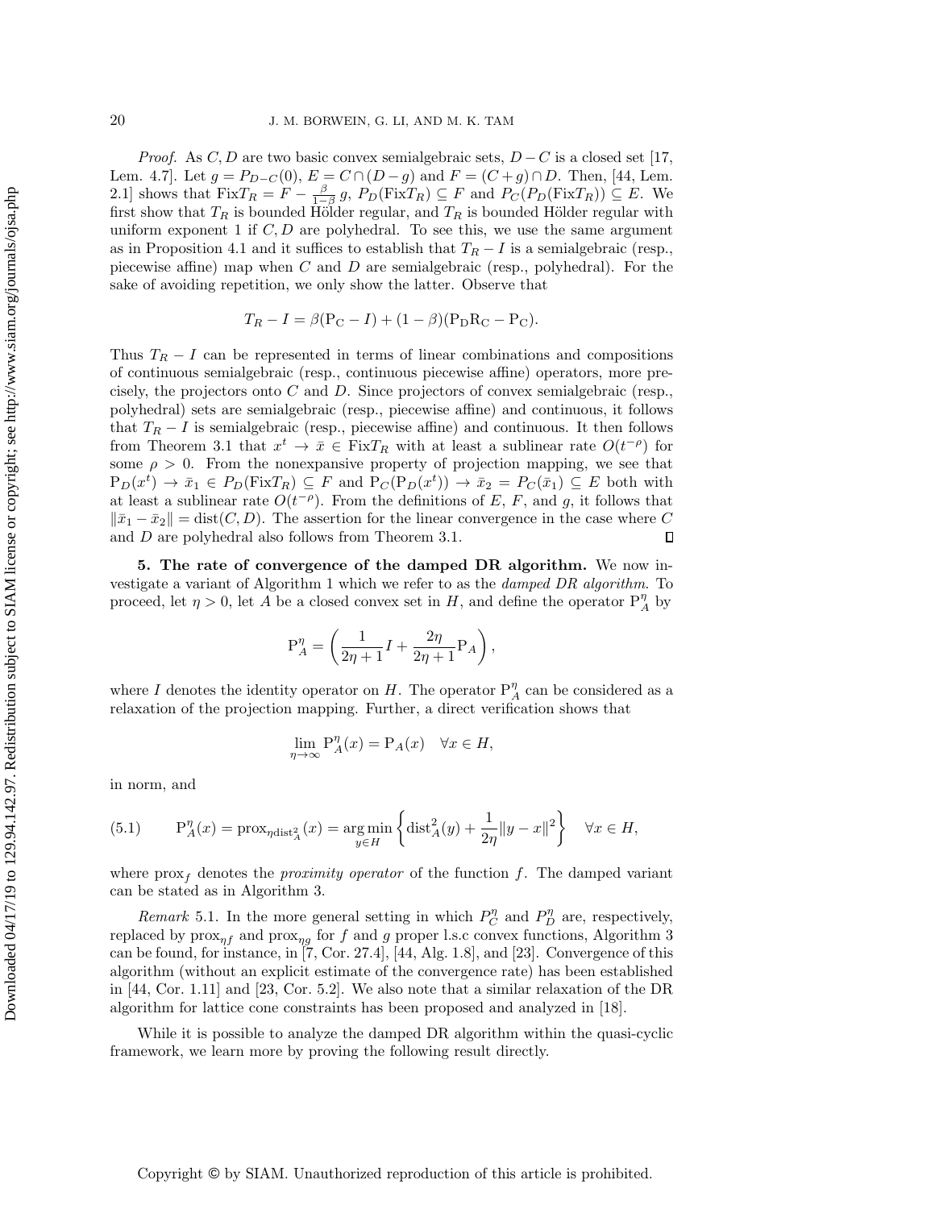*Proof.* As $C, D$ are two basic convex semialgebraic sets, $D - C$ is a closed set [17, Lem. 4.7]. Let $g = P_{D-C}(0)$, $E = C \cap (D - g)$ and $F = (C + g) \cap D$. Then, [44, Lem. 2.1] shows that $\text{Fix}T_R = F - \frac{\beta}{1-\beta}\, g$, $P_D(\text{Fix}T_R) \subseteq F$ and $P_C(P_D(\text{Fix}T_R)) \subseteq E$. We first show that $T_R$ is bounded Hölder regular, and $T_R$ is bounded Hölder regular with uniform exponent 1 if $C, D$ are polyhedral. To see this, we use the same argument as in Proposition 4.1 and it suffices to establish that $T_R - I$ is a semialgebraic (resp., piecewise affine) map when $C$ and $D$ are semialgebraic (resp., polyhedral). For the sake of avoiding repetition, we only show the latter. Observe that

$$T_R - I = \beta(\mathrm{P_C} - I) + (1 - \beta)(\mathrm{P_D R_C} - \mathrm{P_C}).$$

Thus $T_R - I$ can be represented in terms of linear combinations and compositions of continuous semialgebraic (resp., continuous piecewise affine) operators, more precisely, the projectors onto $C$ and $D$. Since projectors of convex semialgebraic (resp., polyhedral) sets are semialgebraic (resp., piecewise affine) and continuous, it follows that $T_R - I$ is semialgebraic (resp., piecewise affine) and continuous. It then follows from Theorem 3.1 that $x^t \to \bar{x} \in \text{Fix}T_R$ with at least a sublinear rate $O(t^{-\rho})$ for some $\rho > 0$. From the nonexpansive property of projection mapping, we see that $\mathrm{P}_D(x^t) \to \bar{x}_1 \in P_D(\text{Fix}T_R) \subseteq F$ and $\mathrm{P}_C(\mathrm{P}_D(x^t)) \to \bar{x}_2 = P_C(\bar{x}_1) \subseteq E$ both with at least a sublinear rate $O(t^{-\rho})$. From the definitions of $E$, $F$, and $g$, it follows that $\|\bar{x}_1 - \bar{x}_2\| = \text{dist}(C, D)$. The assertion for the linear convergence in the case where $C$ and $D$ are polyhedral also follows from Theorem 3.1. ∎

## 5. The rate of convergence of the damped DR algorithm.

We now investigate a variant of Algorithm 1 which we refer to as the *damped DR algorithm*. To proceed, let $\eta > 0$, let $A$ be a closed convex set in $H$, and define the operator $\mathrm{P}_A^\eta$ by

$$\mathrm{P}_A^\eta = \left( \frac{1}{2\eta + 1} I + \frac{2\eta}{2\eta + 1} \mathrm{P}_A \right),$$

where $I$ denotes the identity operator on $H$. The operator $\mathrm{P}_A^\eta$ can be considered as a relaxation of the projection mapping. Further, a direct verification shows that

$$\lim_{\eta \to \infty} \mathrm{P}_A^\eta(x) = \mathrm{P}_A(x) \quad \forall x \in H,$$

in norm, and

$$\mathrm{P}_A^\eta(x) = \text{prox}_{\eta \text{dist}_A^2}(x) = \operatorname*{arg\,min}_{y \in H} \left\{ \text{dist}_A^2(y) + \frac{1}{2\eta}\|y - x\|^2 \right\} \quad \forall x \in H, \tag{5.1}$$

where $\text{prox}_f$ denotes the *proximity operator* of the function $f$. The damped variant can be stated as in Algorithm 3.

*Remark* 5.1. In the more general setting in which $P_C^\eta$ and $P_D^\eta$ are, respectively, replaced by $\text{prox}_{\eta f}$ and $\text{prox}_{\eta g}$ for $f$ and $g$ proper l.s.c convex functions, Algorithm 3 can be found, for instance, in [7, Cor. 27.4], [44, Alg. 1.8], and [23]. Convergence of this algorithm (without an explicit estimate of the convergence rate) has been established in [44, Cor. 1.11] and [23, Cor. 5.2]. We also note that a similar relaxation of the DR algorithm for lattice cone constraints has been proposed and analyzed in [18].

While it is possible to analyze the damped DR algorithm within the quasi-cyclic framework, we learn more by proving the following result directly.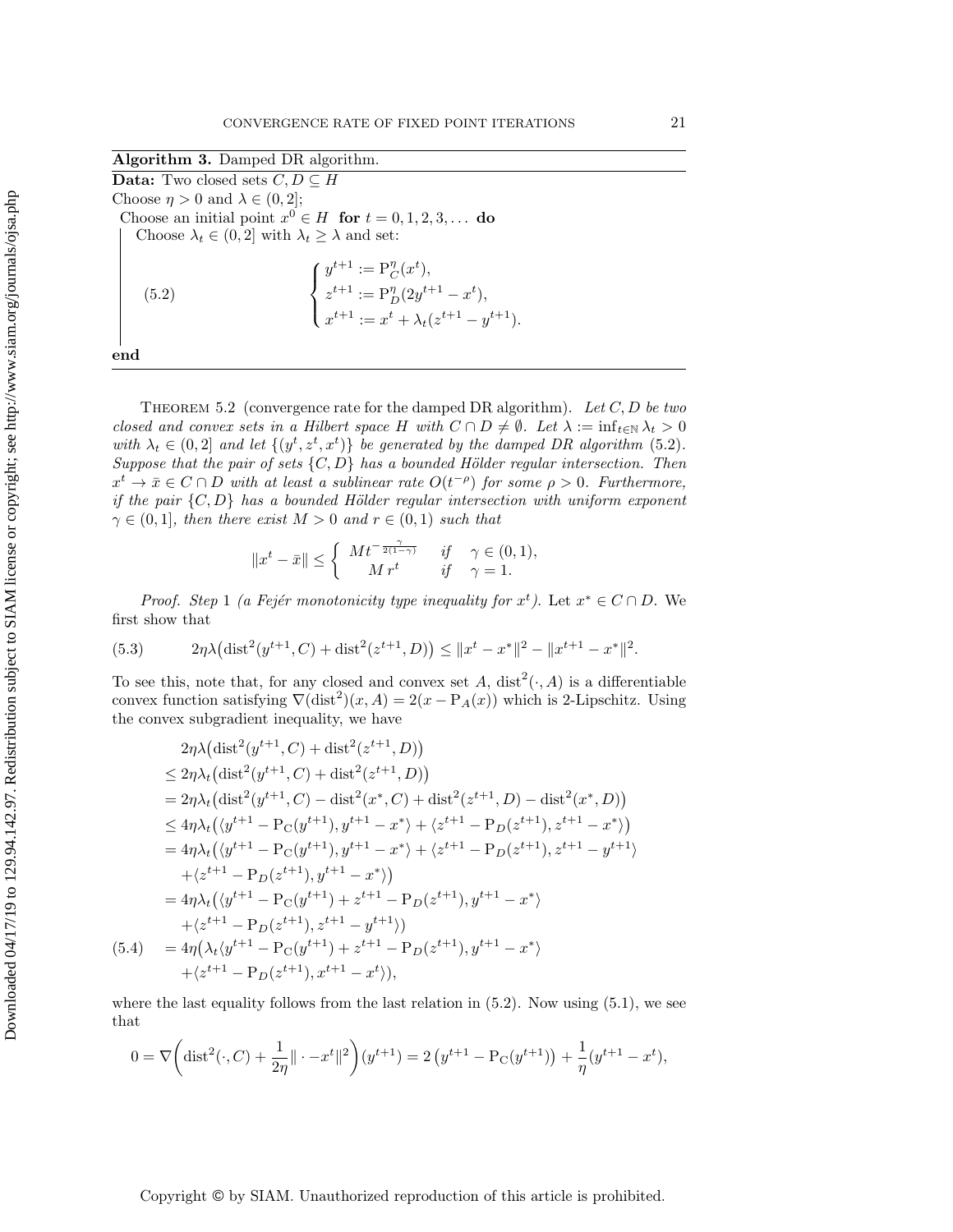**Algorithm 3.** Damped DR algorithm.

**Data:** Two closed sets $C, D \subseteq H$

Choose $\eta > 0$ and $\lambda \in (0, 2]$;

Choose an initial point $x^0 \in H$ **for** $t = 0, 1, 2, 3, \ldots$ **do**

Choose $\lambda_t \in (0, 2]$ with $\lambda_t \geq \lambda$ and set:

$$
\left\{
\begin{aligned}
y^{t+1} &:= \mathrm{P}_C^{\eta}(x^t), \\
z^{t+1} &:= \mathrm{P}_D^{\eta}(2y^{t+1} - x^t), \\
x^{t+1} &:= x^t + \lambda_t(z^{t+1} - y^{t+1}).
\end{aligned}
\right.
\tag{5.2}
$$

**end**

THEOREM 5.2 (convergence rate for the damped DR algorithm). *Let $C, D$ be two closed and convex sets in a Hilbert space $H$ with $C \cap D \neq \emptyset$. Let $\lambda := \inf_{t \in \mathbb{N}} \lambda_t > 0$ with $\lambda_t \in (0, 2]$ and let $\{(y^t, z^t, x^t)\}$ be generated by the damped DR algorithm (5.2). Suppose that the pair of sets $\{C, D\}$ has a bounded Hölder regular intersection. Then $x^t \to \bar{x} \in C \cap D$ with at least a sublinear rate $O(t^{-\rho})$ for some $\rho > 0$. Furthermore, if the pair $\{C, D\}$ has a bounded Hölder regular intersection with uniform exponent $\gamma \in (0, 1]$, then there exist $M > 0$ and $r \in (0, 1)$ such that*

$$
\|x^t - \bar{x}\| \leq \left\{
\begin{array}{lll}
M t^{-\frac{\gamma}{2(1-\gamma)}} & \text{if} & \gamma \in (0, 1), \\
M\, r^t & \text{if} & \gamma = 1.
\end{array}
\right.
$$

*Proof.* *Step* 1 *(a Fejér monotonicity type inequality for $x^t$).* Let $x^* \in C \cap D$. We first show that

$$
2\eta\lambda\big(\mathrm{dist}^2(y^{t+1}, C) + \mathrm{dist}^2(z^{t+1}, D)\big) \leq \|x^t - x^*\|^2 - \|x^{t+1} - x^*\|^2. \tag{5.3}
$$

To see this, note that, for any closed and convex set $A$, $\mathrm{dist}^2(\cdot, A)$ is a differentiable convex function satisfying $\nabla(\mathrm{dist}^2)(x, A) = 2(x - \mathrm{P}_A(x))$ which is 2-Lipschitz. Using the convex subgradient inequality, we have

$$
\begin{aligned}
&2\eta\lambda\big(\mathrm{dist}^2(y^{t+1}, C) + \mathrm{dist}^2(z^{t+1}, D)\big) \\
&\leq 2\eta\lambda_t\big(\mathrm{dist}^2(y^{t+1}, C) + \mathrm{dist}^2(z^{t+1}, D)\big) \\
&= 2\eta\lambda_t\big(\mathrm{dist}^2(y^{t+1}, C) - \mathrm{dist}^2(x^*, C) + \mathrm{dist}^2(z^{t+1}, D) - \mathrm{dist}^2(x^*, D)\big) \\
&\leq 4\eta\lambda_t\big(\langle y^{t+1} - \mathrm{P}_C(y^{t+1}), y^{t+1} - x^*\rangle + \langle z^{t+1} - \mathrm{P}_D(z^{t+1}), z^{t+1} - x^*\rangle\big) \\
&= 4\eta\lambda_t\big(\langle y^{t+1} - \mathrm{P}_C(y^{t+1}), y^{t+1} - x^*\rangle + \langle z^{t+1} - \mathrm{P}_D(z^{t+1}), z^{t+1} - y^{t+1}\rangle \\
&\quad + \langle z^{t+1} - \mathrm{P}_D(z^{t+1}), y^{t+1} - x^*\rangle\big) \\
&= 4\eta\lambda_t\big(\langle y^{t+1} - \mathrm{P}_C(y^{t+1}) + z^{t+1} - \mathrm{P}_D(z^{t+1}), y^{t+1} - x^*\rangle \\
&\quad + \langle z^{t+1} - \mathrm{P}_D(z^{t+1}), z^{t+1} - y^{t+1}\rangle) \\
&= 4\eta\big(\lambda_t\langle y^{t+1} - \mathrm{P}_C(y^{t+1}) + z^{t+1} - \mathrm{P}_D(z^{t+1}), y^{t+1} - x^*\rangle \\
&\quad + \langle z^{t+1} - \mathrm{P}_D(z^{t+1}), x^{t+1} - x^t\rangle),
\end{aligned}
\tag{5.4}
$$

where the last equality follows from the last relation in (5.2). Now using (5.1), we see that

$$
0 = \nabla\bigg(\mathrm{dist}^2(\cdot, C) + \frac{1}{2\eta}\|\cdot - x^t\|^2\bigg)(y^{t+1}) = 2\left(y^{t+1} - \mathrm{P}_C(y^{t+1})\right) + \frac{1}{\eta}(y^{t+1} - x^t),
$$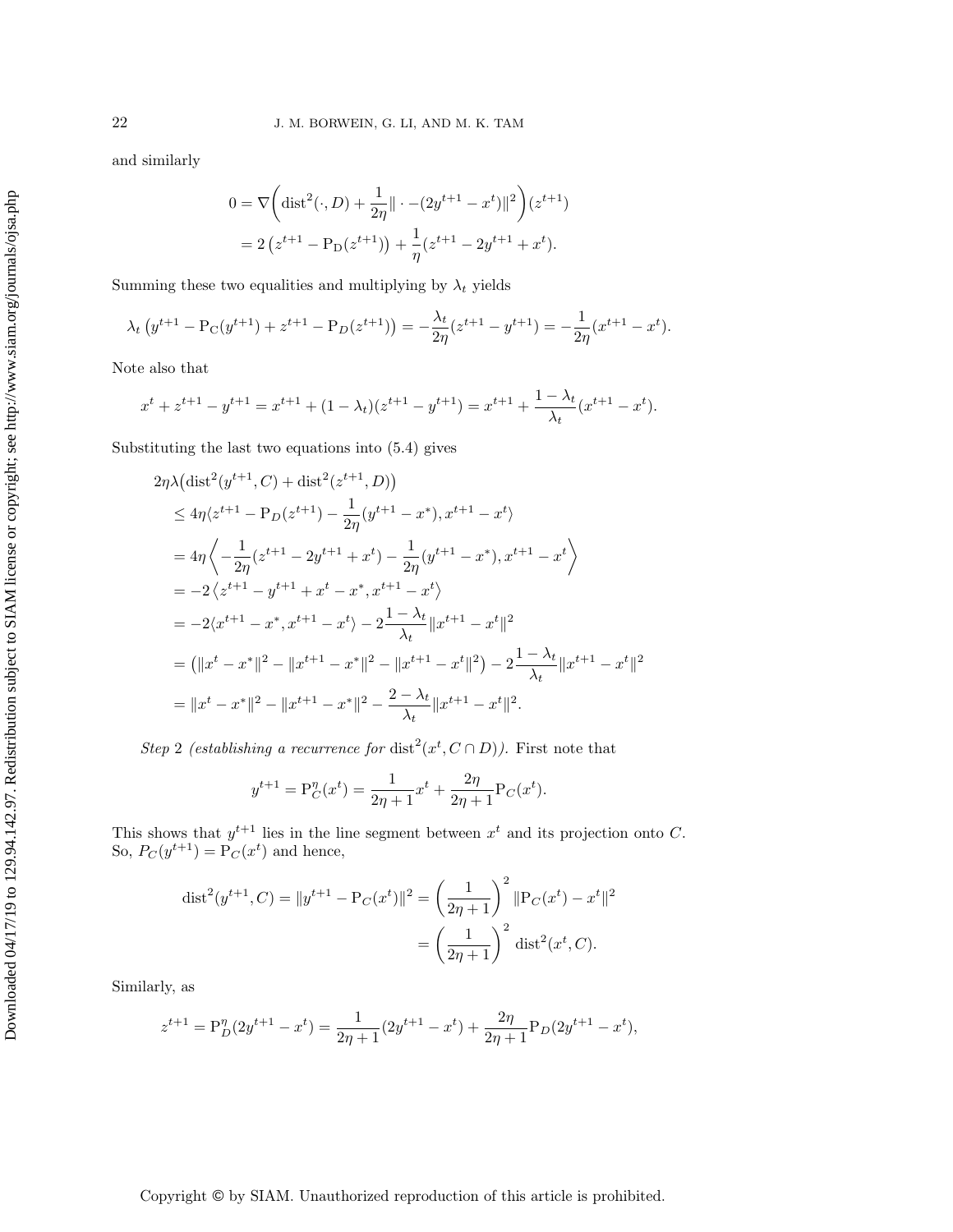and similarly

$$
\begin{aligned}
0 &= \nabla\bigg(\operatorname{dist}^2(\cdot, D) + \frac{1}{2\eta}\|\cdot - (2y^{t+1} - x^t)\|^2\bigg)(z^{t+1}) \\
&= 2\left(z^{t+1} - \mathrm{P}_{\mathrm{D}}(z^{t+1})\right) + \frac{1}{\eta}(z^{t+1} - 2y^{t+1} + x^t).
\end{aligned}
$$

Summing these two equalities and multiplying by $\lambda_t$ yields

$$
\lambda_t\left(y^{t+1} - \mathrm{P}_{\mathrm{C}}(y^{t+1}) + z^{t+1} - \mathrm{P}_D(z^{t+1})\right) = -\frac{\lambda_t}{2\eta}(z^{t+1} - y^{t+1}) = -\frac{1}{2\eta}(x^{t+1} - x^t).
$$

Note also that

$$
x^t + z^{t+1} - y^{t+1} = x^{t+1} + (1 - \lambda_t)(z^{t+1} - y^{t+1}) = x^{t+1} + \frac{1 - \lambda_t}{\lambda_t}(x^{t+1} - x^t).
$$

Substituting the last two equations into (5.4) gives

$$
\begin{aligned}
&2\eta\lambda\big(\operatorname{dist}^2(y^{t+1}, C) + \operatorname{dist}^2(z^{t+1}, D)\big) \\
&\quad\le 4\eta\langle z^{t+1} - \mathrm{P}_D(z^{t+1}) - \frac{1}{2\eta}(y^{t+1} - x^*), x^{t+1} - x^t\rangle \\
&\quad= 4\eta\left\langle -\frac{1}{2\eta}(z^{t+1} - 2y^{t+1} + x^t) - \frac{1}{2\eta}(y^{t+1} - x^*), x^{t+1} - x^t\right\rangle \\
&\quad= -2\left\langle z^{t+1} - y^{t+1} + x^t - x^*, x^{t+1} - x^t\right\rangle \\
&\quad= -2\langle x^{t+1} - x^*, x^{t+1} - x^t\rangle - 2\frac{1 - \lambda_t}{\lambda_t}\|x^{t+1} - x^t\|^2 \\
&\quad= \left(\|x^t - x^*\|^2 - \|x^{t+1} - x^*\|^2 - \|x^{t+1} - x^t\|^2\right) - 2\frac{1 - \lambda_t}{\lambda_t}\|x^{t+1} - x^t\|^2 \\
&\quad= \|x^t - x^*\|^2 - \|x^{t+1} - x^*\|^2 - \frac{2 - \lambda_t}{\lambda_t}\|x^{t+1} - x^t\|^2.
\end{aligned}
$$

*Step* 2 *(establishing a recurrence for* $\operatorname{dist}^2(x^t, C \cap D)$*).* First note that

$$
y^{t+1} = \mathrm{P}_C^\eta(x^t) = \frac{1}{2\eta + 1}x^t + \frac{2\eta}{2\eta + 1}\mathrm{P}_C(x^t).
$$

This shows that $y^{t+1}$ lies in the line segment between $x^t$ and its projection onto $C$. So, $P_C(y^{t+1}) = \mathrm{P}_C(x^t)$ and hence,

$$
\begin{aligned}
\operatorname{dist}^2(y^{t+1}, C) = \|y^{t+1} - \mathrm{P}_C(x^t)\|^2 &= \left(\frac{1}{2\eta + 1}\right)^2\|\mathrm{P}_C(x^t) - x^t\|^2 \\
&= \left(\frac{1}{2\eta + 1}\right)^2\operatorname{dist}^2(x^t, C).
\end{aligned}
$$

Similarly, as

$$
z^{t+1} = \mathrm{P}_D^\eta(2y^{t+1} - x^t) = \frac{1}{2\eta + 1}(2y^{t+1} - x^t) + \frac{2\eta}{2\eta + 1}\mathrm{P}_D(2y^{t+1} - x^t),
$$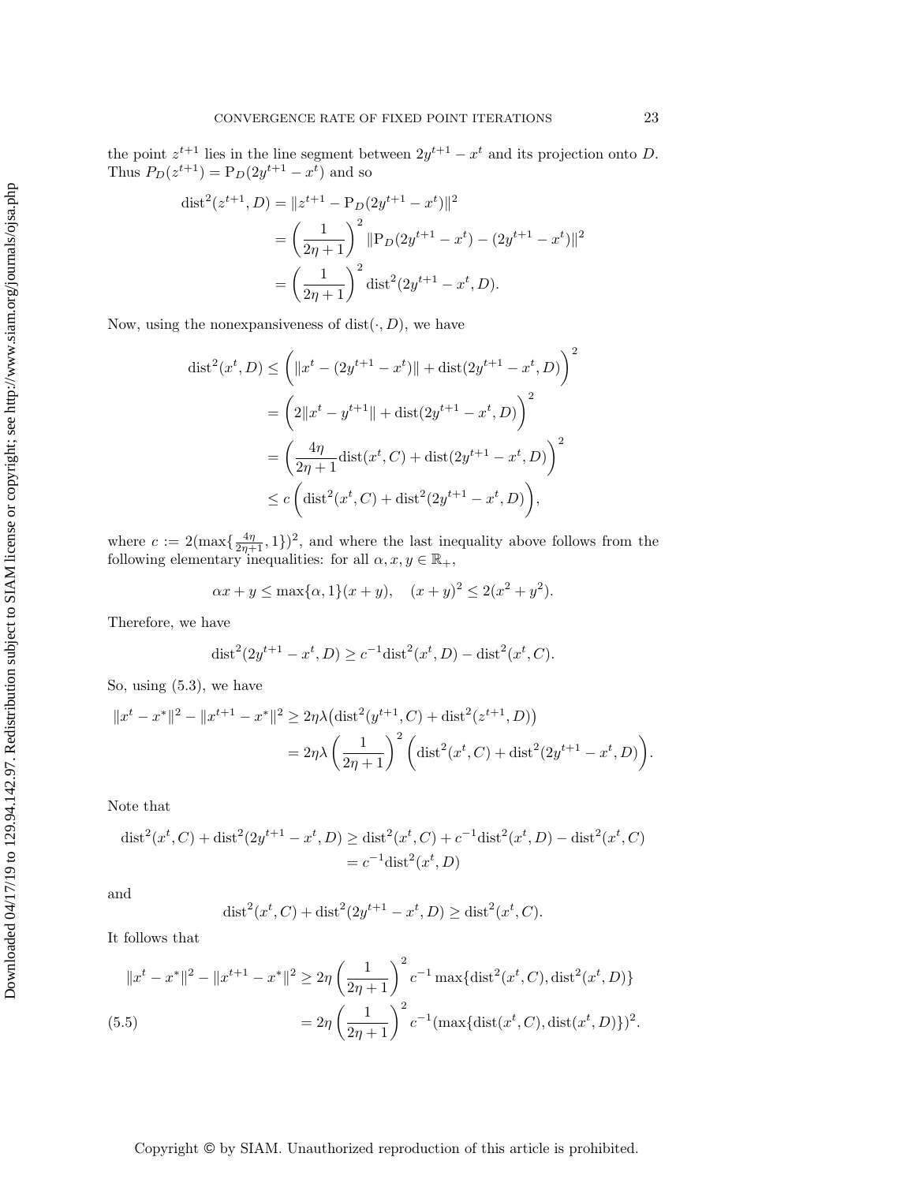the point $z^{t+1}$ lies in the line segment between $2y^{t+1} - x^t$ and its projection onto $D$. Thus $P_D(z^{t+1}) = \mathrm{P}_D(2y^{t+1} - x^t)$ and so

$$
\begin{aligned}
\mathrm{dist}^2(z^{t+1}, D) &= \|z^{t+1} - \mathrm{P}_D(2y^{t+1} - x^t)\|^2 \\
&= \left(\frac{1}{2\eta+1}\right)^2 \|\mathrm{P}_D(2y^{t+1} - x^t) - (2y^{t+1} - x^t)\|^2 \\
&= \left(\frac{1}{2\eta+1}\right)^2 \mathrm{dist}^2(2y^{t+1} - x^t, D).
\end{aligned}
$$

Now, using the nonexpansiveness of $\mathrm{dist}(\cdot, D)$, we have

$$
\begin{aligned}
\mathrm{dist}^2(x^t, D) &\leq \Big(\|x^t - (2y^{t+1} - x^t)\| + \mathrm{dist}(2y^{t+1} - x^t, D)\Big)^2 \\
&= \Big(2\|x^t - y^{t+1}\| + \mathrm{dist}(2y^{t+1} - x^t, D)\Big)^2 \\
&= \left(\frac{4\eta}{2\eta+1}\mathrm{dist}(x^t, C) + \mathrm{dist}(2y^{t+1} - x^t, D)\right)^2 \\
&\leq c\Big(\mathrm{dist}^2(x^t, C) + \mathrm{dist}^2(2y^{t+1} - x^t, D)\Big),
\end{aligned}
$$

where $c := 2(\max\{\frac{4\eta}{2\eta+1}, 1\})^2$, and where the last inequality above follows from the following elementary inequalities: for all $\alpha, x, y \in \mathbb{R}_+$,

$$
\alpha x + y \leq \max\{\alpha, 1\}(x + y), \quad (x+y)^2 \leq 2(x^2 + y^2).
$$

Therefore, we have

$$
\mathrm{dist}^2(2y^{t+1} - x^t, D) \geq c^{-1}\mathrm{dist}^2(x^t, D) - \mathrm{dist}^2(x^t, C).
$$

So, using (5.3), we have

$$
\begin{aligned}
\|x^t - x^*\|^2 - \|x^{t+1} - x^*\|^2 &\geq 2\eta\lambda\big(\mathrm{dist}^2(y^{t+1}, C) + \mathrm{dist}^2(z^{t+1}, D)\big) \\
&= 2\eta\lambda\left(\frac{1}{2\eta+1}\right)^2\Big(\mathrm{dist}^2(x^t, C) + \mathrm{dist}^2(2y^{t+1} - x^t, D)\Big).
\end{aligned}
$$

Note that

$$
\begin{aligned}
\mathrm{dist}^2(x^t, C) + \mathrm{dist}^2(2y^{t+1} - x^t, D) &\geq \mathrm{dist}^2(x^t, C) + c^{-1}\mathrm{dist}^2(x^t, D) - \mathrm{dist}^2(x^t, C) \\
&= c^{-1}\mathrm{dist}^2(x^t, D)
\end{aligned}
$$

and

$$
\mathrm{dist}^2(x^t, C) + \mathrm{dist}^2(2y^{t+1} - x^t, D) \geq \mathrm{dist}^2(x^t, C).
$$

It follows that

$$
\begin{aligned}
\|x^t - x^*\|^2 - \|x^{t+1} - x^*\|^2 &\geq 2\eta\left(\frac{1}{2\eta+1}\right)^2 c^{-1}\max\{\mathrm{dist}^2(x^t, C), \mathrm{dist}^2(x^t, D)\} \\
&= 2\eta\left(\frac{1}{2\eta+1}\right)^2 c^{-1}(\max\{\mathrm{dist}(x^t, C), \mathrm{dist}(x^t, D)\})^2. \quad (5.5)
\end{aligned}
$$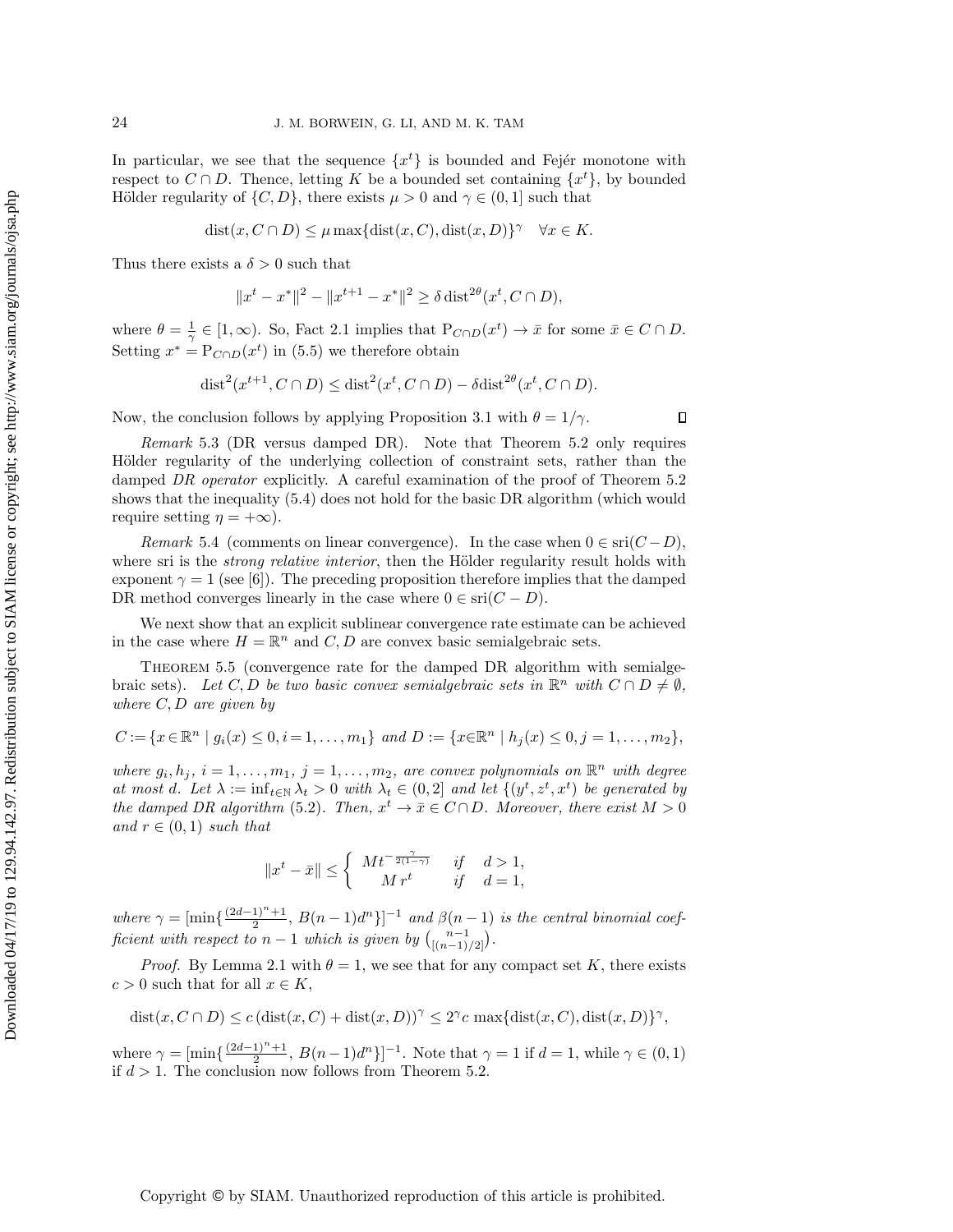In particular, we see that the sequence $\{x^t\}$ is bounded and Fejér monotone with respect to $C \cap D$. Thence, letting $K$ be a bounded set containing $\{x^t\}$, by bounded Hölder regularity of $\{C, D\}$, there exists $\mu > 0$ and $\gamma \in (0, 1]$ such that

$$\operatorname{dist}(x, C \cap D) \le \mu \max\{\operatorname{dist}(x, C), \operatorname{dist}(x, D)\}^\gamma \quad \forall x \in K.$$

Thus there exists a $\delta > 0$ such that

$$\|x^t - x^*\|^2 - \|x^{t+1} - x^*\|^2 \ge \delta \operatorname{dist}^{2\theta}(x^t, C \cap D),$$

where $\theta = \frac{1}{\gamma} \in [1, \infty)$. So, Fact 2.1 implies that $\mathrm{P}_{C \cap D}(x^t) \to \bar{x}$ for some $\bar{x} \in C \cap D$. Setting $x^* = \mathrm{P}_{C \cap D}(x^t)$ in (5.5) we therefore obtain

$$\operatorname{dist}^2(x^{t+1}, C \cap D) \le \operatorname{dist}^2(x^t, C \cap D) - \delta \operatorname{dist}^{2\theta}(x^t, C \cap D).$$

Now, the conclusion follows by applying Proposition 3.1 with $\theta = 1/\gamma$. ∎

*Remark* 5.3 (DR versus damped DR). Note that Theorem 5.2 only requires Hölder regularity of the underlying collection of constraint sets, rather than the damped *DR operator* explicitly. A careful examination of the proof of Theorem 5.2 shows that the inequality (5.4) does not hold for the basic DR algorithm (which would require setting $\eta = +\infty$).

*Remark* 5.4 (comments on linear convergence). In the case when $0 \in \operatorname{sri}(C - D)$, where sri is the *strong relative interior*, then the Hölder regularity result holds with exponent $\gamma = 1$ (see [6]). The preceding proposition therefore implies that the damped DR method converges linearly in the case where $0 \in \operatorname{sri}(C - D)$.

We next show that an explicit sublinear convergence rate estimate can be achieved in the case where $H = \mathbb{R}^n$ and $C, D$ are convex basic semialgebraic sets.

Theorem 5.5 (convergence rate for the damped DR algorithm with semialgebraic sets). *Let $C, D$ be two basic convex semialgebraic sets in $\mathbb{R}^n$ with $C \cap D \neq \emptyset$, where $C, D$ are given by*

$$C := \{x \in \mathbb{R}^n \mid g_i(x) \le 0, i = 1, \dots, m_1\} \text{ and } D := \{x \in \mathbb{R}^n \mid h_j(x) \le 0, j = 1, \dots, m_2\},$$

*where $g_i, h_j$, $i = 1, \dots, m_1$, $j = 1, \dots, m_2$, are convex polynomials on $\mathbb{R}^n$ with degree at most $d$. Let $\lambda := \inf_{t \in \mathbb{N}} \lambda_t > 0$ with $\lambda_t \in (0, 2]$ and let $\{(y^t, z^t, x^t)\}$ be generated by the damped DR algorithm (5.2). Then, $x^t \to \bar{x} \in C \cap D$. Moreover, there exist $M > 0$ and $r \in (0, 1)$ such that*

$$\|x^t - \bar{x}\| \le \begin{cases} M t^{-\frac{\gamma}{2(1-\gamma)}} & \text{if} \quad d > 1, \\ M\, r^t & \text{if} \quad d = 1, \end{cases}$$

*where $\gamma = [\min\{\frac{(2d-1)^n+1}{2}, B(n-1)d^n\}]^{-1}$ and $\beta(n-1)$ is the central binomial coefficient with respect to $n-1$ which is given by $\binom{n-1}{[(n-1)/2]}$.*

*Proof.* By Lemma 2.1 with $\theta = 1$, we see that for any compact set $K$, there exists $c > 0$ such that for all $x \in K$,

$$\operatorname{dist}(x, C \cap D) \le c\,(\operatorname{dist}(x, C) + \operatorname{dist}(x, D))^\gamma \le 2^\gamma c \max\{\operatorname{dist}(x, C), \operatorname{dist}(x, D)\}^\gamma,$$

where $\gamma = [\min\{\frac{(2d-1)^n+1}{2}, B(n-1)d^n\}]^{-1}$. Note that $\gamma = 1$ if $d = 1$, while $\gamma \in (0, 1)$ if $d > 1$. The conclusion now follows from Theorem 5.2.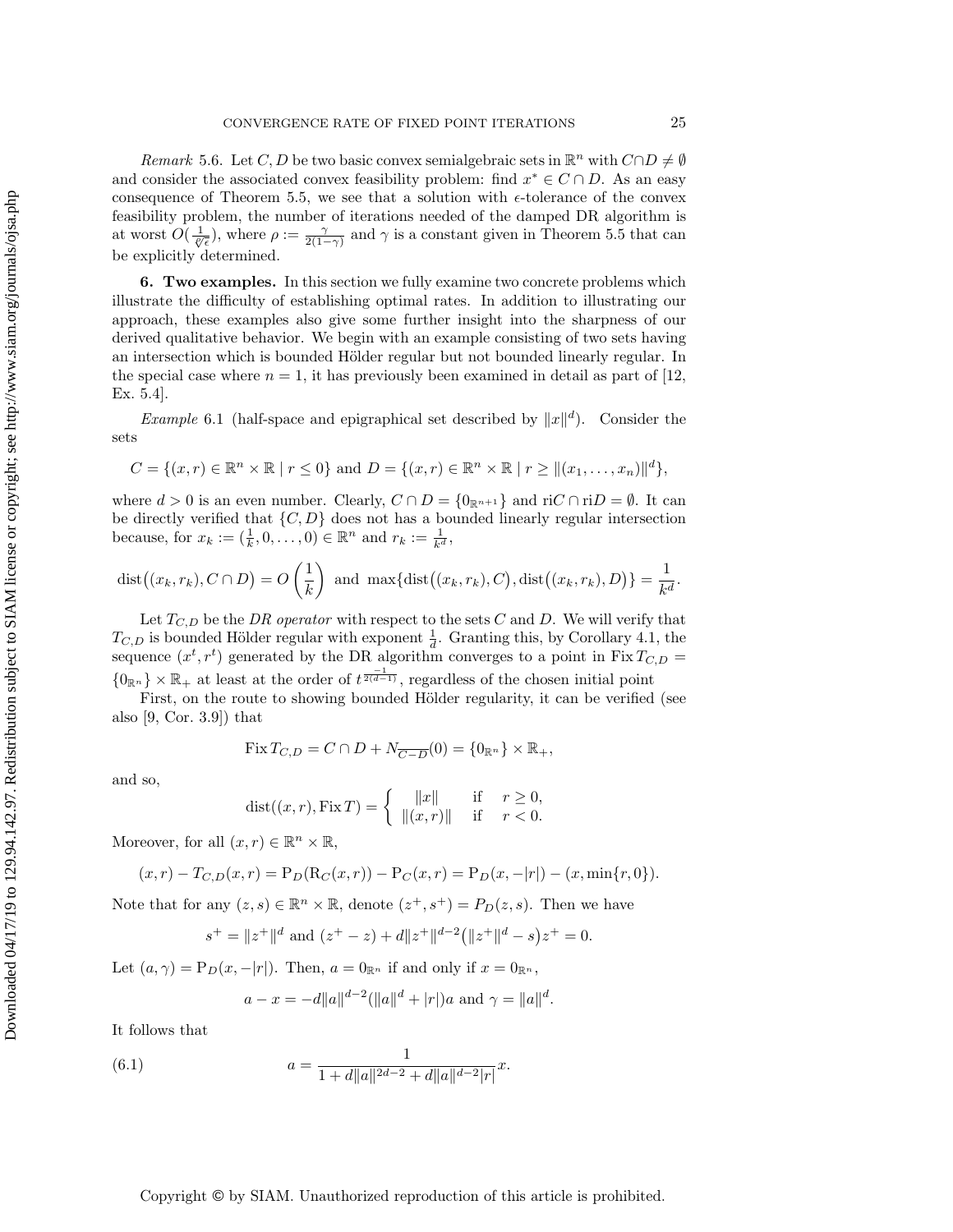*Remark* 5.6. Let $C, D$ be two basic convex semialgebraic sets in $\mathbb{R}^n$ with $C \cap D \neq \emptyset$ and consider the associated convex feasibility problem: find $x^* \in C \cap D$. As an easy consequence of Theorem 5.5, we see that a solution with $\epsilon$-tolerance of the convex feasibility problem, the number of iterations needed of the damped DR algorithm is at worst $O(\frac{1}{\sqrt[\rho]{\epsilon}})$, where $\rho := \frac{\gamma}{2(1-\gamma)}$ and $\gamma$ is a constant given in Theorem 5.5 that can be explicitly determined.

**6. Two examples.** In this section we fully examine two concrete problems which illustrate the difficulty of establishing optimal rates. In addition to illustrating our approach, these examples also give some further insight into the sharpness of our derived qualitative behavior. We begin with an example consisting of two sets having an intersection which is bounded Hölder regular but not bounded linearly regular. In the special case where $n = 1$, it has previously been examined in detail as part of [12, Ex. 5.4].

*Example* 6.1 (half-space and epigraphical set described by $\|x\|^d$). Consider the sets

$$C = \{(x, r) \in \mathbb{R}^n \times \mathbb{R} \mid r \leq 0\} \text{ and } D = \{(x, r) \in \mathbb{R}^n \times \mathbb{R} \mid r \geq \|(x_1, \ldots, x_n)\|^d\},$$

where $d > 0$ is an even number. Clearly, $C \cap D = \{0_{\mathbb{R}^{n+1}}\}$ and $\text{ri}C \cap \text{ri}D = \emptyset$. It can be directly verified that $\{C, D\}$ does not has a bounded linearly regular intersection because, for $x_k := (\frac{1}{k}, 0, \ldots, 0) \in \mathbb{R}^n$ and $r_k := \frac{1}{k^d}$,

$$\text{dist}\big((x_k, r_k), C \cap D\big) = O\left(\frac{1}{k}\right) \text{ and } \max\{\text{dist}\big((x_k, r_k), C\big), \text{dist}\big((x_k, r_k), D\big)\} = \frac{1}{k^d}.$$

Let $T_{C,D}$ be the *DR operator* with respect to the sets $C$ and $D$. We will verify that $T_{C,D}$ is bounded Hölder regular with exponent $\frac{1}{d}$. Granting this, by Corollary 4.1, the sequence $(x^t, r^t)$ generated by the DR algorithm converges to a point in $\text{Fix}\, T_{C,D} = \{0_{\mathbb{R}^n}\} \times \mathbb{R}_+$ at least at the order of $t^{\frac{-1}{2(d-1)}}$, regardless of the chosen initial point

First, on the route to showing bounded Hölder regularity, it can be verified (see also [9, Cor. 3.9]) that

$$\text{Fix}\, T_{C,D} = C \cap D + N_{\overline{C-D}}(0) = \{0_{\mathbb{R}^n}\} \times \mathbb{R}_+,$$

and so,

$$\text{dist}((x, r), \text{Fix}\, T) = \begin{cases} \|x\| & \text{if} \quad r \geq 0, \\ \|(x, r)\| & \text{if} \quad r < 0. \end{cases}$$

Moreover, for all $(x, r) \in \mathbb{R}^n \times \mathbb{R}$,

$$(x, r) - T_{C,D}(x, r) = \text{P}_D(\text{R}_C(x, r)) - \text{P}_C(x, r) = \text{P}_D(x, -|r|) - (x, \min\{r, 0\}).$$

Note that for any $(z, s) \in \mathbb{R}^n \times \mathbb{R}$, denote $(z^+, s^+) = P_D(z, s)$. Then we have

$$s^+ = \|z^+\|^d \text{ and } (z^+ - z) + d\|z^+\|^{d-2}\big(\|z^+\|^d - s\big)z^+ = 0.$$

Let $(a, \gamma) = \text{P}_D(x, -|r|)$. Then, $a = 0_{\mathbb{R}^n}$ if and only if $x = 0_{\mathbb{R}^n}$,

$$a - x = -d\|a\|^{d-2}(\|a\|^d + |r|)a \text{ and } \gamma = \|a\|^d.$$

It follows that

$$a = \frac{1}{1 + d\|a\|^{2d-2} + d\|a\|^{d-2}|r|}x. \tag{6.1}$$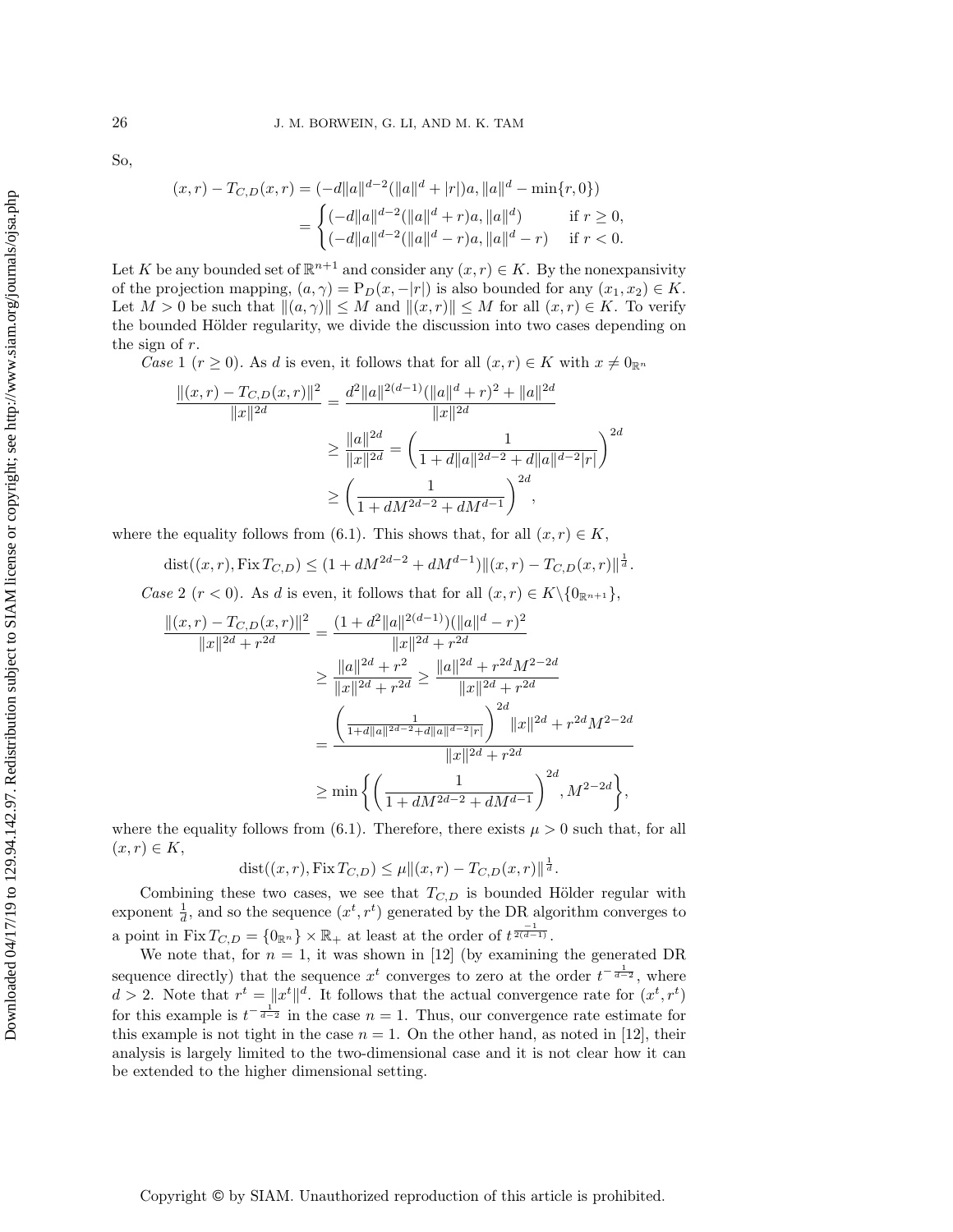So,

$$
\begin{aligned}
(x,r) - T_{C,D}(x,r) &= (-d\|a\|^{d-2}(\|a\|^d + |r|)a, \|a\|^d - \min\{r,0\}) \\
&= \begin{cases} (-d\|a\|^{d-2}(\|a\|^d + r)a, \|a\|^d) & \text{if } r \geq 0, \\ (-d\|a\|^{d-2}(\|a\|^d - r)a, \|a\|^d - r) & \text{if } r < 0. \end{cases}
\end{aligned}
$$

Let $K$ be any bounded set of $\mathbb{R}^{n+1}$ and consider any $(x,r) \in K$. By the nonexpansivity of the projection mapping, $(a,\gamma) = \mathrm{P}_D(x, -|r|)$ is also bounded for any $(x_1, x_2) \in K$. Let $M > 0$ be such that $\|(a,\gamma)\| \leq M$ and $\|(x,r)\| \leq M$ for all $(x,r) \in K$. To verify the bounded Hölder regularity, we divide the discussion into two cases depending on the sign of $r$.

*Case* 1 ($r \geq 0$). As $d$ is even, it follows that for all $(x,r) \in K$ with $x \neq 0_{\mathbb{R}^n}$

$$
\begin{aligned}
\frac{\|(x,r) - T_{C,D}(x,r)\|^2}{\|x\|^{2d}} &= \frac{d^2\|a\|^{2(d-1)}(\|a\|^d + r)^2 + \|a\|^{2d}}{\|x\|^{2d}} \\
&\geq \frac{\|a\|^{2d}}{\|x\|^{2d}} = \left(\frac{1}{1 + d\|a\|^{2d-2} + d\|a\|^{d-2}|r|}\right)^{2d} \\
&\geq \left(\frac{1}{1 + dM^{2d-2} + dM^{d-1}}\right)^{2d},
\end{aligned}
$$

where the equality follows from (6.1). This shows that, for all $(x,r) \in K$,

$$
\mathrm{dist}((x,r), \mathrm{Fix}\, T_{C,D}) \leq (1 + dM^{2d-2} + dM^{d-1})\|(x,r) - T_{C,D}(x,r)\|^{\frac{1}{d}}.
$$

*Case* 2 ($r < 0$). As $d$ is even, it follows that for all $(x,r) \in K \backslash \{0_{\mathbb{R}^{n+1}}\}$,

$$
\begin{aligned}
\frac{\|(x,r) - T_{C,D}(x,r)\|^2}{\|x\|^{2d} + r^{2d}} &= \frac{(1 + d^2\|a\|^{2(d-1)})(\|a\|^d - r)^2}{\|x\|^{2d} + r^{2d}} \\
&\geq \frac{\|a\|^{2d} + r^2}{\|x\|^{2d} + r^{2d}} \geq \frac{\|a\|^{2d} + r^{2d}M^{2-2d}}{\|x\|^{2d} + r^{2d}} \\
&= \frac{\left(\frac{1}{1 + d\|a\|^{2d-2} + d\|a\|^{d-2}|r|}\right)^{2d}\|x\|^{2d} + r^{2d}M^{2-2d}}{\|x\|^{2d} + r^{2d}} \\
&\geq \min\left\{\left(\frac{1}{1 + dM^{2d-2} + dM^{d-1}}\right)^{2d}, M^{2-2d}\right\},
\end{aligned}
$$

where the equality follows from (6.1). Therefore, there exists $\mu > 0$ such that, for all $(x,r) \in K$,

$$
\mathrm{dist}((x,r), \mathrm{Fix}\, T_{C,D}) \leq \mu\|(x,r) - T_{C,D}(x,r)\|^{\frac{1}{d}}.
$$

Combining these two cases, we see that $T_{C,D}$ is bounded Hölder regular with exponent $\frac{1}{d}$, and so the sequence $(x^t, r^t)$ generated by the DR algorithm converges to a point in $\mathrm{Fix}\, T_{C,D} = \{0_{\mathbb{R}^n}\} \times \mathbb{R}_+$ at least at the order of $t^{\frac{-1}{2(d-1)}}$.

We note that, for $n = 1$, it was shown in [12] (by examining the generated DR sequence directly) that the sequence $x^t$ converges to zero at the order $t^{-\frac{1}{d-2}}$, where $d > 2$. Note that $r^t = \|x^t\|^d$. It follows that the actual convergence rate for $(x^t, r^t)$ for this example is $t^{-\frac{1}{d-2}}$ in the case $n = 1$. Thus, our convergence rate estimate for this example is not tight in the case $n = 1$. On the other hand, as noted in [12], their analysis is largely limited to the two-dimensional case and it is not clear how it can be extended to the higher dimensional setting.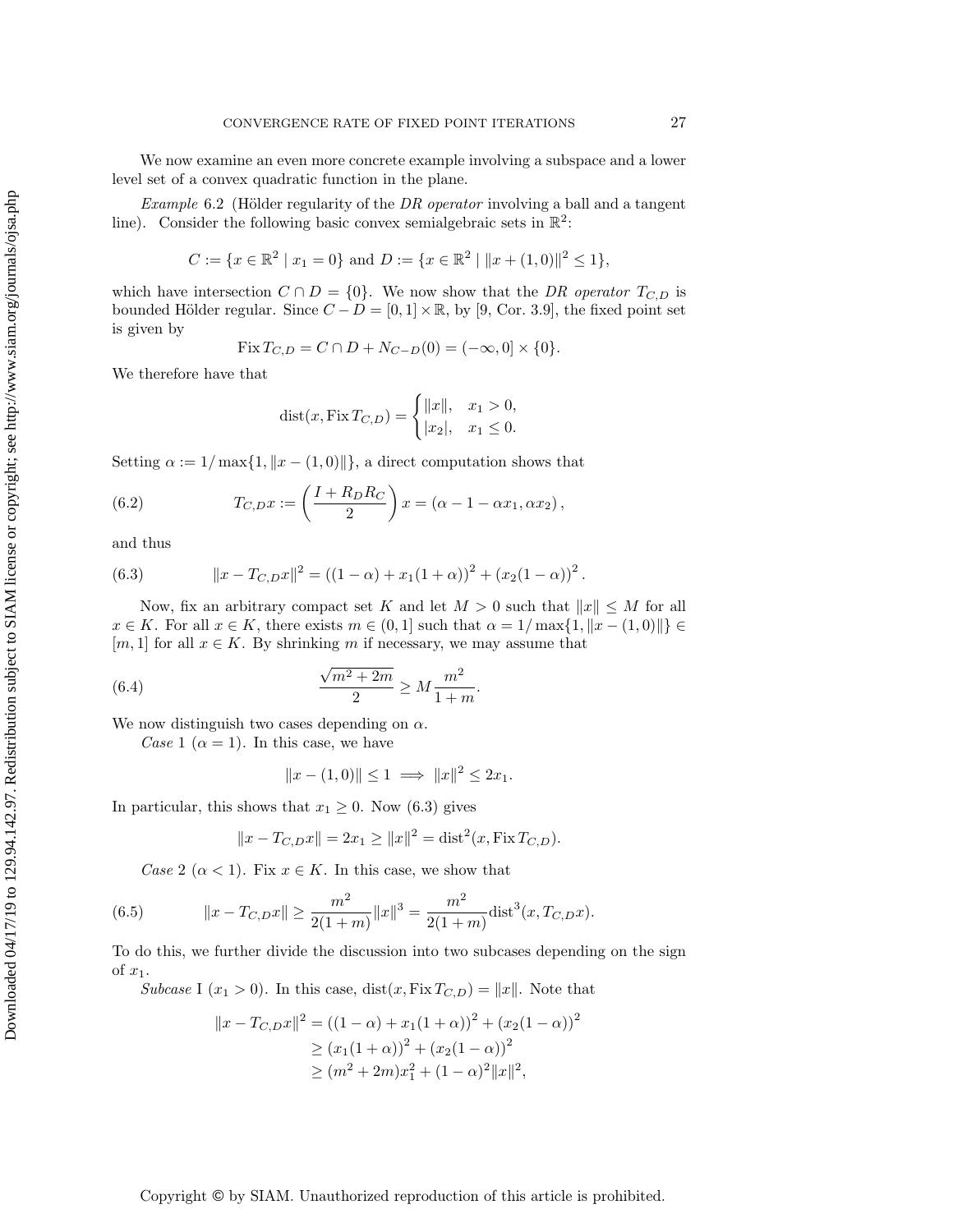We now examine an even more concrete example involving a subspace and a lower level set of a convex quadratic function in the plane.

*Example* 6.2 (Hölder regularity of the *DR operator* involving a ball and a tangent line). Consider the following basic convex semialgebraic sets in $\mathbb{R}^2$:

$$C := \{x \in \mathbb{R}^2 \mid x_1 = 0\} \text{ and } D := \{x \in \mathbb{R}^2 \mid \|x + (1,0)\|^2 \leq 1\},$$

which have intersection $C \cap D = \{0\}$. We now show that the *DR operator* $T_{C,D}$ is bounded Hölder regular. Since $C - D = [0,1] \times \mathbb{R}$, by [9, Cor. 3.9], the fixed point set is given by

$$\operatorname{Fix} T_{C,D} = C \cap D + N_{C-D}(0) = (-\infty, 0] \times \{0\}.$$

We therefore have that

$$\operatorname{dist}(x, \operatorname{Fix} T_{C,D}) = \begin{cases} \|x\|, & x_1 > 0, \\ |x_2|, & x_1 \leq 0. \end{cases}$$

Setting $\alpha := 1/\max\{1, \|x - (1,0)\|\}$, a direct computation shows that

$$T_{C,D}x := \left(\frac{I + R_D R_C}{2}\right) x = (\alpha - 1 - \alpha x_1, \alpha x_2), \tag{6.2}$$

and thus

$$\|x - T_{C,D}x\|^2 = ((1-\alpha) + x_1(1+\alpha))^2 + (x_2(1-\alpha))^2. \tag{6.3}$$

Now, fix an arbitrary compact set $K$ and let $M > 0$ such that $\|x\| \leq M$ for all $x \in K$. For all $x \in K$, there exists $m \in (0,1]$ such that $\alpha = 1/\max\{1, \|x - (1,0)\|\} \in [m, 1]$ for all $x \in K$. By shrinking $m$ if necessary, we may assume that

$$\frac{\sqrt{m^2 + 2m}}{2} \geq M \frac{m^2}{1+m}. \tag{6.4}$$

We now distinguish two cases depending on $\alpha$.

*Case* 1 ($\alpha = 1$). In this case, we have

$$\|x - (1,0)\| \leq 1 \implies \|x\|^2 \leq 2x_1.$$

In particular, this shows that $x_1 \geq 0$. Now (6.3) gives

$$\|x - T_{C,D}x\| = 2x_1 \geq \|x\|^2 = \operatorname{dist}^2(x, \operatorname{Fix} T_{C,D}).$$

*Case* 2 ($\alpha < 1$). Fix $x \in K$. In this case, we show that

$$\|x - T_{C,D}x\| \geq \frac{m^2}{2(1+m)} \|x\|^3 = \frac{m^2}{2(1+m)} \operatorname{dist}^3(x, T_{C,D}x). \tag{6.5}$$

To do this, we further divide the discussion into two subcases depending on the sign of $x_1$.

*Subcase* I ($x_1 > 0$). In this case, $\operatorname{dist}(x, \operatorname{Fix} T_{C,D}) = \|x\|$. Note that

$$\begin{aligned}
\|x - T_{C,D}x\|^2 &= ((1-\alpha) + x_1(1+\alpha))^2 + (x_2(1-\alpha))^2 \\
&\geq (x_1(1+\alpha))^2 + (x_2(1-\alpha))^2 \\
&\geq (m^2 + 2m)x_1^2 + (1-\alpha)^2\|x\|^2,
\end{aligned}$$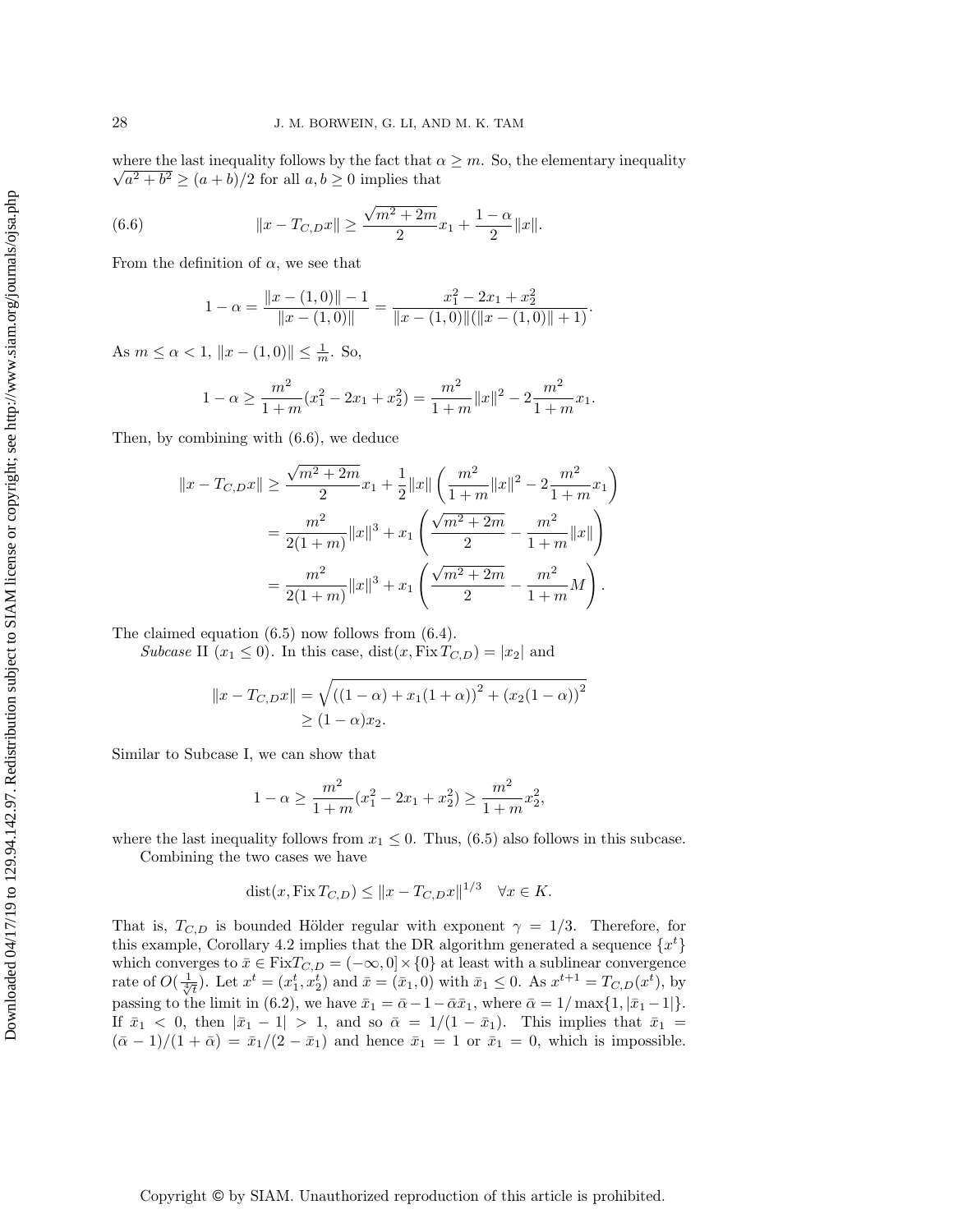where the last inequality follows by the fact that $\alpha \geq m$. So, the elementary inequality $\sqrt{a^2+b^2} \geq (a+b)/2$ for all $a, b \geq 0$ implies that

$$\|x - T_{C,D}x\| \geq \frac{\sqrt{m^2+2m}}{2} x_1 + \frac{1-\alpha}{2}\|x\|. \tag{6.6}$$

From the definition of $\alpha$, we see that

$$1 - \alpha = \frac{\|x-(1,0)\| - 1}{\|x-(1,0)\|} = \frac{x_1^2 - 2x_1 + x_2^2}{\|x-(1,0)\|(\|x-(1,0)\|+1)}.$$

As $m \leq \alpha < 1$, $\|x-(1,0)\| \leq \frac{1}{m}$. So,

$$1 - \alpha \geq \frac{m^2}{1+m}(x_1^2 - 2x_1 + x_2^2) = \frac{m^2}{1+m}\|x\|^2 - 2\frac{m^2}{1+m}x_1.$$

Then, by combining with (6.6), we deduce

$$\begin{aligned}
\|x - T_{C,D}x\| &\geq \frac{\sqrt{m^2+2m}}{2}x_1 + \frac{1}{2}\|x\|\left(\frac{m^2}{1+m}\|x\|^2 - 2\frac{m^2}{1+m}x_1\right) \\
&= \frac{m^2}{2(1+m)}\|x\|^3 + x_1\left(\frac{\sqrt{m^2+2m}}{2} - \frac{m^2}{1+m}\|x\|\right) \\
&= \frac{m^2}{2(1+m)}\|x\|^3 + x_1\left(\frac{\sqrt{m^2+2m}}{2} - \frac{m^2}{1+m}M\right).
\end{aligned}$$

The claimed equation (6.5) now follows from (6.4).

*Subcase* II ($x_1 \leq 0$). In this case, $\operatorname{dist}(x, \operatorname{Fix} T_{C,D}) = |x_2|$ and

$$\begin{aligned}
\|x - T_{C,D}x\| &= \sqrt{\left((1-\alpha) + x_1(1+\alpha)\right)^2 + \left(x_2(1-\alpha)\right)^2} \\
&\geq (1-\alpha)x_2.
\end{aligned}$$

Similar to Subcase I, we can show that

$$1 - \alpha \geq \frac{m^2}{1+m}(x_1^2 - 2x_1 + x_2^2) \geq \frac{m^2}{1+m}x_2^2,$$

where the last inequality follows from $x_1 \leq 0$. Thus, (6.5) also follows in this subcase.

Combining the two cases we have

$$\operatorname{dist}(x, \operatorname{Fix} T_{C,D}) \leq \|x - T_{C,D}x\|^{1/3} \quad \forall x \in K.$$

That is, $T_{C,D}$ is bounded Hölder regular with exponent $\gamma = 1/3$. Therefore, for this example, Corollary 4.2 implies that the DR algorithm generated a sequence $\{x^t\}$ which converges to $\bar{x} \in \operatorname{Fix} T_{C,D} = (-\infty, 0] \times \{0\}$ at least with a sublinear convergence rate of $O(\frac{1}{\sqrt[4]{t}})$. Let $x^t = (x_1^t, x_2^t)$ and $\bar{x} = (\bar{x}_1, 0)$ with $\bar{x}_1 \leq 0$. As $x^{t+1} = T_{C,D}(x^t)$, by passing to the limit in (6.2), we have $\bar{x}_1 = \bar{\alpha} - 1 - \bar{\alpha}\bar{x}_1$, where $\bar{\alpha} = 1/\max\{1, |\bar{x}_1 - 1|\}$. If $\bar{x}_1 < 0$, then $|\bar{x}_1 - 1| > 1$, and so $\bar{\alpha} = 1/(1-\bar{x}_1)$. This implies that $\bar{x}_1 = (\bar{\alpha}-1)/(1+\bar{\alpha}) = \bar{x}_1/(2-\bar{x}_1)$ and hence $\bar{x}_1 = 1$ or $\bar{x}_1 = 0$, which is impossible.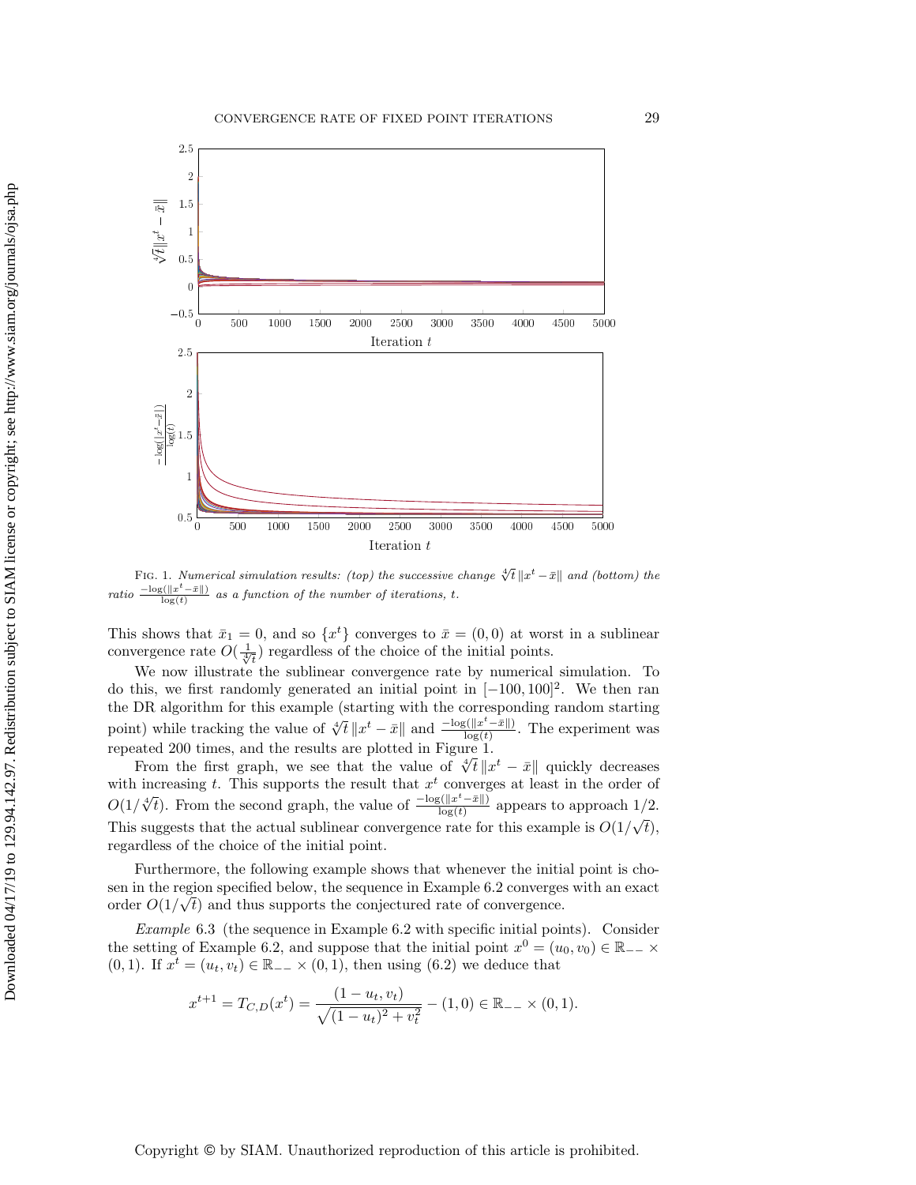FIG. 1. *Numerical simulation results: (top) the successive change* $\sqrt[4]{t}\,\|x^t - \bar{x}\|$ *and (bottom) the ratio* $\frac{-\log(\|x^t-\bar{x}\|)}{\log(t)}$ *as a function of the number of iterations, t.*

This shows that $\bar{x}_1 = 0$, and so $\{x^t\}$ converges to $\bar{x} = (0, 0)$ at worst in a sublinear convergence rate $O(\frac{1}{\sqrt[4]{t}})$ regardless of the choice of the initial points.

We now illustrate the sublinear convergence rate by numerical simulation. To do this, we first randomly generated an initial point in $[-100, 100]^2$. We then ran the DR algorithm for this example (starting with the corresponding random starting point) while tracking the value of $\sqrt[4]{t}\,\|x^t - \bar{x}\|$ and $\frac{-\log(\|x^t-\bar{x}\|)}{\log(t)}$. The experiment was repeated 200 times, and the results are plotted in Figure 1.

From the first graph, we see that the value of $\sqrt[4]{t}\,\|x^t - \bar{x}\|$ quickly decreases with increasing $t$. This supports the result that $x^t$ converges at least in the order of $O(1/\sqrt[4]{t})$. From the second graph, the value of $\frac{-\log(\|x^t-\bar{x}\|)}{\log(t)}$ appears to approach $1/2$. This suggests that the actual sublinear convergence rate for this example is $O(1/\sqrt{t})$, regardless of the choice of the initial point.

Furthermore, the following example shows that whenever the initial point is chosen in the region specified below, the sequence in Example 6.2 converges with an exact order $O(1/\sqrt{t})$ and thus supports the conjectured rate of convergence.

*Example* 6.3 (the sequence in Example 6.2 with specific initial points). Consider the setting of Example 6.2, and suppose that the initial point $x^0 = (u_0, v_0) \in \mathbb{R}_{--} \times (0, 1)$. If $x^t = (u_t, v_t) \in \mathbb{R}_{--} \times (0, 1)$, then using (6.2) we deduce that

$$x^{t+1} = T_{C,D}(x^t) = \frac{(1 - u_t, v_t)}{\sqrt{(1 - u_t)^2 + v_t^2}} - (1, 0) \in \mathbb{R}_{--} \times (0, 1).$$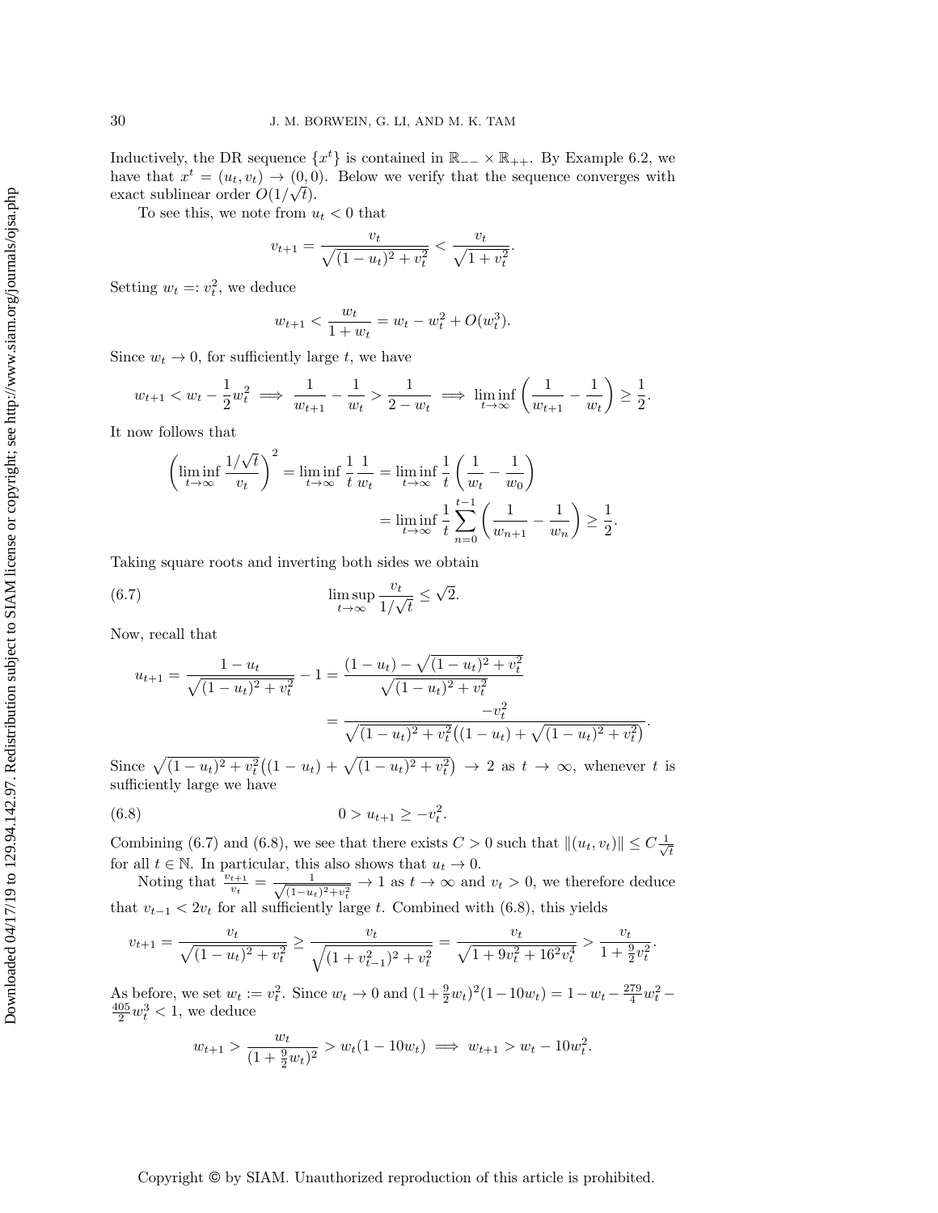Inductively, the DR sequence $\{x^t\}$ is contained in $\mathbb{R}_{--} \times \mathbb{R}_{++}$. By Example 6.2, we have that $x^t = (u_t, v_t) \to (0,0)$. Below we verify that the sequence converges with exact sublinear order $O(1/\sqrt{t})$.

To see this, we note from $u_t < 0$ that

$$v_{t+1} = \frac{v_t}{\sqrt{(1-u_t)^2 + v_t^2}} < \frac{v_t}{\sqrt{1+v_t^2}}.$$

Setting $w_t =: v_t^2$, we deduce

$$w_{t+1} < \frac{w_t}{1+w_t} = w_t - w_t^2 + O(w_t^3).$$

Since $w_t \to 0$, for sufficiently large $t$, we have

$$w_{t+1} < w_t - \frac{1}{2}w_t^2 \implies \frac{1}{w_{t+1}} - \frac{1}{w_t} > \frac{1}{2-w_t} \implies \liminf_{t\to\infty}\left(\frac{1}{w_{t+1}} - \frac{1}{w_t}\right) \geq \frac{1}{2}.$$

It now follows that

$$\begin{aligned}\left(\liminf_{t\to\infty} \frac{1/\sqrt{t}}{v_t}\right)^2 &= \liminf_{t\to\infty} \frac{1}{t}\frac{1}{w_t} = \liminf_{t\to\infty} \frac{1}{t}\left(\frac{1}{w_t} - \frac{1}{w_0}\right) \\ &= \liminf_{t\to\infty} \frac{1}{t}\sum_{n=0}^{t-1}\left(\frac{1}{w_{n+1}} - \frac{1}{w_n}\right) \geq \frac{1}{2}.\end{aligned}$$

Taking square roots and inverting both sides we obtain

$$\limsup_{t\to\infty} \frac{v_t}{1/\sqrt{t}} \leq \sqrt{2}. \tag{6.7}$$

Now, recall that

$$\begin{aligned}u_{t+1} = \frac{1-u_t}{\sqrt{(1-u_t)^2+v_t^2}} - 1 &= \frac{(1-u_t) - \sqrt{(1-u_t)^2+v_t^2}}{\sqrt{(1-u_t)^2+v_t^2}} \\ &= \frac{-v_t^2}{\sqrt{(1-u_t)^2+v_t^2}\big((1-u_t)+\sqrt{(1-u_t)^2+v_t^2}\big)}.\end{aligned}$$

Since $\sqrt{(1-u_t)^2+v_t^2}\big((1-u_t)+\sqrt{(1-u_t)^2+v_t^2}\big) \to 2$ as $t \to \infty$, whenever $t$ is sufficiently large we have

$$0 > u_{t+1} \geq -v_t^2. \tag{6.8}$$

Combining (6.7) and (6.8), we see that there exists $C > 0$ such that $\|(u_t, v_t)\| \leq C\frac{1}{\sqrt{t}}$ for all $t \in \mathbb{N}$. In particular, this also shows that $u_t \to 0$.

Noting that $\frac{v_{t+1}}{v_t} = \frac{1}{\sqrt{(1-u_t)^2+v_t^2}} \to 1$ as $t \to \infty$ and $v_t > 0$, we therefore deduce that $v_{t-1} < 2v_t$ for all sufficiently large $t$. Combined with (6.8), this yields

$$v_{t+1} = \frac{v_t}{\sqrt{(1-u_t)^2+v_t^2}} \geq \frac{v_t}{\sqrt{(1+v_{t-1}^2)^2+v_t^2}} = \frac{v_t}{\sqrt{1+9v_t^2+16^2v_t^4}} > \frac{v_t}{1+\frac{9}{2}v_t^2}.$$

As before, we set $w_t := v_t^2$. Since $w_t \to 0$ and $(1+\frac{9}{2}w_t)^2(1-10w_t) = 1 - w_t - \frac{279}{4}w_t^2 - \frac{405}{2}w_t^3 < 1$, we deduce

$$w_{t+1} > \frac{w_t}{(1+\frac{9}{2}w_t)^2} > w_t(1-10w_t) \implies w_{t+1} > w_t - 10w_t^2.$$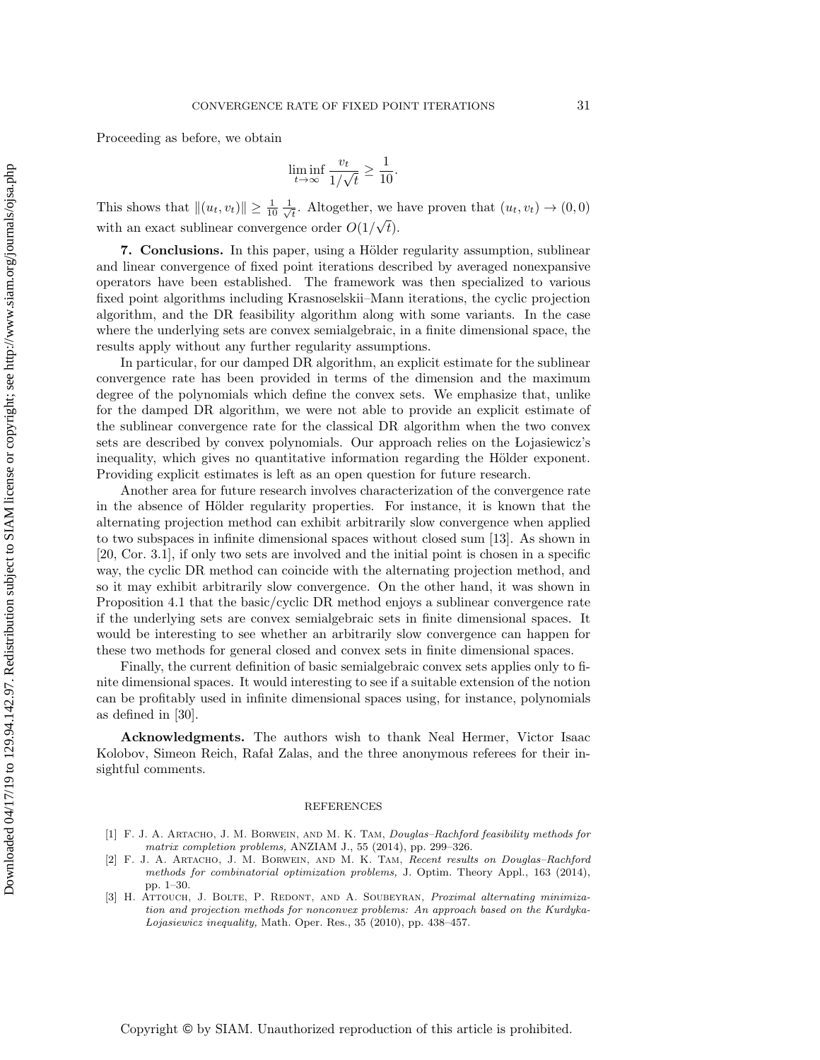Proceeding as before, we obtain

$$\liminf_{t\to\infty} \frac{v_t}{1/\sqrt{t}} \geq \frac{1}{10}.$$

This shows that $\|(u_t, v_t)\| \geq \frac{1}{10}\frac{1}{\sqrt{t}}$. Altogether, we have proven that $(u_t, v_t) \to (0, 0)$ with an exact sublinear convergence order $O(1/\sqrt{t})$.

**7. Conclusions.** In this paper, using a Hölder regularity assumption, sublinear and linear convergence of fixed point iterations described by averaged nonexpansive operators have been established. The framework was then specialized to various fixed point algorithms including Krasnoselskii–Mann iterations, the cyclic projection algorithm, and the DR feasibility algorithm along with some variants. In the case where the underlying sets are convex semialgebraic, in a finite dimensional space, the results apply without any further regularity assumptions.

In particular, for our damped DR algorithm, an explicit estimate for the sublinear convergence rate has been provided in terms of the dimension and the maximum degree of the polynomials which define the convex sets. We emphasize that, unlike for the damped DR algorithm, we were not able to provide an explicit estimate of the sublinear convergence rate for the classical DR algorithm when the two convex sets are described by convex polynomials. Our approach relies on the Łojasiewicz's inequality, which gives no quantitative information regarding the Hölder exponent. Providing explicit estimates is left as an open question for future research.

Another area for future research involves characterization of the convergence rate in the absence of Hölder regularity properties. For instance, it is known that the alternating projection method can exhibit arbitrarily slow convergence when applied to two subspaces in infinite dimensional spaces without closed sum [13]. As shown in [20, Cor. 3.1], if only two sets are involved and the initial point is chosen in a specific way, the cyclic DR method can coincide with the alternating projection method, and so it may exhibit arbitrarily slow convergence. On the other hand, it was shown in Proposition 4.1 that the basic/cyclic DR method enjoys a sublinear convergence rate if the underlying sets are convex semialgebraic sets in finite dimensional spaces. It would be interesting to see whether an arbitrarily slow convergence can happen for these two methods for general closed and convex sets in finite dimensional spaces.

Finally, the current definition of basic semialgebraic convex sets applies only to finite dimensional spaces. It would interesting to see if a suitable extension of the notion can be profitably used in infinite dimensional spaces using, for instance, polynomials as defined in [30].

**Acknowledgments.** The authors wish to thank Neal Hermer, Victor Isaac Kolobov, Simeon Reich, Rafał Zalas, and the three anonymous referees for their insightful comments.

## REFERENCES

[1] F. J. A. Artacho, J. M. Borwein, and M. K. Tam, *Douglas–Rachford feasibility methods for matrix completion problems,* ANZIAM J., 55 (2014), pp. 299–326.

[2] F. J. A. Artacho, J. M. Borwein, and M. K. Tam, *Recent results on Douglas–Rachford methods for combinatorial optimization problems,* J. Optim. Theory Appl., 163 (2014), pp. 1–30.

[3] H. Attouch, J. Bolte, P. Redont, and A. Soubeyran, *Proximal alternating minimization and projection methods for nonconvex problems: An approach based on the Kurdyka-Lojasiewicz inequality,* Math. Oper. Res., 35 (2010), pp. 438–457.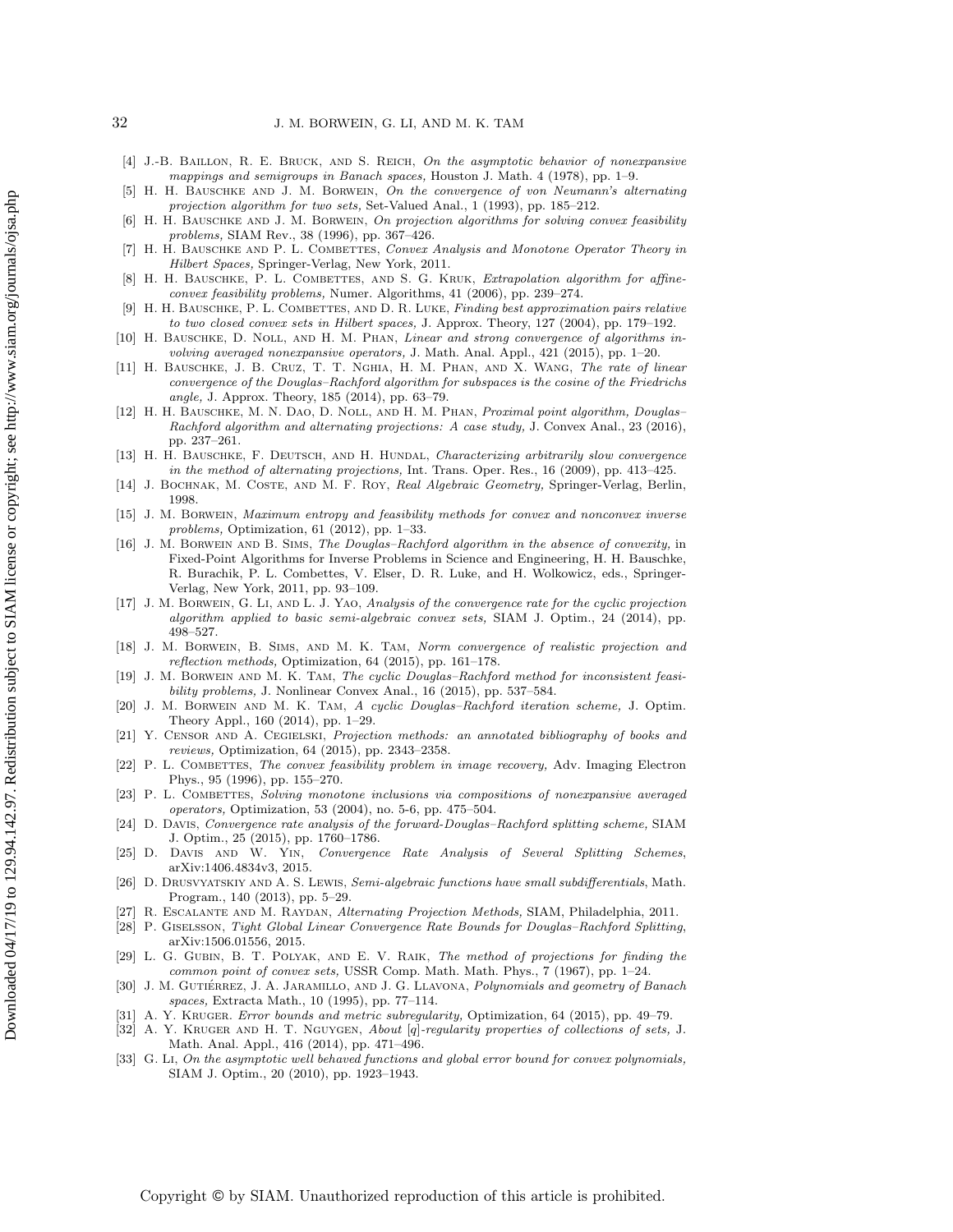[4] J.-B. Baillon, R. E. Bruck, and S. Reich, *On the asymptotic behavior of nonexpansive mappings and semigroups in Banach spaces,* Houston J. Math. 4 (1978), pp. 1–9.

[5] H. H. Bauschke and J. M. Borwein, *On the convergence of von Neumann's alternating projection algorithm for two sets,* Set-Valued Anal., 1 (1993), pp. 185–212.

[6] H. H. Bauschke and J. M. Borwein, *On projection algorithms for solving convex feasibility problems,* SIAM Rev., 38 (1996), pp. 367–426.

[7] H. H. Bauschke and P. L. Combettes, *Convex Analysis and Monotone Operator Theory in Hilbert Spaces,* Springer-Verlag, New York, 2011.

[8] H. H. Bauschke, P. L. Combettes, and S. G. Kruk, *Extrapolation algorithm for affine-convex feasibility problems,* Numer. Algorithms, 41 (2006), pp. 239–274.

[9] H. H. Bauschke, P. L. Combettes, and D. R. Luke, *Finding best approximation pairs relative to two closed convex sets in Hilbert spaces,* J. Approx. Theory, 127 (2004), pp. 179–192.

[10] H. Bauschke, D. Noll, and H. M. Phan, *Linear and strong convergence of algorithms involving averaged nonexpansive operators,* J. Math. Anal. Appl., 421 (2015), pp. 1–20.

[11] H. Bauschke, J. B. Cruz, T. T. Nghia, H. M. Phan, and X. Wang, *The rate of linear convergence of the Douglas–Rachford algorithm for subspaces is the cosine of the Friedrichs angle,* J. Approx. Theory, 185 (2014), pp. 63–79.

[12] H. H. Bauschke, M. N. Dao, D. Noll, and H. M. Phan, *Proximal point algorithm, Douglas–Rachford algorithm and alternating projections: A case study,* J. Convex Anal., 23 (2016), pp. 237–261.

[13] H. H. Bauschke, F. Deutsch, and H. Hundal, *Characterizing arbitrarily slow convergence in the method of alternating projections,* Int. Trans. Oper. Res., 16 (2009), pp. 413–425.

[14] J. Bochnak, M. Coste, and M. F. Roy, *Real Algebraic Geometry,* Springer-Verlag, Berlin, 1998.

[15] J. M. Borwein, *Maximum entropy and feasibility methods for convex and nonconvex inverse problems,* Optimization, 61 (2012), pp. 1–33.

[16] J. M. Borwein and B. Sims, *The Douglas–Rachford algorithm in the absence of convexity,* in Fixed-Point Algorithms for Inverse Problems in Science and Engineering, H. H. Bauschke, R. Burachik, P. L. Combettes, V. Elser, D. R. Luke, and H. Wolkowicz, eds., Springer-Verlag, New York, 2011, pp. 93–109.

[17] J. M. Borwein, G. Li, and L. J. Yao, *Analysis of the convergence rate for the cyclic projection algorithm applied to basic semi-algebraic convex sets,* SIAM J. Optim., 24 (2014), pp. 498–527.

[18] J. M. Borwein, B. Sims, and M. K. Tam, *Norm convergence of realistic projection and reflection methods,* Optimization, 64 (2015), pp. 161–178.

[19] J. M. Borwein and M. K. Tam, *The cyclic Douglas–Rachford method for inconsistent feasibility problems,* J. Nonlinear Convex Anal., 16 (2015), pp. 537–584.

[20] J. M. Borwein and M. K. Tam, *A cyclic Douglas–Rachford iteration scheme,* J. Optim. Theory Appl., 160 (2014), pp. 1–29.

[21] Y. Censor and A. Cegielski, *Projection methods: an annotated bibliography of books and reviews,* Optimization, 64 (2015), pp. 2343–2358.

[22] P. L. Combettes, *The convex feasibility problem in image recovery,* Adv. Imaging Electron Phys., 95 (1996), pp. 155–270.

[23] P. L. Combettes, *Solving monotone inclusions via compositions of nonexpansive averaged operators,* Optimization, 53 (2004), no. 5-6, pp. 475–504.

[24] D. Davis, *Convergence rate analysis of the forward-Douglas–Rachford splitting scheme,* SIAM J. Optim., 25 (2015), pp. 1760–1786.

[25] D. Davis and W. Yin, *Convergence Rate Analysis of Several Splitting Schemes*, arXiv:1406.4834v3, 2015.

[26] D. Drusvyatskiy and A. S. Lewis, *Semi-algebraic functions have small subdifferentials*, Math. Program., 140 (2013), pp. 5–29.

[27] R. Escalante and M. Raydan, *Alternating Projection Methods,* SIAM, Philadelphia, 2011.

[28] P. Giselsson, *Tight Global Linear Convergence Rate Bounds for Douglas–Rachford Splitting*, arXiv:1506.01556, 2015.

[29] L. G. Gubin, B. T. Polyak, and E. V. Raik, *The method of projections for finding the common point of convex sets,* USSR Comp. Math. Math. Phys., 7 (1967), pp. 1–24.

[30] J. M. Gutiérrez, J. A. Jaramillo, and J. G. Llavona, *Polynomials and geometry of Banach spaces,* Extracta Math., 10 (1995), pp. 77–114.

[31] A. Y. Kruger. *Error bounds and metric subregularity,* Optimization, 64 (2015), pp. 49–79.

[32] A. Y. Kruger and H. T. Nguygen, *About [q]-regularity properties of collections of sets,* J. Math. Anal. Appl., 416 (2014), pp. 471–496.

[33] G. Li, *On the asymptotic well behaved functions and global error bound for convex polynomials,* SIAM J. Optim., 20 (2010), pp. 1923–1943.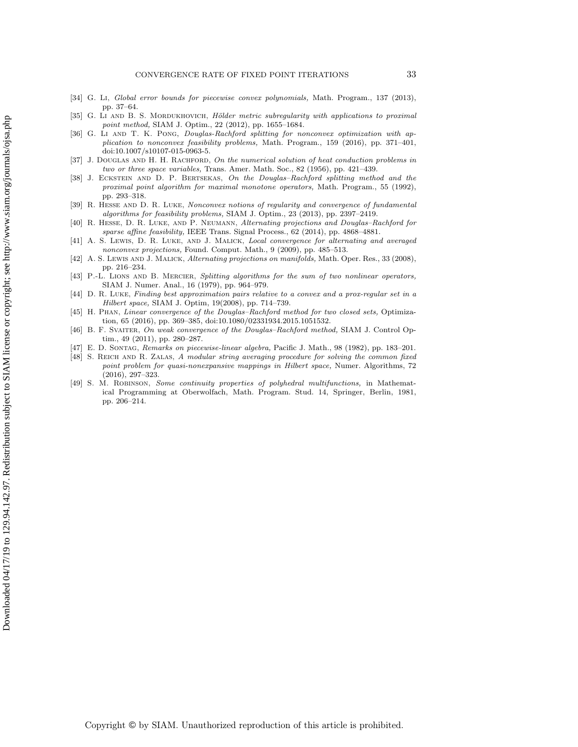[34] G. Li, *Global error bounds for piecewise convex polynomials,* Math. Program., 137 (2013), pp. 37–64.

[35] G. Li and B. S. Mordukhovich, *Hölder metric subregularity with applications to proximal point method,* SIAM J. Optim., 22 (2012), pp. 1655–1684.

[36] G. Li and T. K. Pong, *Douglas-Rachford splitting for nonconvex optimization with application to nonconvex feasibility problems,* Math. Program., 159 (2016), pp. 371–401, doi:10.1007/s10107-015-0963-5.

[37] J. Douglas and H. H. Rachford, *On the numerical solution of heat conduction problems in two or three space variables,* Trans. Amer. Math. Soc., 82 (1956), pp. 421–439.

[38] J. Eckstein and D. P. Bertsekas, *On the Douglas–Rachford splitting method and the proximal point algorithm for maximal monotone operators,* Math. Program., 55 (1992), pp. 293–318.

[39] R. Hesse and D. R. Luke, *Nonconvex notions of regularity and convergence of fundamental algorithms for feasibility problems,* SIAM J. Optim., 23 (2013), pp. 2397–2419.

[40] R. Hesse, D. R. Luke, and P. Neumann, *Alternating projections and Douglas–Rachford for sparse affine feasibility,* IEEE Trans. Signal Process., 62 (2014), pp. 4868–4881.

[41] A. S. Lewis, D. R. Luke, and J. Malick, *Local convergence for alternating and averaged nonconvex projections,* Found. Comput. Math., 9 (2009), pp. 485–513.

[42] A. S. Lewis and J. Malick, *Alternating projections on manifolds,* Math. Oper. Res., 33 (2008), pp. 216–234.

[43] P.-L. Lions and B. Mercier, *Splitting algorithms for the sum of two nonlinear operators,* SIAM J. Numer. Anal., 16 (1979), pp. 964–979.

[44] D. R. Luke, *Finding best approximation pairs relative to a convex and a prox-regular set in a Hilbert space,* SIAM J. Optim, 19(2008), pp. 714–739.

[45] H. Phan, *Linear convergence of the Douglas–Rachford method for two closed sets,* Optimization, 65 (2016), pp. 369–385, doi:10.1080/02331934.2015.1051532.

[46] B. F. Svaiter, *On weak convergence of the Douglas–Rachford method,* SIAM J. Control Optim., 49 (2011), pp. 280–287.

[47] E. D. Sontag, *Remarks on piecewise-linear algebra,* Pacific J. Math., 98 (1982), pp. 183–201.

[48] S. Reich and R. Zalas, *A modular string averaging procedure for solving the common fixed point problem for quasi-nonexpansive mappings in Hilbert space,* Numer. Algorithms, 72 (2016), 297–323.

[49] S. M. Robinson, *Some continuity properties of polyhedral multifunctions,* in Mathematical Programming at Oberwolfach, Math. Program. Stud. 14, Springer, Berlin, 1981, pp. 206–214.